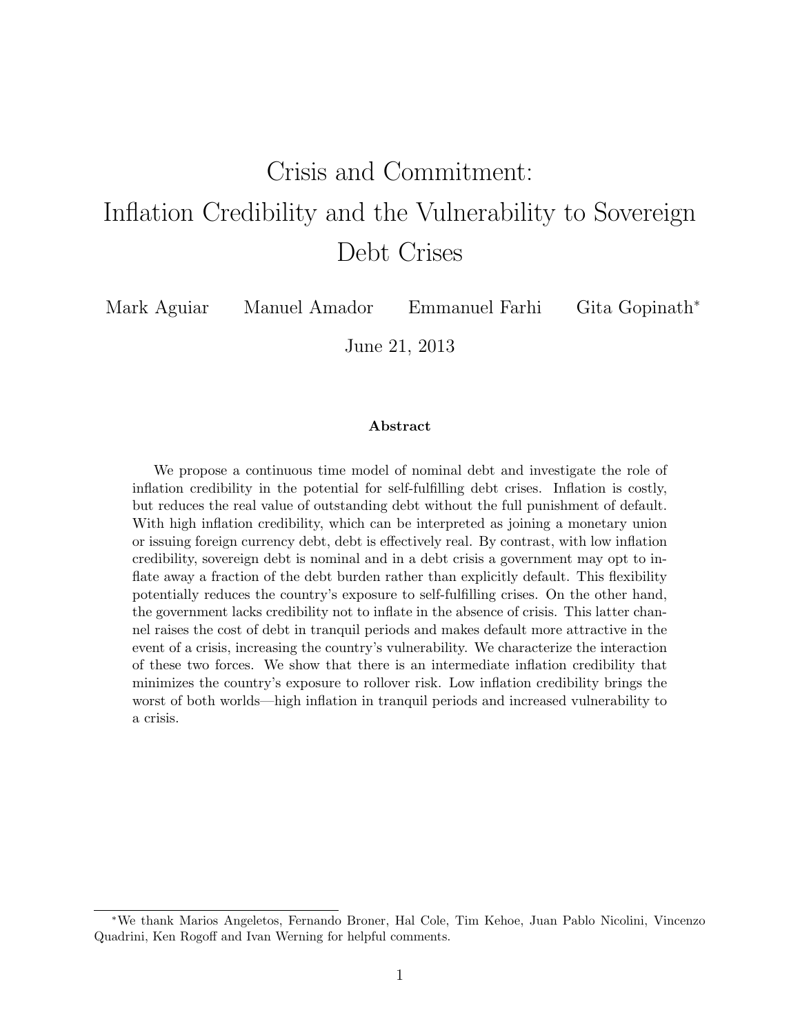# Crisis and Commitment: Inflation Credibility and the Vulnerability to Sovereign Debt Crises

Mark Aguiar  Manuel Amador  Emmanuel Farhi  Gita Gopinath*

June 21, 2013

### Abstract

We propose a continuous time model of nominal debt and investigate the role of inflation credibility in the potential for self-fulfilling debt crises. Inflation is costly, but reduces the real value of outstanding debt without the full punishment of default. With high inflation credibility, which can be interpreted as joining a monetary union or issuing foreign currency debt, debt is effectively real. By contrast, with low inflation credibility, sovereign debt is nominal and in a debt crisis a government may opt to inflate away a fraction of the debt burden rather than explicitly default. This flexibility potentially reduces the country's exposure to self-fulfilling crises. On the other hand, the government lacks credibility not to inflate in the absence of crisis. This latter channel raises the cost of debt in tranquil periods and makes default more attractive in the event of a crisis, increasing the country's vulnerability. We characterize the interaction of these two forces. We show that there is an intermediate inflation credibility that minimizes the country's exposure to rollover risk. Low inflation credibility brings the worst of both worlds—high inflation in tranquil periods and increased vulnerability to a crisis.

---

*We thank Marios Angeletos, Fernando Broner, Hal Cole, Tim Kehoe, Juan Pablo Nicolini, Vincenzo Quadrini, Ken Rogoff and Ivan Werning for helpful comments.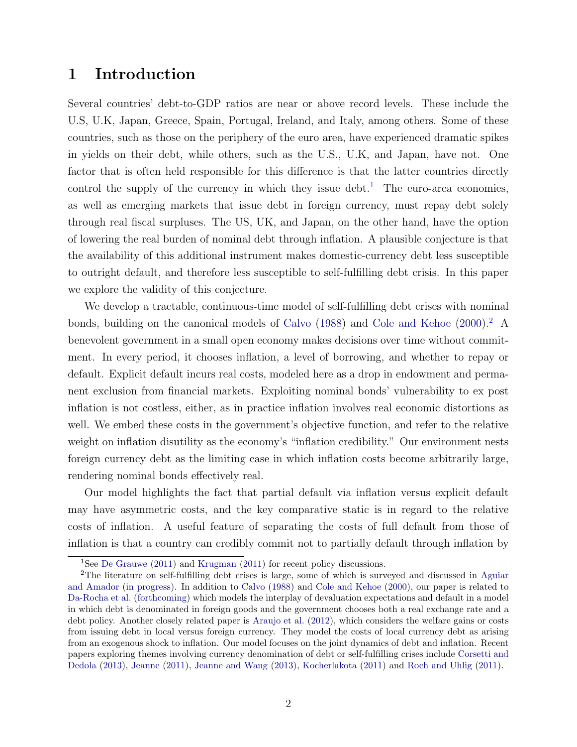# 1 Introduction

Several countries' debt-to-GDP ratios are near or above record levels. These include the U.S, U.K, Japan, Greece, Spain, Portugal, Ireland, and Italy, among others. Some of these countries, such as those on the periphery of the euro area, have experienced dramatic spikes in yields on their debt, while others, such as the U.S., U.K, and Japan, have not. One factor that is often held responsible for this difference is that the latter countries directly control the supply of the currency in which they issue debt.[1] The euro-area economies, as well as emerging markets that issue debt in foreign currency, must repay debt solely through real fiscal surpluses. The US, UK, and Japan, on the other hand, have the option of lowering the real burden of nominal debt through inflation. A plausible conjecture is that the availability of this additional instrument makes domestic-currency debt less susceptible to outright default, and therefore less susceptible to self-fulfilling debt crisis. In this paper we explore the validity of this conjecture.

We develop a tractable, continuous-time model of self-fulfilling debt crises with nominal bonds, building on the canonical models of Calvo (1988) and Cole and Kehoe (2000).[2] A benevolent government in a small open economy makes decisions over time without commitment. In every period, it chooses inflation, a level of borrowing, and whether to repay or default. Explicit default incurs real costs, modeled here as a drop in endowment and permanent exclusion from financial markets. Exploiting nominal bonds' vulnerability to ex post inflation is not costless, either, as in practice inflation involves real economic distortions as well. We embed these costs in the government's objective function, and refer to the relative weight on inflation disutility as the economy's "inflation credibility." Our environment nests foreign currency debt as the limiting case in which inflation costs become arbitrarily large, rendering nominal bonds effectively real.

Our model highlights the fact that partial default via inflation versus explicit default may have asymmetric costs, and the key comparative static is in regard to the relative costs of inflation. A useful feature of separating the costs of full default from those of inflation is that a country can credibly commit not to partially default through inflation by

[1] See De Grauwe (2011) and Krugman (2011) for recent policy discussions.

[2] The literature on self-fulfilling debt crises is large, some of which is surveyed and discussed in Aguiar and Amador (in progress). In addition to Calvo (1988) and Cole and Kehoe (2000), our paper is related to Da-Rocha et al. (forthcoming) which models the interplay of devaluation expectations and default in a model in which debt is denominated in foreign goods and the government chooses both a real exchange rate and a debt policy. Another closely related paper is Araujo et al. (2012), which considers the welfare gains or costs from issuing debt in local versus foreign currency. They model the costs of local currency debt as arising from an exogenous shock to inflation. Our model focuses on the joint dynamics of debt and inflation. Recent papers exploring themes involving currency denomination of debt or self-fulfilling crises include Corsetti and Dedola (2013), Jeanne (2011), Jeanne and Wang (2013), Kocherlakota (2011) and Roch and Uhlig (2011).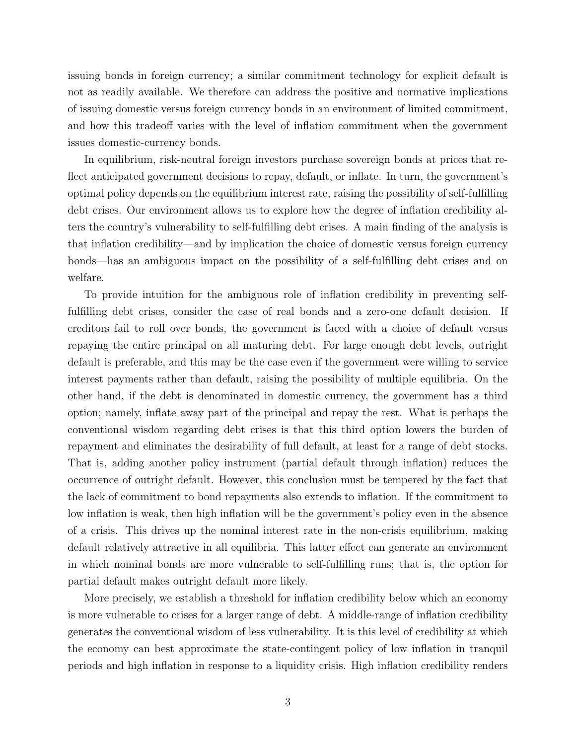issuing bonds in foreign currency; a similar commitment technology for explicit default is not as readily available. We therefore can address the positive and normative implications of issuing domestic versus foreign currency bonds in an environment of limited commitment, and how this tradeoff varies with the level of inflation commitment when the government issues domestic-currency bonds.

In equilibrium, risk-neutral foreign investors purchase sovereign bonds at prices that reflect anticipated government decisions to repay, default, or inflate. In turn, the government's optimal policy depends on the equilibrium interest rate, raising the possibility of self-fulfilling debt crises. Our environment allows us to explore how the degree of inflation credibility alters the country's vulnerability to self-fulfilling debt crises. A main finding of the analysis is that inflation credibility—and by implication the choice of domestic versus foreign currency bonds—has an ambiguous impact on the possibility of a self-fulfilling debt crises and on welfare.

To provide intuition for the ambiguous role of inflation credibility in preventing self-fulfilling debt crises, consider the case of real bonds and a zero-one default decision. If creditors fail to roll over bonds, the government is faced with a choice of default versus repaying the entire principal on all maturing debt. For large enough debt levels, outright default is preferable, and this may be the case even if the government were willing to service interest payments rather than default, raising the possibility of multiple equilibria. On the other hand, if the debt is denominated in domestic currency, the government has a third option; namely, inflate away part of the principal and repay the rest. What is perhaps the conventional wisdom regarding debt crises is that this third option lowers the burden of repayment and eliminates the desirability of full default, at least for a range of debt stocks. That is, adding another policy instrument (partial default through inflation) reduces the occurrence of outright default. However, this conclusion must be tempered by the fact that the lack of commitment to bond repayments also extends to inflation. If the commitment to low inflation is weak, then high inflation will be the government's policy even in the absence of a crisis. This drives up the nominal interest rate in the non-crisis equilibrium, making default relatively attractive in all equilibria. This latter effect can generate an environment in which nominal bonds are more vulnerable to self-fulfilling runs; that is, the option for partial default makes outright default more likely.

More precisely, we establish a threshold for inflation credibility below which an economy is more vulnerable to crises for a larger range of debt. A middle-range of inflation credibility generates the conventional wisdom of less vulnerability. It is this level of credibility at which the economy can best approximate the state-contingent policy of low inflation in tranquil periods and high inflation in response to a liquidity crisis. High inflation credibility renders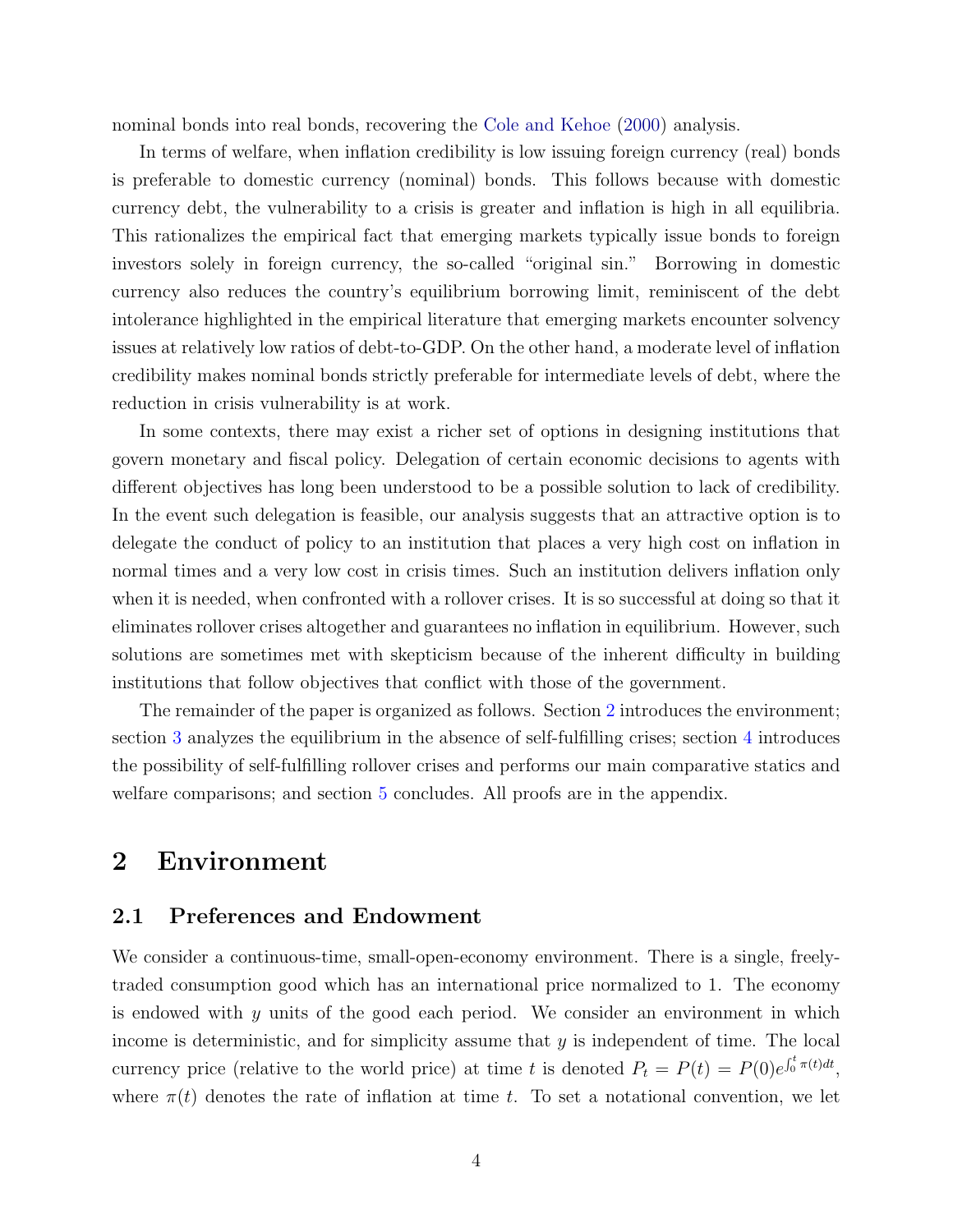nominal bonds into real bonds, recovering the Cole and Kehoe (2000) analysis.

In terms of welfare, when inflation credibility is low issuing foreign currency (real) bonds is preferable to domestic currency (nominal) bonds. This follows because with domestic currency debt, the vulnerability to a crisis is greater and inflation is high in all equilibria. This rationalizes the empirical fact that emerging markets typically issue bonds to foreign investors solely in foreign currency, the so-called "original sin." Borrowing in domestic currency also reduces the country's equilibrium borrowing limit, reminiscent of the debt intolerance highlighted in the empirical literature that emerging markets encounter solvency issues at relatively low ratios of debt-to-GDP. On the other hand, a moderate level of inflation credibility makes nominal bonds strictly preferable for intermediate levels of debt, where the reduction in crisis vulnerability is at work.

In some contexts, there may exist a richer set of options in designing institutions that govern monetary and fiscal policy. Delegation of certain economic decisions to agents with different objectives has long been understood to be a possible solution to lack of credibility. In the event such delegation is feasible, our analysis suggests that an attractive option is to delegate the conduct of policy to an institution that places a very high cost on inflation in normal times and a very low cost in crisis times. Such an institution delivers inflation only when it is needed, when confronted with a rollover crises. It is so successful at doing so that it eliminates rollover crises altogether and guarantees no inflation in equilibrium. However, such solutions are sometimes met with skepticism because of the inherent difficulty in building institutions that follow objectives that conflict with those of the government.

The remainder of the paper is organized as follows. Section 2 introduces the environment; section 3 analyzes the equilibrium in the absence of self-fulfilling crises; section 4 introduces the possibility of self-fulfilling rollover crises and performs our main comparative statics and welfare comparisons; and section 5 concludes. All proofs are in the appendix.

# 2 Environment

## 2.1 Preferences and Endowment

We consider a continuous-time, small-open-economy environment. There is a single, freely-traded consumption good which has an international price normalized to 1. The economy is endowed with $y$ units of the good each period. We consider an environment in which income is deterministic, and for simplicity assume that $y$ is independent of time. The local currency price (relative to the world price) at time $t$ is denoted $P_t = P(t) = P(0)e^{\int_0^t \pi(t)dt}$, where $\pi(t)$ denotes the rate of inflation at time $t$. To set a notational convention, we let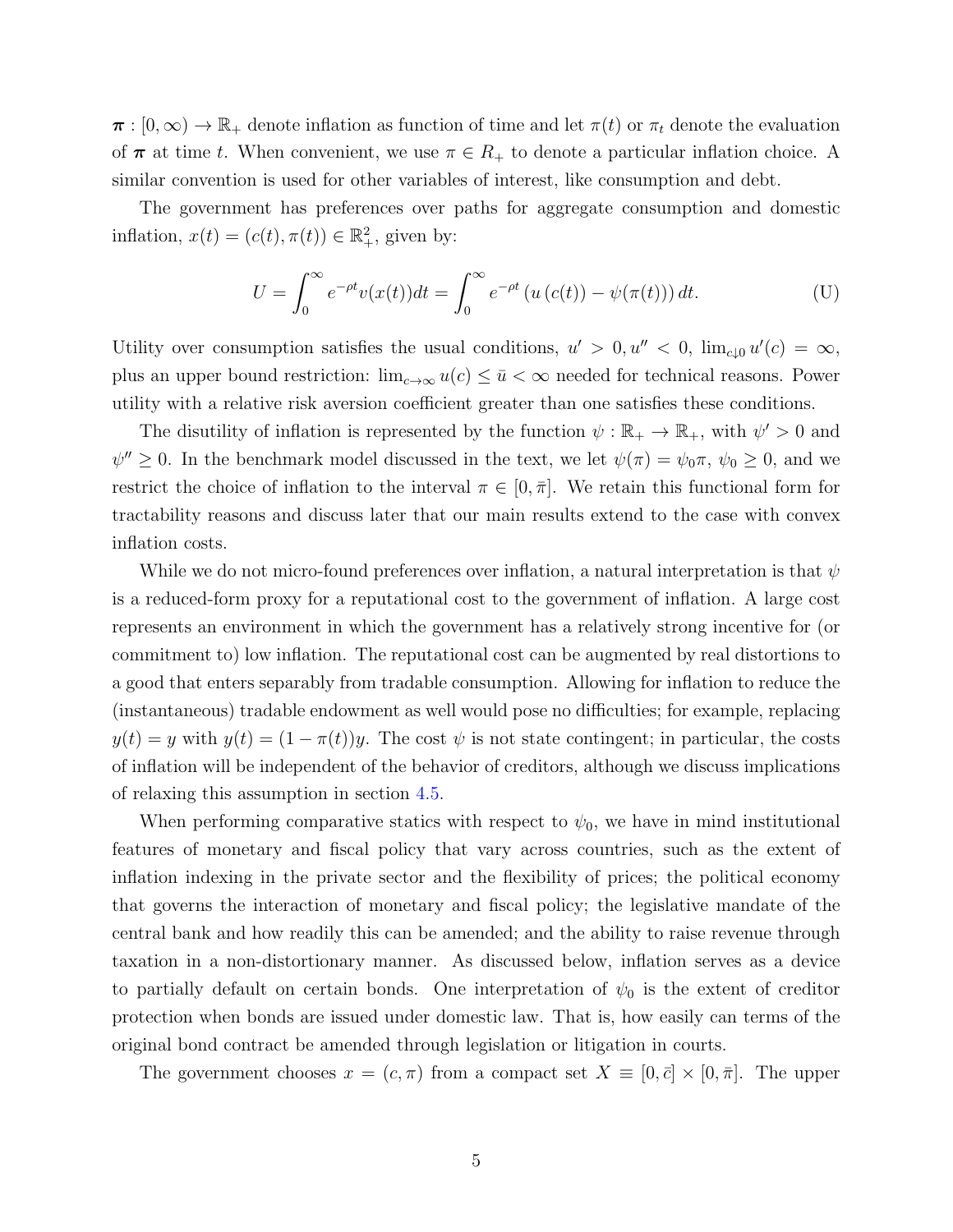$\boldsymbol{\pi} : [0, \infty) \to \mathbb{R}_+$ denote inflation as function of time and let $\pi(t)$ or $\pi_t$ denote the evaluation of $\boldsymbol{\pi}$ at time $t$. When convenient, we use $\pi \in R_+$ to denote a particular inflation choice. A similar convention is used for other variables of interest, like consumption and debt.

The government has preferences over paths for aggregate consumption and domestic inflation, $x(t) = (c(t), \pi(t)) \in \mathbb{R}_+^2$, given by:

$$U = \int_0^\infty e^{-\rho t} v(x(t)) dt = \int_0^\infty e^{-\rho t} \left( u\left(c(t)\right) - \psi(\pi(t)) \right) dt. \tag{U}$$

Utility over consumption satisfies the usual conditions, $u' > 0, u'' < 0$, $\lim_{c \downarrow 0} u'(c) = \infty$, plus an upper bound restriction: $\lim_{c \to \infty} u(c) \leq \bar{u} < \infty$ needed for technical reasons. Power utility with a relative risk aversion coefficient greater than one satisfies these conditions.

The disutility of inflation is represented by the function $\psi : \mathbb{R}_+ \to \mathbb{R}_+$, with $\psi' > 0$ and $\psi'' \geq 0$. In the benchmark model discussed in the text, we let $\psi(\pi) = \psi_0 \pi$, $\psi_0 \geq 0$, and we restrict the choice of inflation to the interval $\pi \in [0, \bar{\pi}]$. We retain this functional form for tractability reasons and discuss later that our main results extend to the case with convex inflation costs.

While we do not micro-found preferences over inflation, a natural interpretation is that $\psi$ is a reduced-form proxy for a reputational cost to the government of inflation. A large cost represents an environment in which the government has a relatively strong incentive for (or commitment to) low inflation. The reputational cost can be augmented by real distortions to a good that enters separably from tradable consumption. Allowing for inflation to reduce the (instantaneous) tradable endowment as well would pose no difficulties; for example, replacing $y(t) = y$ with $y(t) = (1 - \pi(t))y$. The cost $\psi$ is not state contingent; in particular, the costs of inflation will be independent of the behavior of creditors, although we discuss implications of relaxing this assumption in section 4.5.

When performing comparative statics with respect to $\psi_0$, we have in mind institutional features of monetary and fiscal policy that vary across countries, such as the extent of inflation indexing in the private sector and the flexibility of prices; the political economy that governs the interaction of monetary and fiscal policy; the legislative mandate of the central bank and how readily this can be amended; and the ability to raise revenue through taxation in a non-distortionary manner. As discussed below, inflation serves as a device to partially default on certain bonds. One interpretation of $\psi_0$ is the extent of creditor protection when bonds are issued under domestic law. That is, how easily can terms of the original bond contract be amended through legislation or litigation in courts.

The government chooses $x = (c, \pi)$ from a compact set $X \equiv [0, \bar{c}] \times [0, \bar{\pi}]$. The upper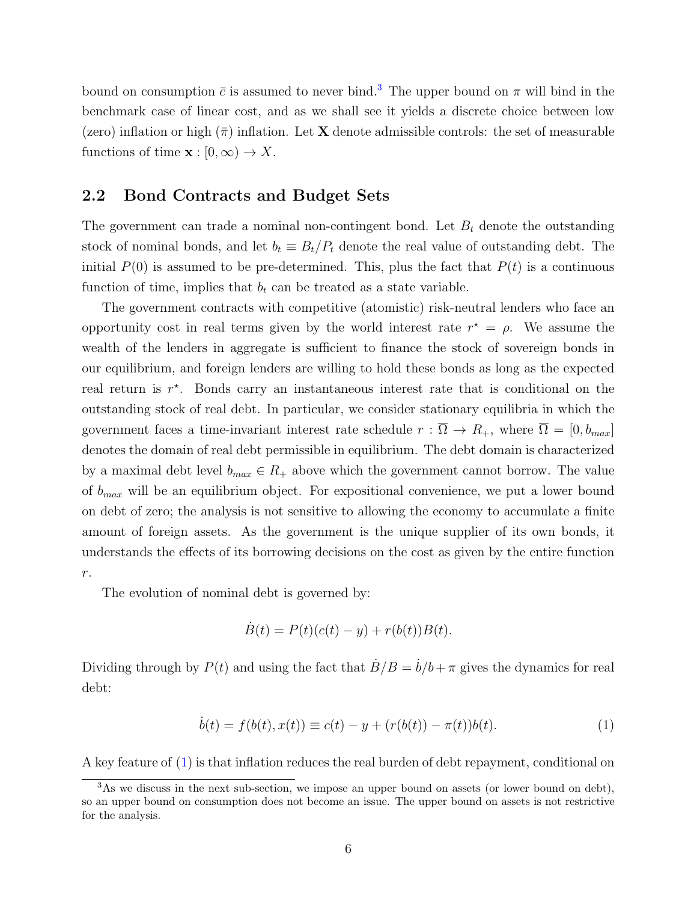bound on consumption $\bar{c}$ is assumed to never bind.[3] The upper bound on $\pi$ will bind in the benchmark case of linear cost, and as we shall see it yields a discrete choice between low (zero) inflation or high ($\bar{\pi}$) inflation. Let $\mathbf{X}$ denote admissible controls: the set of measurable functions of time $\mathbf{x} : [0, \infty) \to X$.

## 2.2 Bond Contracts and Budget Sets

The government can trade a nominal non-contingent bond. Let $B_t$ denote the outstanding stock of nominal bonds, and let $b_t \equiv B_t/P_t$ denote the real value of outstanding debt. The initial $P(0)$ is assumed to be pre-determined. This, plus the fact that $P(t)$ is a continuous function of time, implies that $b_t$ can be treated as a state variable.

The government contracts with competitive (atomistic) risk-neutral lenders who face an opportunity cost in real terms given by the world interest rate $r^\star = \rho$. We assume the wealth of the lenders in aggregate is sufficient to finance the stock of sovereign bonds in our equilibrium, and foreign lenders are willing to hold these bonds as long as the expected real return is $r^\star$. Bonds carry an instantaneous interest rate that is conditional on the outstanding stock of real debt. In particular, we consider stationary equilibria in which the government faces a time-invariant interest rate schedule $r : \overline{\Omega} \to R_+$, where $\overline{\Omega} = [0, b_{max}]$ denotes the domain of real debt permissible in equilibrium. The debt domain is characterized by a maximal debt level $b_{max} \in R_+$ above which the government cannot borrow. The value of $b_{max}$ will be an equilibrium object. For expositional convenience, we put a lower bound on debt of zero; the analysis is not sensitive to allowing the economy to accumulate a finite amount of foreign assets. As the government is the unique supplier of its own bonds, it understands the effects of its borrowing decisions on the cost as given by the entire function $r$.

The evolution of nominal debt is governed by:

$$\dot{B}(t) = P(t)(c(t) - y) + r(b(t))B(t).$$

Dividing through by $P(t)$ and using the fact that $\dot{B}/B = \dot{b}/b + \pi$ gives the dynamics for real debt:

$$\dot{b}(t) = f(b(t), x(t)) \equiv c(t) - y + (r(b(t)) - \pi(t))b(t). \tag{1}$$

A key feature of (1) is that inflation reduces the real burden of debt repayment, conditional on

[3]As we discuss in the next sub-section, we impose an upper bound on assets (or lower bound on debt), so an upper bound on consumption does not become an issue. The upper bound on assets is not restrictive for the analysis.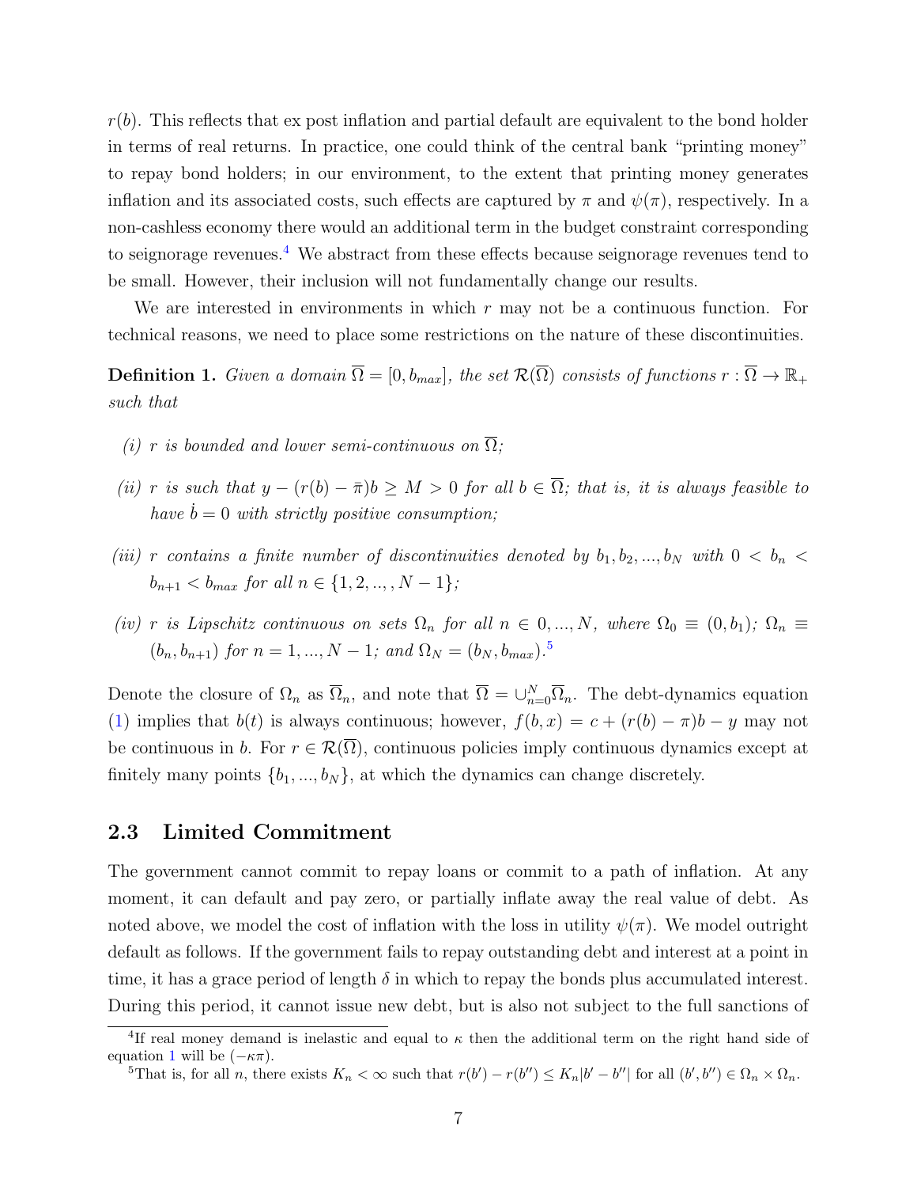$r(b)$. This reflects that ex post inflation and partial default are equivalent to the bond holder in terms of real returns. In practice, one could think of the central bank "printing money" to repay bond holders; in our environment, to the extent that printing money generates inflation and its associated costs, such effects are captured by $\pi$ and $\psi(\pi)$, respectively. In a non-cashless economy there would an additional term in the budget constraint corresponding to seignorage revenues.[4] We abstract from these effects because seignorage revenues tend to be small. However, their inclusion will not fundamentally change our results.

We are interested in environments in which $r$ may not be a continuous function. For technical reasons, we need to place some restrictions on the nature of these discontinuities.

**Definition 1.** *Given a domain $\overline{\Omega} = [0, b_{max}]$, the set $\mathcal{R}(\overline{\Omega})$ consists of functions $r : \overline{\Omega} \to \mathbb{R}_+$ such that*

- *(i) $r$ is bounded and lower semi-continuous on $\overline{\Omega}$;*
- *(ii) $r$ is such that $y - (r(b) - \bar{\pi})b \geq M > 0$ for all $b \in \overline{\Omega}$; that is, it is always feasible to have $\dot{b} = 0$ with strictly positive consumption;*
- *(iii) $r$ contains a finite number of discontinuities denoted by $b_1, b_2, ..., b_N$ with $0 < b_n < b_{n+1} < b_{max}$ for all $n \in \{1, 2, .., , N-1\}$;*
- *(iv) $r$ is Lipschitz continuous on sets $\Omega_n$ for all $n \in 0, ..., N$, where $\Omega_0 \equiv (0, b_1)$; $\Omega_n \equiv (b_n, b_{n+1})$ for $n = 1, ..., N-1$; and $\Omega_N = (b_N, b_{max})$.*[5]

Denote the closure of $\Omega_n$ as $\overline{\Omega}_n$, and note that $\overline{\Omega} = \cup_{n=0}^{N} \overline{\Omega}_n$. The debt-dynamics equation (1) implies that $b(t)$ is always continuous; however, $f(b, x) = c + (r(b) - \pi)b - y$ may not be continuous in $b$. For $r \in \mathcal{R}(\overline{\Omega})$, continuous policies imply continuous dynamics except at finitely many points $\{b_1, ..., b_N\}$, at which the dynamics can change discretely.

## 2.3 Limited Commitment

The government cannot commit to repay loans or commit to a path of inflation. At any moment, it can default and pay zero, or partially inflate away the real value of debt. As noted above, we model the cost of inflation with the loss in utility $\psi(\pi)$. We model outright default as follows. If the government fails to repay outstanding debt and interest at a point in time, it has a grace period of length $\delta$ in which to repay the bonds plus accumulated interest. During this period, it cannot issue new debt, but is also not subject to the full sanctions of

---

[4] If real money demand is inelastic and equal to $\kappa$ then the additional term on the right hand side of equation 1 will be $(-\kappa\pi)$.

[5] That is, for all $n$, there exists $K_n < \infty$ such that $r(b') - r(b'') \leq K_n|b' - b''|$ for all $(b', b'') \in \Omega_n \times \Omega_n$.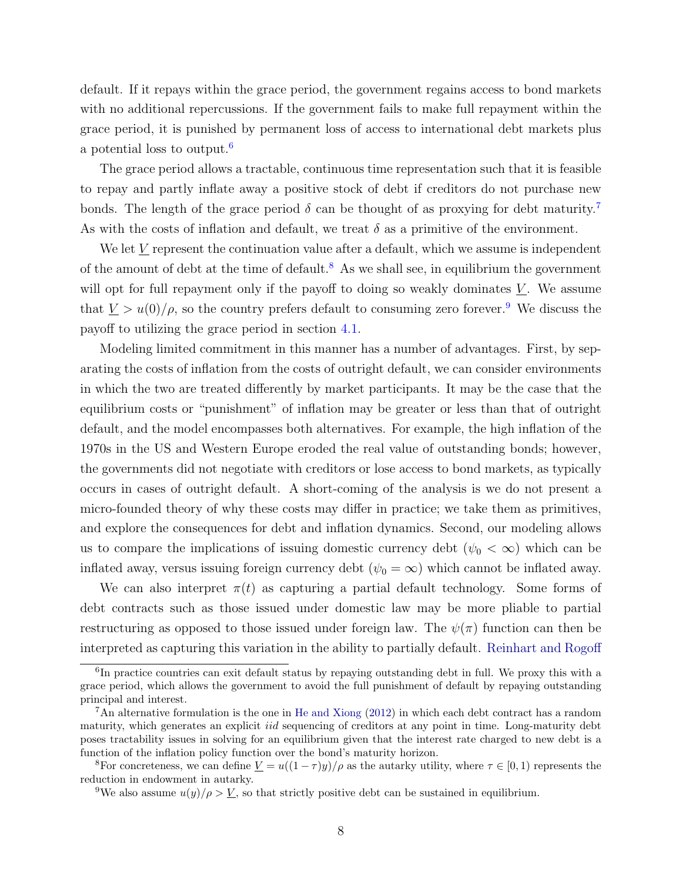default. If it repays within the grace period, the government regains access to bond markets with no additional repercussions. If the government fails to make full repayment within the grace period, it is punished by permanent loss of access to international debt markets plus a potential loss to output.[6]

The grace period allows a tractable, continuous time representation such that it is feasible to repay and partly inflate away a positive stock of debt if creditors do not purchase new bonds. The length of the grace period $\delta$ can be thought of as proxying for debt maturity.[7] As with the costs of inflation and default, we treat $\delta$ as a primitive of the environment.

We let $\underline{V}$ represent the continuation value after a default, which we assume is independent of the amount of debt at the time of default.[8] As we shall see, in equilibrium the government will opt for full repayment only if the payoff to doing so weakly dominates $\underline{V}$. We assume that $\underline{V} > u(0)/\rho$, so the country prefers default to consuming zero forever.[9] We discuss the payoff to utilizing the grace period in section 4.1.

Modeling limited commitment in this manner has a number of advantages. First, by separating the costs of inflation from the costs of outright default, we can consider environments in which the two are treated differently by market participants. It may be the case that the equilibrium costs or "punishment" of inflation may be greater or less than that of outright default, and the model encompasses both alternatives. For example, the high inflation of the 1970s in the US and Western Europe eroded the real value of outstanding bonds; however, the governments did not negotiate with creditors or lose access to bond markets, as typically occurs in cases of outright default. A short-coming of the analysis is we do not present a micro-founded theory of why these costs may differ in practice; we take them as primitives, and explore the consequences for debt and inflation dynamics. Second, our modeling allows us to compare the implications of issuing domestic currency debt ($\psi_0 < \infty$) which can be inflated away, versus issuing foreign currency debt ($\psi_0 = \infty$) which cannot be inflated away.

We can also interpret $\pi(t)$ as capturing a partial default technology. Some forms of debt contracts such as those issued under domestic law may be more pliable to partial restructuring as opposed to those issued under foreign law. The $\psi(\pi)$ function can then be interpreted as capturing this variation in the ability to partially default. Reinhart and Rogoff

[6] In practice countries can exit default status by repaying outstanding debt in full. We proxy this with a grace period, which allows the government to avoid the full punishment of default by repaying outstanding principal and interest.

[7] An alternative formulation is the one in He and Xiong (2012) in which each debt contract has a random maturity, which generates an explicit *iid* sequencing of creditors at any point in time. Long-maturity debt poses tractability issues in solving for an equilibrium given that the interest rate charged to new debt is a function of the inflation policy function over the bond's maturity horizon.

[8] For concreteness, we can define $\underline{V} = u((1-\tau)y)/\rho$ as the autarky utility, where $\tau \in [0, 1)$ represents the reduction in endowment in autarky.

[9] We also assume $u(y)/\rho > \underline{V}$, so that strictly positive debt can be sustained in equilibrium.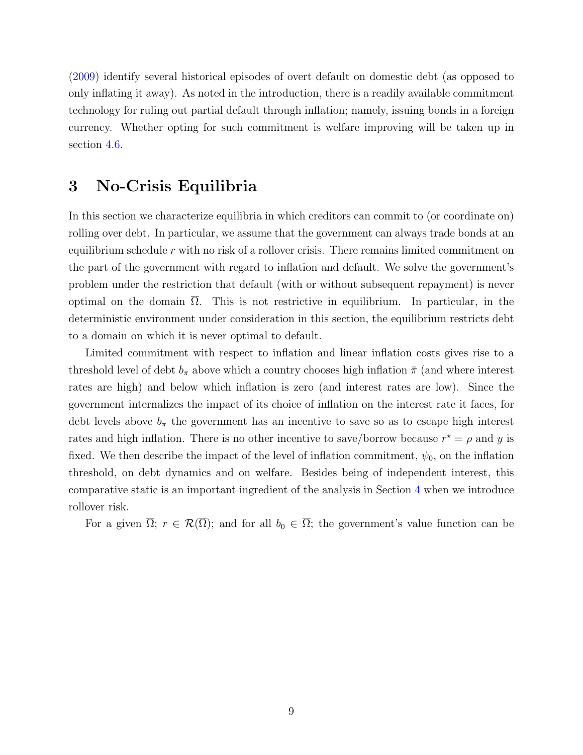(2009) identify several historical episodes of overt default on domestic debt (as opposed to only inflating it away). As noted in the introduction, there is a readily available commitment technology for ruling out partial default through inflation; namely, issuing bonds in a foreign currency. Whether opting for such commitment is welfare improving will be taken up in section 4.6.

# 3 No-Crisis Equilibria

In this section we characterize equilibria in which creditors can commit to (or coordinate on) rolling over debt. In particular, we assume that the government can always trade bonds at an equilibrium schedule $r$ with no risk of a rollover crisis. There remains limited commitment on the part of the government with regard to inflation and default. We solve the government's problem under the restriction that default (with or without subsequent repayment) is never optimal on the domain $\overline{\Omega}$. This is not restrictive in equilibrium. In particular, in the deterministic environment under consideration in this section, the equilibrium restricts debt to a domain on which it is never optimal to default.

Limited commitment with respect to inflation and linear inflation costs gives rise to a threshold level of debt $b_\pi$ above which a country chooses high inflation $\bar{\pi}$ (and where interest rates are high) and below which inflation is zero (and interest rates are low). Since the government internalizes the impact of its choice of inflation on the interest rate it faces, for debt levels above $b_\pi$ the government has an incentive to save so as to escape high interest rates and high inflation. There is no other incentive to save/borrow because $r^\star = \rho$ and $y$ is fixed. We then describe the impact of the level of inflation commitment, $\psi_0$, on the inflation threshold, on debt dynamics and on welfare. Besides being of independent interest, this comparative static is an important ingredient of the analysis in Section 4 when we introduce rollover risk.

For a given $\overline{\Omega}$; $r \in \mathcal{R}(\overline{\Omega})$; and for all $b_0 \in \overline{\Omega}$; the government's value function can be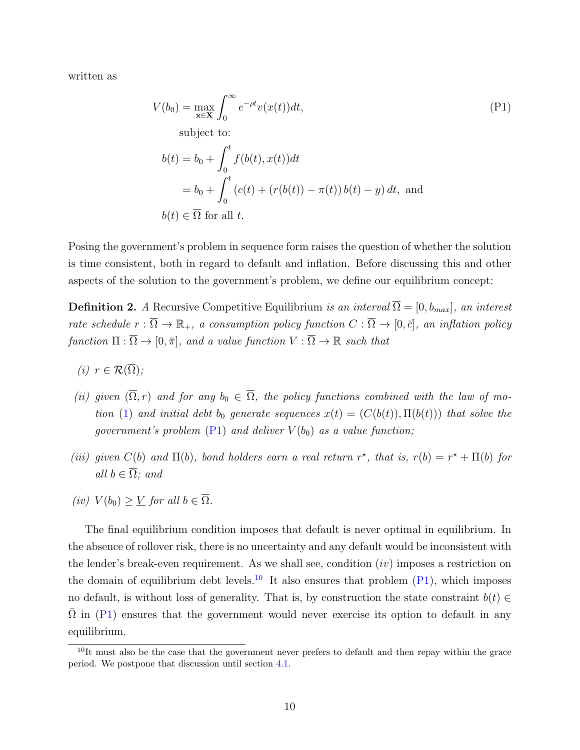written as

$$
\begin{aligned}
V(b_0) = \max_{\mathbf{x}\in\mathbf{X}} & \int_0^\infty e^{-\rho t} v(x(t)) dt, \qquad\qquad \text{(P1)} \\
& \text{subject to:} \\
b(t) &= b_0 + \int_0^t f(b(t), x(t)) dt \\
&= b_0 + \int_0^t \left(c(t) + \left(r(b(t)) - \pi(t)\right) b(t) - y\right) dt, \text{ and} \\
b(t) &\in \overline{\Omega} \text{ for all } t.
\end{aligned}
$$

Posing the government's problem in sequence form raises the question of whether the solution is time consistent, both in regard to default and inflation. Before discussing this and other aspects of the solution to the government's problem, we define our equilibrium concept:

**Definition 2.** *A* Recursive Competitive Equilibrium *is an interval $\overline{\Omega} = [0, b_{max}]$, an interest rate schedule $r : \overline{\Omega} \to \mathbb{R}_+$, a consumption policy function $C : \overline{\Omega} \to [0, \bar{c}]$, an inflation policy function $\Pi : \overline{\Omega} \to [0, \bar{\pi}]$, and a value function $V : \overline{\Omega} \to \mathbb{R}$ such that*

- *(i) $r \in \mathcal{R}(\overline{\Omega})$;*
- *(ii) given $(\overline{\Omega}, r)$ and for any $b_0 \in \overline{\Omega}$, the policy functions combined with the law of motion (1) and initial debt $b_0$ generate sequences $x(t) = (C(b(t)), \Pi(b(t)))$ that solve the government's problem (P1) and deliver $V(b_0)$ as a value function;*
- *(iii) given $C(b)$ and $\Pi(b)$, bond holders earn a real return $r^\star$, that is, $r(b) = r^\star + \Pi(b)$ for all $b \in \overline{\Omega}$; and*
- *(iv) $V(b_0) \geq \underline{V}$ for all $b \in \overline{\Omega}$.*

The final equilibrium condition imposes that default is never optimal in equilibrium. In the absence of rollover risk, there is no uncertainty and any default would be inconsistent with the lender's break-even requirement. As we shall see, condition $(iv)$ imposes a restriction on the domain of equilibrium debt levels.[10] It also ensures that problem (P1), which imposes no default, is without loss of generality. That is, by construction the state constraint $b(t) \in \bar{\Omega}$ in (P1) ensures that the government would never exercise its option to default in any equilibrium.

[10] It must also be the case that the government never prefers to default and then repay within the grace period. We postpone that discussion until section 4.1.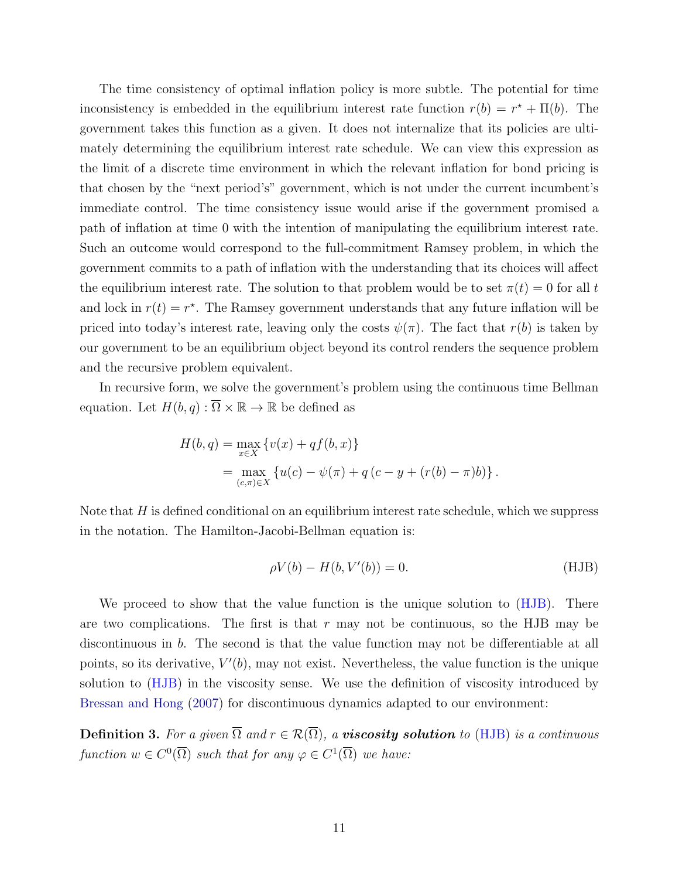The time consistency of optimal inflation policy is more subtle. The potential for time inconsistency is embedded in the equilibrium interest rate function $r(b) = r^\star + \Pi(b)$. The government takes this function as a given. It does not internalize that its policies are ultimately determining the equilibrium interest rate schedule. We can view this expression as the limit of a discrete time environment in which the relevant inflation for bond pricing is that chosen by the "next period's" government, which is not under the current incumbent's immediate control. The time consistency issue would arise if the government promised a path of inflation at time 0 with the intention of manipulating the equilibrium interest rate. Such an outcome would correspond to the full-commitment Ramsey problem, in which the government commits to a path of inflation with the understanding that its choices will affect the equilibrium interest rate. The solution to that problem would be to set $\pi(t) = 0$ for all $t$ and lock in $r(t) = r^\star$. The Ramsey government understands that any future inflation will be priced into today's interest rate, leaving only the costs $\psi(\pi)$. The fact that $r(b)$ is taken by our government to be an equilibrium object beyond its control renders the sequence problem and the recursive problem equivalent.

In recursive form, we solve the government's problem using the continuous time Bellman equation. Let $H(b, q) : \overline{\Omega} \times \mathbb{R} \to \mathbb{R}$ be defined as

$$
\begin{aligned}
H(b, q) &= \max_{x \in X} \{v(x) + q f(b, x)\} \\
&= \max_{(c,\pi) \in X} \{u(c) - \psi(\pi) + q\,(c - y + (r(b) - \pi)b)\}.
\end{aligned}
$$

Note that $H$ is defined conditional on an equilibrium interest rate schedule, which we suppress in the notation. The Hamilton-Jacobi-Bellman equation is:

$$
\rho V(b) - H(b, V'(b)) = 0. \tag{HJB}
$$

We proceed to show that the value function is the unique solution to (HJB). There are two complications. The first is that $r$ may not be continuous, so the HJB may be discontinuous in $b$. The second is that the value function may not be differentiable at all points, so its derivative, $V'(b)$, may not exist. Nevertheless, the value function is the unique solution to (HJB) in the viscosity sense. We use the definition of viscosity introduced by Bressan and Hong (2007) for discontinuous dynamics adapted to our environment:

**Definition 3.** *For a given $\overline{\Omega}$ and $r \in \mathcal{R}(\overline{\Omega})$, a* ***viscosity solution*** *to (HJB) is a continuous function $w \in C^0(\overline{\Omega})$ such that for any $\varphi \in C^1(\overline{\Omega})$ we have:*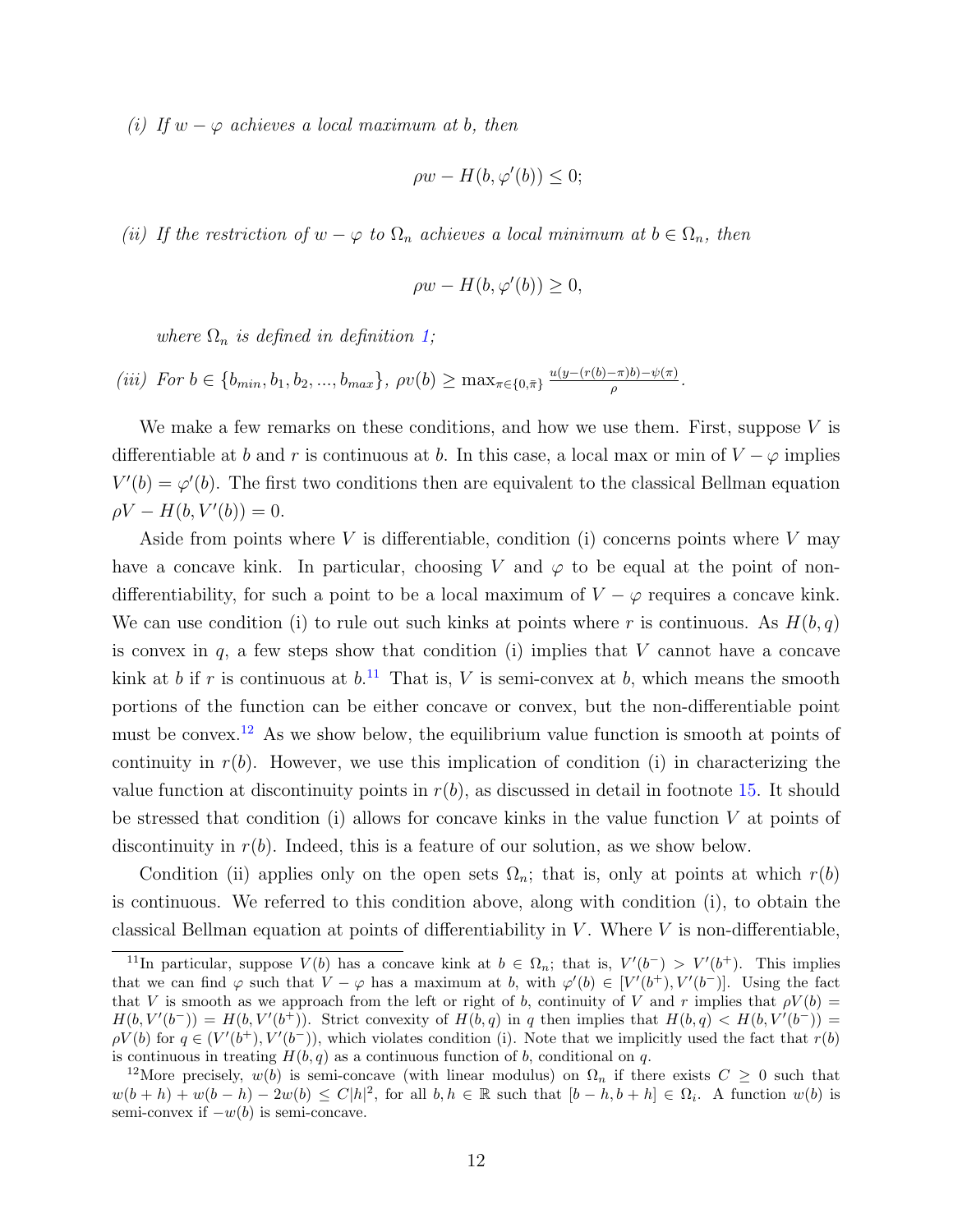*(i) If $w - \varphi$ achieves a local maximum at $b$, then*

$$\rho w - H(b, \varphi'(b)) \leq 0;$$

*(ii) If the restriction of $w - \varphi$ to $\Omega_n$ achieves a local minimum at $b \in \Omega_n$, then*

$$\rho w - H(b, \varphi'(b)) \geq 0,$$

*where $\Omega_n$ is defined in definition 1;*

*(iii) For $b \in \{b_{min}, b_1, b_2, ..., b_{max}\}$, $\rho v(b) \geq \max_{\pi \in \{0, \bar{\pi}\}} \frac{u(y-(r(b)-\pi)b)-\psi(\pi)}{\rho}$.*

We make a few remarks on these conditions, and how we use them. First, suppose $V$ is differentiable at $b$ and $r$ is continuous at $b$. In this case, a local max or min of $V - \varphi$ implies $V'(b) = \varphi'(b)$. The first two conditions then are equivalent to the classical Bellman equation $\rho V - H(b, V'(b)) = 0$.

Aside from points where $V$ is differentiable, condition (i) concerns points where $V$ may have a concave kink. In particular, choosing $V$ and $\varphi$ to be equal at the point of non-differentiability, for such a point to be a local maximum of $V - \varphi$ requires a concave kink. We can use condition (i) to rule out such kinks at points where $r$ is continuous. As $H(b, q)$ is convex in $q$, a few steps show that condition (i) implies that $V$ cannot have a concave kink at $b$ if $r$ is continuous at $b$.[11] That is, $V$ is semi-convex at $b$, which means the smooth portions of the function can be either concave or convex, but the non-differentiable point must be convex.[12] As we show below, the equilibrium value function is smooth at points of continuity in $r(b)$. However, we use this implication of condition (i) in characterizing the value function at discontinuity points in $r(b)$, as discussed in detail in footnote 15. It should be stressed that condition (i) allows for concave kinks in the value function $V$ at points of discontinuity in $r(b)$. Indeed, this is a feature of our solution, as we show below.

Condition (ii) applies only on the open sets $\Omega_n$; that is, only at points at which $r(b)$ is continuous. We referred to this condition above, along with condition (i), to obtain the classical Bellman equation at points of differentiability in $V$. Where $V$ is non-differentiable,

---

[11] In particular, suppose $V(b)$ has a concave kink at $b \in \Omega_n$; that is, $V'(b^-) > V'(b^+)$. This implies that we can find $\varphi$ such that $V - \varphi$ has a maximum at $b$, with $\varphi'(b) \in [V'(b^+), V'(b^-)]$. Using the fact that $V$ is smooth as we approach from the left or right of $b$, continuity of $V$ and $r$ implies that $\rho V(b) = H(b, V'(b^-)) = H(b, V'(b^+))$. Strict convexity of $H(b, q)$ in $q$ then implies that $H(b, q) < H(b, V'(b^-)) = \rho V(b)$ for $q \in (V'(b^+), V'(b^-))$, which violates condition (i). Note that we implicitly used the fact that $r(b)$ is continuous in treating $H(b, q)$ as a continuous function of $b$, conditional on $q$.

[12] More precisely, $w(b)$ is semi-concave (with linear modulus) on $\Omega_n$ if there exists $C \geq 0$ such that $w(b+h) + w(b-h) - 2w(b) \leq C|h|^2$, for all $b, h \in \mathbb{R}$ such that $[b-h, b+h] \in \Omega_i$. A function $w(b)$ is semi-convex if $-w(b)$ is semi-concave.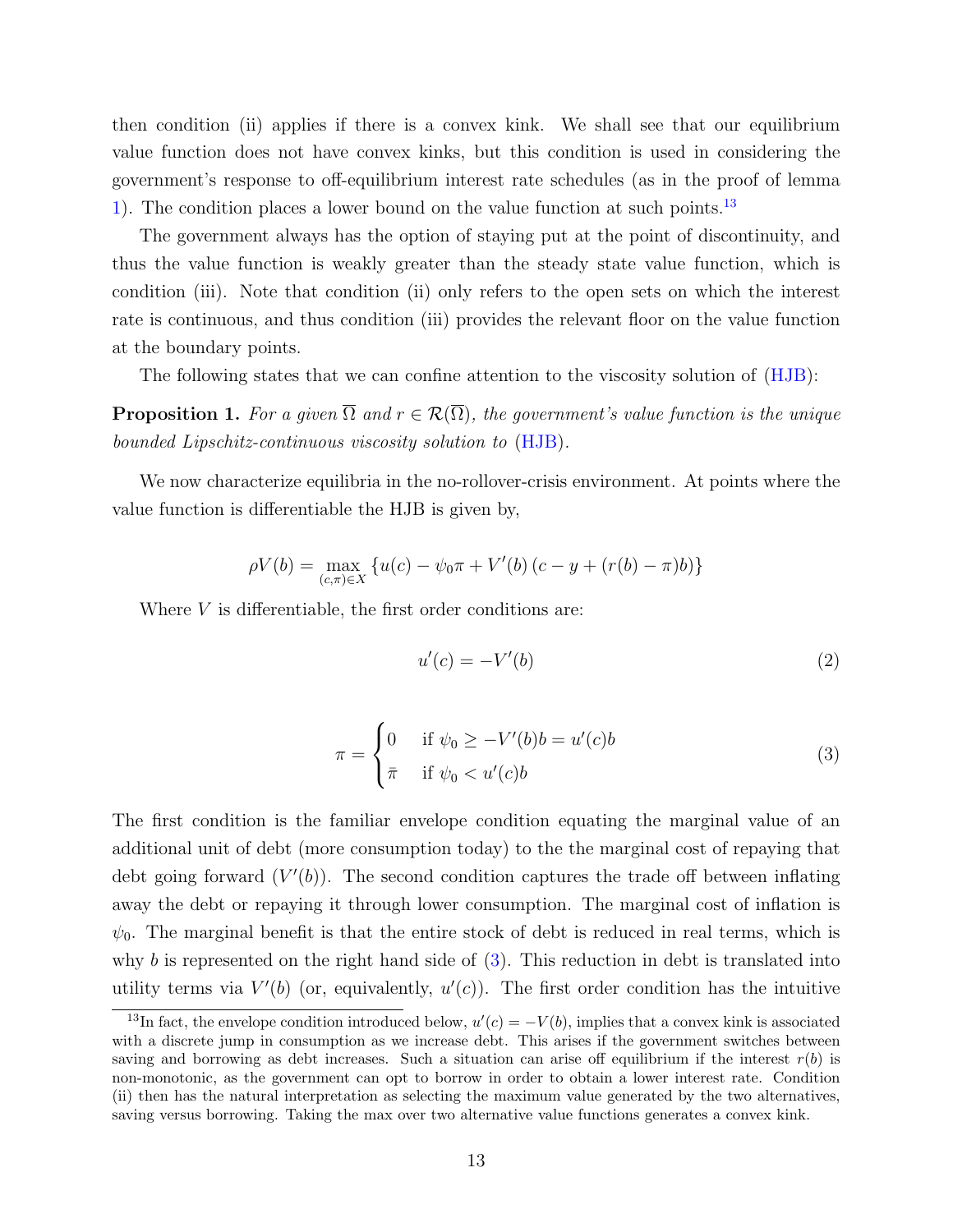then condition (ii) applies if there is a convex kink. We shall see that our equilibrium value function does not have convex kinks, but this condition is used in considering the government's response to off-equilibrium interest rate schedules (as in the proof of lemma 1). The condition places a lower bound on the value function at such points.[13]

The government always has the option of staying put at the point of discontinuity, and thus the value function is weakly greater than the steady state value function, which is condition (iii). Note that condition (ii) only refers to the open sets on which the interest rate is continuous, and thus condition (iii) provides the relevant floor on the value function at the boundary points.

The following states that we can confine attention to the viscosity solution of (HJB):

**Proposition 1.** *For a given $\overline{\Omega}$ and $r \in \mathcal{R}(\overline{\Omega})$, the government's value function is the unique bounded Lipschitz-continuous viscosity solution to* (HJB)*.*

We now characterize equilibria in the no-rollover-crisis environment. At points where the value function is differentiable the HJB is given by,

$$\rho V(b) = \max_{(c,\pi)\in X} \left\{ u(c) - \psi_0 \pi + V'(b)\left(c - y + (r(b) - \pi)b\right)\right\}$$

Where $V$ is differentiable, the first order conditions are:

$$u'(c) = -V'(b) \tag{2}$$

$$\pi = \begin{cases} 0 & \text{if } \psi_0 \geq -V'(b)b = u'(c)b \\ \bar{\pi} & \text{if } \psi_0 < u'(c)b \end{cases} \tag{3}$$

The first condition is the familiar envelope condition equating the marginal value of an additional unit of debt (more consumption today) to the the marginal cost of repaying that debt going forward ($V'(b)$). The second condition captures the trade off between inflating away the debt or repaying it through lower consumption. The marginal cost of inflation is $\psi_0$. The marginal benefit is that the entire stock of debt is reduced in real terms, which is why $b$ is represented on the right hand side of (3). This reduction in debt is translated into utility terms via $V'(b)$ (or, equivalently, $u'(c)$). The first order condition has the intuitive

[13] In fact, the envelope condition introduced below, $u'(c) = -V(b)$, implies that a convex kink is associated with a discrete jump in consumption as we increase debt. This arises if the government switches between saving and borrowing as debt increases. Such a situation can arise off equilibrium if the interest $r(b)$ is non-monotonic, as the government can opt to borrow in order to obtain a lower interest rate. Condition (ii) then has the natural interpretation as selecting the maximum value generated by the two alternatives, saving versus borrowing. Taking the max over two alternative value functions generates a convex kink.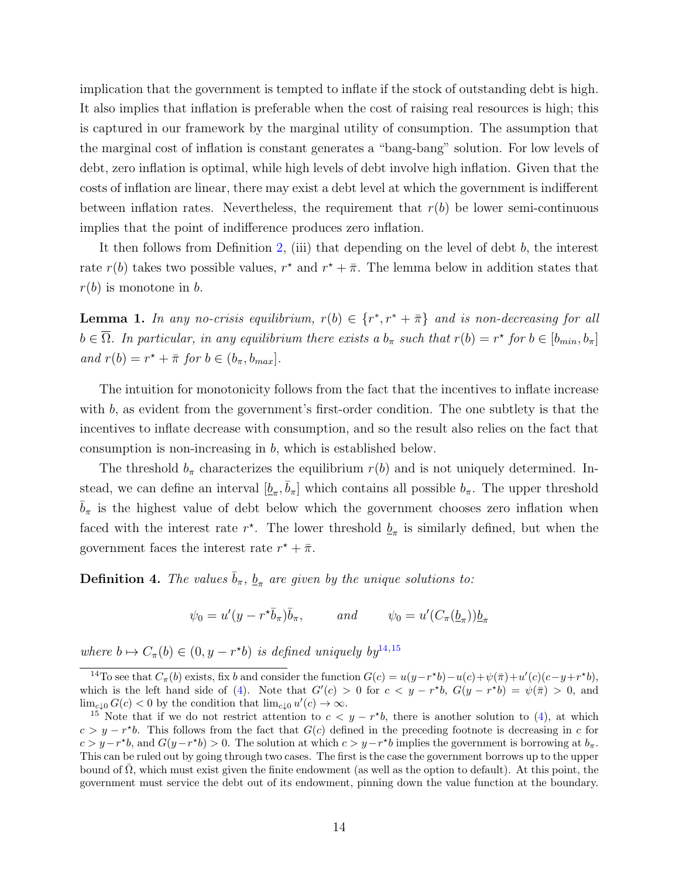implication that the government is tempted to inflate if the stock of outstanding debt is high. It also implies that inflation is preferable when the cost of raising real resources is high; this is captured in our framework by the marginal utility of consumption. The assumption that the marginal cost of inflation is constant generates a "bang-bang" solution. For low levels of debt, zero inflation is optimal, while high levels of debt involve high inflation. Given that the costs of inflation are linear, there may exist a debt level at which the government is indifferent between inflation rates. Nevertheless, the requirement that $r(b)$ be lower semi-continuous implies that the point of indifference produces zero inflation.

It then follows from Definition 2, (iii) that depending on the level of debt $b$, the interest rate $r(b)$ takes two possible values, $r^\star$ and $r^\star + \bar{\pi}$. The lemma below in addition states that $r(b)$ is monotone in $b$.

**Lemma 1.** *In any no-crisis equilibrium, $r(b) \in \{r^*, r^* + \bar{\pi}\}$ and is non-decreasing for all $b \in \overline{\Omega}$. In particular, in any equilibrium there exists a $b_\pi$ such that $r(b) = r^\star$ for $b \in [b_{min}, b_\pi]$ and $r(b) = r^\star + \bar{\pi}$ for $b \in (b_\pi, b_{max}]$.*

The intuition for monotonicity follows from the fact that the incentives to inflate increase with $b$, as evident from the government's first-order condition. The one subtlety is that the incentives to inflate decrease with consumption, and so the result also relies on the fact that consumption is non-increasing in $b$, which is established below.

The threshold $b_\pi$ characterizes the equilibrium $r(b)$ and is not uniquely determined. Instead, we can define an interval $[\underline{b}_\pi, \bar{b}_\pi]$ which contains all possible $b_\pi$. The upper threshold $\bar{b}_\pi$ is the highest value of debt below which the government chooses zero inflation when faced with the interest rate $r^\star$. The lower threshold $\underline{b}_\pi$ is similarly defined, but when the government faces the interest rate $r^\star + \bar{\pi}$.

**Definition 4.** *The values $\bar{b}_\pi$, $\underline{b}_\pi$ are given by the unique solutions to:*

$$\psi_0 = u'(y - r^\star \bar{b}_\pi)\bar{b}_\pi, \qquad \text{and} \qquad \psi_0 = u'(C_\pi(\underline{b}_\pi))\underline{b}_\pi$$

*where $b \mapsto C_\pi(b) \in (0, y - r^\star b)$ is defined uniquely by*[14,15]

---

[14] To see that $C_\pi(b)$ exists, fix $b$ and consider the function $G(c) = u(y - r^\star b) - u(c) + \psi(\bar{\pi}) + u'(c)(c - y + r^\star b)$, which is the left hand side of (4). Note that $G'(c) > 0$ for $c < y - r^\star b$, $G(y - r^\star b) = \psi(\bar{\pi}) > 0$, and $\lim_{c \downarrow 0} G(c) < 0$ by the condition that $\lim_{c \downarrow 0} u'(c) \to \infty$.

[15] Note that if we do not restrict attention to $c < y - r^\star b$, there is another solution to (4), at which $c > y - r^\star b$. This follows from the fact that $G(c)$ defined in the preceding footnote is decreasing in $c$ for $c > y - r^\star b$, and $G(y - r^\star b) > 0$. The solution at which $c > y - r^\star b$ implies the government is borrowing at $b_\pi$. This can be ruled out by going through two cases. The first is the case the government borrows up to the upper bound of $\bar{\Omega}$, which must exist given the finite endowment (as well as the option to default). At this point, the government must service the debt out of its endowment, pinning down the value function at the boundary.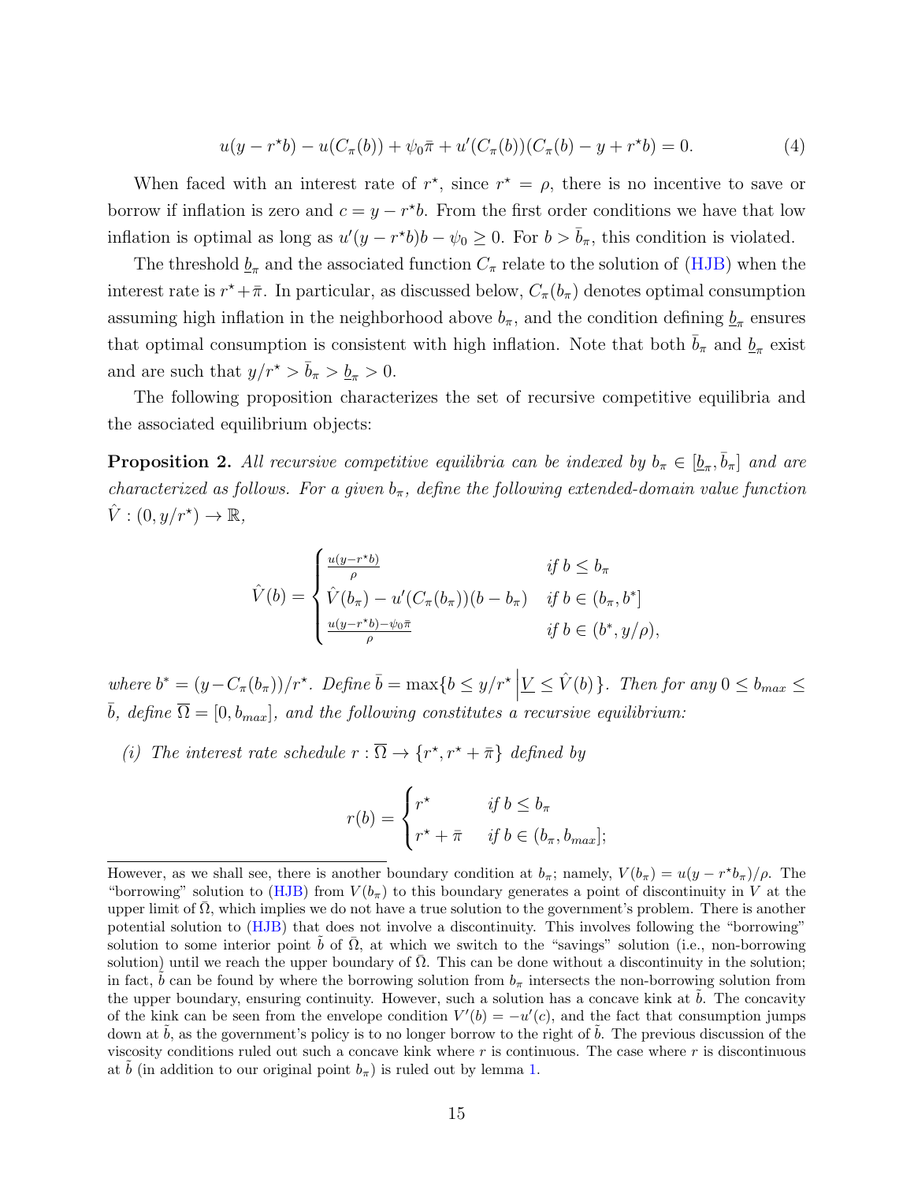$$u(y - r^\star b) - u(C_\pi(b)) + \psi_0 \bar{\pi} + u'(C_\pi(b))(C_\pi(b) - y + r^\star b) = 0. \tag{4}$$

When faced with an interest rate of $r^\star$, since $r^\star = \rho$, there is no incentive to save or borrow if inflation is zero and $c = y - r^\star b$. From the first order conditions we have that low inflation is optimal as long as $u'(y - r^\star b)b - \psi_0 \geq 0$. For $b > \bar{b}_\pi$, this condition is violated.

The threshold $\underline{b}_\pi$ and the associated function $C_\pi$ relate to the solution of (HJB) when the interest rate is $r^\star + \bar{\pi}$. In particular, as discussed below, $C_\pi(b_\pi)$ denotes optimal consumption assuming high inflation in the neighborhood above $b_\pi$, and the condition defining $\underline{b}_\pi$ ensures that optimal consumption is consistent with high inflation. Note that both $\bar{b}_\pi$ and $\underline{b}_\pi$ exist and are such that $y/r^\star > \bar{b}_\pi > \underline{b}_\pi > 0$.

The following proposition characterizes the set of recursive competitive equilibria and the associated equilibrium objects:

**Proposition 2.** *All recursive competitive equilibria can be indexed by $b_\pi \in [\underline{b}_\pi, \bar{b}_\pi]$ and are characterized as follows. For a given $b_\pi$, define the following extended-domain value function $\hat{V} : (0, y/r^\star) \to \mathbb{R}$,*

$$\hat{V}(b) = \begin{cases} \frac{u(y - r^\star b)}{\rho} & \text{if } b \leq b_\pi \\ \hat{V}(b_\pi) - u'(C_\pi(b_\pi))(b - b_\pi) & \text{if } b \in (b_\pi, b^*] \\ \frac{u(y - r^\star b) - \psi_0 \bar{\pi}}{\rho} & \text{if } b \in (b^*, y/\rho), \end{cases}$$

*where $b^* = (y - C_\pi(b_\pi))/r^\star$. Define $\bar{b} = \max\{b \leq y/r^\star \,\big|\, \underline{V} \leq \hat{V}(b)\}$. Then for any $0 \leq b_{max} \leq \bar{b}$, define $\overline{\Omega} = [0, b_{max}]$, and the following constitutes a recursive equilibrium:*

*(i) The interest rate schedule $r : \overline{\Omega} \to \{r^\star, r^\star + \bar{\pi}\}$ defined by*

$$r(b) = \begin{cases} r^\star & \text{if } b \leq b_\pi \\ r^\star + \bar{\pi} & \text{if } b \in (b_\pi, b_{max}]; \end{cases}$$

However, as we shall see, there is another boundary condition at $b_\pi$; namely, $V(b_\pi) = u(y - r^\star b_\pi)/\rho$. The "borrowing" solution to (HJB) from $V(b_\pi)$ to this boundary generates a point of discontinuity in $V$ at the upper limit of $\bar{\Omega}$, which implies we do not have a true solution to the government's problem. There is another potential solution to (HJB) that does not involve a discontinuity. This involves following the "borrowing" solution to some interior point $\tilde{b}$ of $\bar{\Omega}$, at which we switch to the "savings" solution (i.e., non-borrowing solution) until we reach the upper boundary of $\bar{\Omega}$. This can be done without a discontinuity in the solution; in fact, $\tilde{b}$ can be found by where the borrowing solution from $b_\pi$ intersects the non-borrowing solution from the upper boundary, ensuring continuity. However, such a solution has a concave kink at $\tilde{b}$. The concavity of the kink can be seen from the envelope condition $V'(b) = -u'(c)$, and the fact that consumption jumps down at $\tilde{b}$, as the government's policy is to no longer borrow to the right of $\tilde{b}$. The previous discussion of the viscosity conditions ruled out such a concave kink where $r$ is continuous. The case where $r$ is discontinuous at $\tilde{b}$ (in addition to our original point $b_\pi$) is ruled out by lemma 1.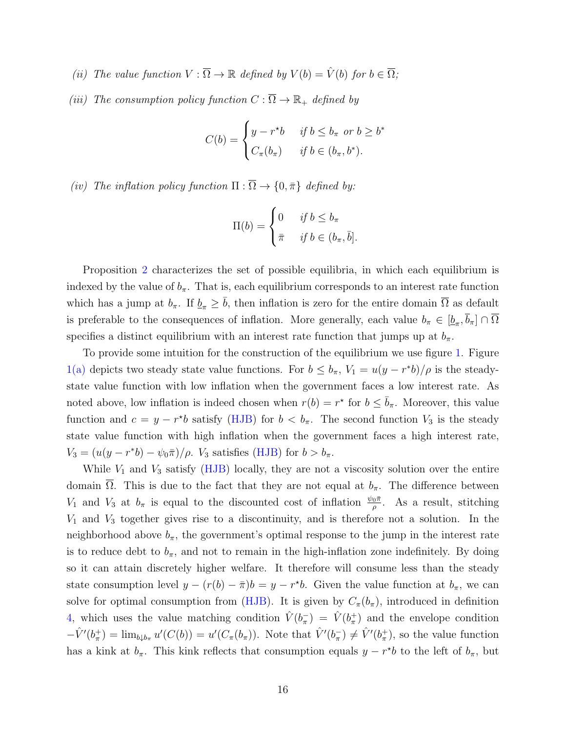*(ii) The value function $V : \overline{\Omega} \to \mathbb{R}$ defined by $V(b) = \hat{V}(b)$ for $b \in \overline{\Omega}$;*

*(iii) The consumption policy function $C : \overline{\Omega} \to \mathbb{R}_+$ defined by*

$$C(b) = \begin{cases} y - r^\star b & \text{if } b \le b_\pi \text{ or } b \ge b^* \\ C_\pi(b_\pi) & \text{if } b \in (b_\pi, b^*). \end{cases}$$

*(iv) The inflation policy function $\Pi : \overline{\Omega} \to \{0, \bar{\pi}\}$ defined by:*

$$\Pi(b) = \begin{cases} 0 & \text{if } b \le b_\pi \\ \bar{\pi} & \text{if } b \in (b_\pi, \bar{b}]. \end{cases}$$

Proposition 2 characterizes the set of possible equilibria, in which each equilibrium is indexed by the value of $b_\pi$. That is, each equilibrium corresponds to an interest rate function which has a jump at $b_\pi$. If $\underline{b}_\pi \ge \bar{b}$, then inflation is zero for the entire domain $\overline{\Omega}$ as default is preferable to the consequences of inflation. More generally, each value $b_\pi \in [\underline{b}_\pi, \overline{b}_\pi] \cap \overline{\Omega}$ specifies a distinct equilibrium with an interest rate function that jumps up at $b_\pi$.

To provide some intuition for the construction of the equilibrium we use figure 1. Figure 1(a) depicts two steady state value functions. For $b \le b_\pi$, $V_1 = u(y - r^* b)/\rho$ is the steady-state value function with low inflation when the government faces a low interest rate. As noted above, low inflation is indeed chosen when $r(b) = r^\star$ for $b \le \bar{b}_\pi$. Moreover, this value function and $c = y - r^\star b$ satisfy (HJB) for $b < b_\pi$. The second function $V_3$ is the steady state value function with high inflation when the government faces a high interest rate, $V_3 = (u(y - r^* b) - \psi_0 \bar{\pi})/\rho$. $V_3$ satisfies (HJB) for $b > b_\pi$.

While $V_1$ and $V_3$ satisfy (HJB) locally, they are not a viscosity solution over the entire domain $\overline{\Omega}$. This is due to the fact that they are not equal at $b_\pi$. The difference between $V_1$ and $V_3$ at $b_\pi$ is equal to the discounted cost of inflation $\frac{\psi_0 \bar{\pi}}{\rho}$. As a result, stitching $V_1$ and $V_3$ together gives rise to a discontinuity, and is therefore not a solution. In the neighborhood above $b_\pi$, the government's optimal response to the jump in the interest rate is to reduce debt to $b_\pi$, and not to remain in the high-inflation zone indefinitely. By doing so it can attain discretely higher welfare. It therefore will consume less than the steady state consumption level $y - (r(b) - \bar{\pi})b = y - r^\star b$. Given the value function at $b_\pi$, we can solve for optimal consumption from (HJB). It is given by $C_\pi(b_\pi)$, introduced in definition 4, which uses the value matching condition $\hat{V}(b_\pi^-) = \hat{V}(b_\pi^+)$ and the envelope condition $-\hat{V}'(b_\pi^+) = \lim_{b \downarrow b_\pi} u'(C(b)) = u'(C_\pi(b_\pi))$. Note that $\hat{V}'(b_\pi^-) \ne \hat{V}'(b_\pi^+)$, so the value function has a kink at $b_\pi$. This kink reflects that consumption equals $y - r^\star b$ to the left of $b_\pi$, but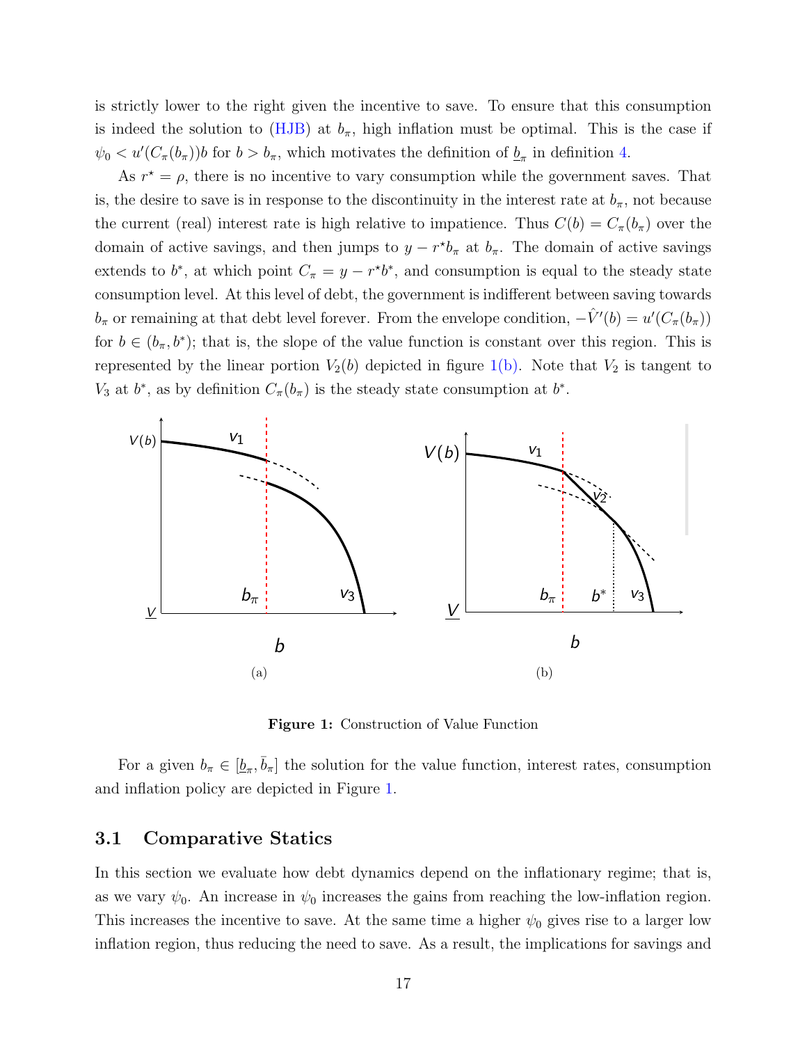is strictly lower to the right given the incentive to save. To ensure that this consumption is indeed the solution to (HJB) at $b_\pi$, high inflation must be optimal. This is the case if $\psi_0 < u'(C_\pi(b_\pi))b$ for $b > b_\pi$, which motivates the definition of $\underline{b}_\pi$ in definition 4.

As $r^\star = \rho$, there is no incentive to vary consumption while the government saves. That is, the desire to save is in response to the discontinuity in the interest rate at $b_\pi$, not because the current (real) interest rate is high relative to impatience. Thus $C(b) = C_\pi(b_\pi)$ over the domain of active savings, and then jumps to $y - r^\star b_\pi$ at $b_\pi$. The domain of active savings extends to $b^*$, at which point $C_\pi = y - r^\star b^*$, and consumption is equal to the steady state consumption level. At this level of debt, the government is indifferent between saving towards $b_\pi$ or remaining at that debt level forever. From the envelope condition, $-\hat{V}'(b) = u'(C_\pi(b_\pi))$ for $b \in (b_\pi, b^*)$; that is, the slope of the value function is constant over this region. This is represented by the linear portion $V_2(b)$ depicted in figure 1(b). Note that $V_2$ is tangent to $V_3$ at $b^*$, as by definition $C_\pi(b_\pi)$ is the steady state consumption at $b^*$.

(a)

(b)

**Figure 1:** Construction of Value Function

For a given $b_\pi \in [\underline{b}_\pi, \bar{b}_\pi]$ the solution for the value function, interest rates, consumption and inflation policy are depicted in Figure 1.

## 3.1 Comparative Statics

In this section we evaluate how debt dynamics depend on the inflationary regime; that is, as we vary $\psi_0$. An increase in $\psi_0$ increases the gains from reaching the low-inflation region. This increases the incentive to save. At the same time a higher $\psi_0$ gives rise to a larger low inflation region, thus reducing the need to save. As a result, the implications for savings and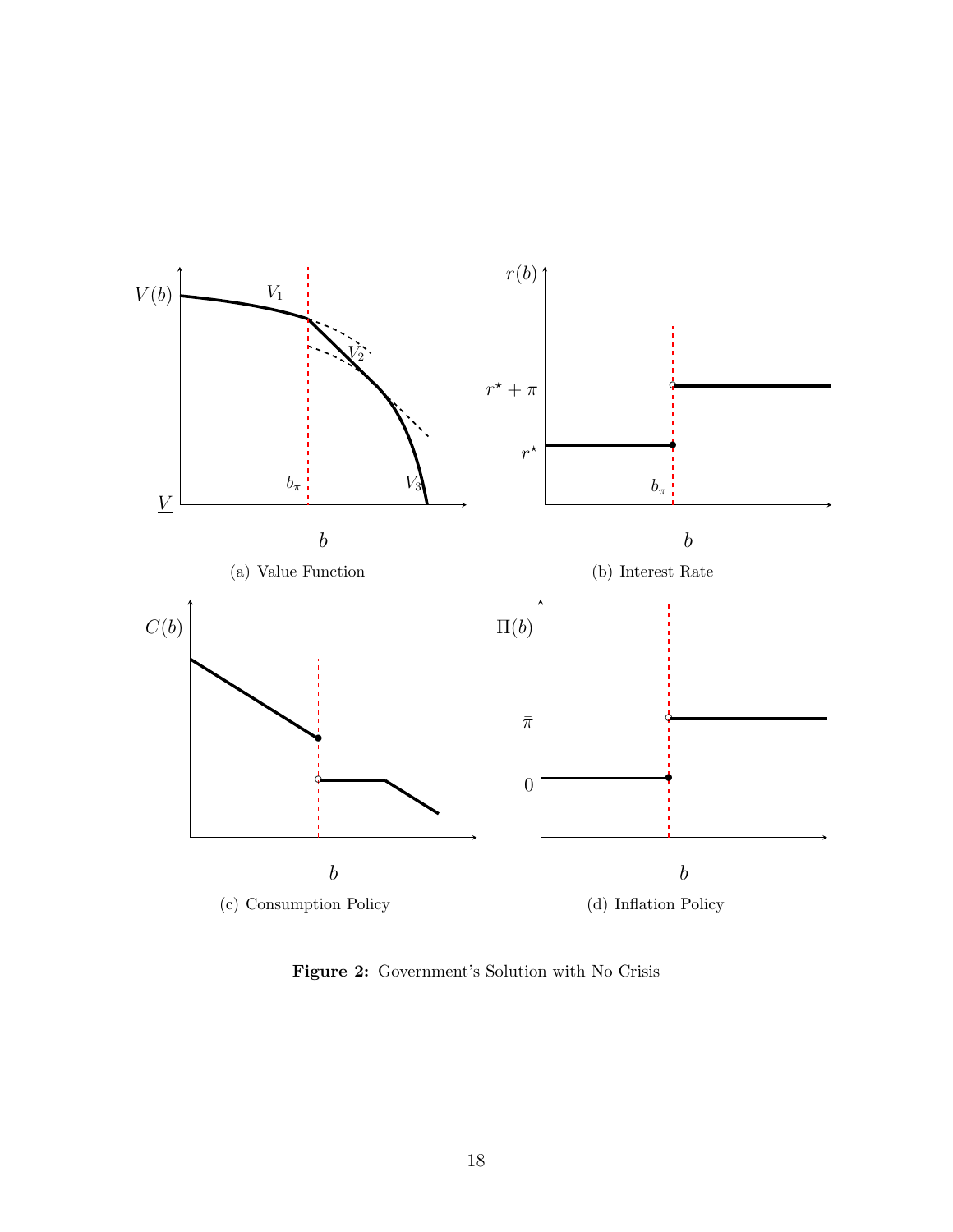(a) Value Function

(b) Interest Rate

(c) Consumption Policy

(d) Inflation Policy

**Figure 2:** Government's Solution with No Crisis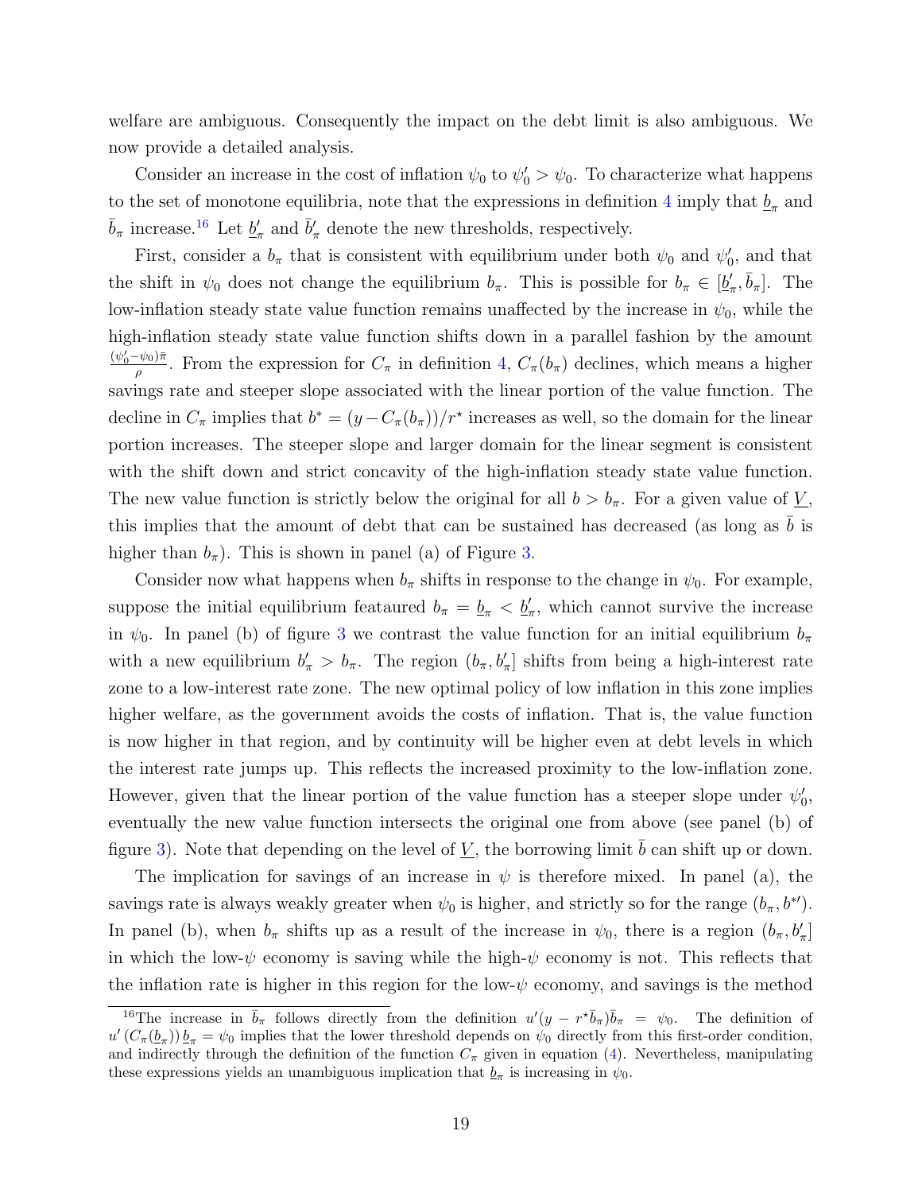welfare are ambiguous. Consequently the impact on the debt limit is also ambiguous. We now provide a detailed analysis.

Consider an increase in the cost of inflation $\psi_0$ to $\psi_0' > \psi_0$. To characterize what happens to the set of monotone equilibria, note that the expressions in definition 4 imply that $\underline{b}_\pi$ and $\bar{b}_\pi$ increase.[16] Let $\underline{b}_\pi'$ and $\bar{b}_\pi'$ denote the new thresholds, respectively.

First, consider a $b_\pi$ that is consistent with equilibrium under both $\psi_0$ and $\psi_0'$, and that the shift in $\psi_0$ does not change the equilibrium $b_\pi$. This is possible for $b_\pi \in [\underline{b}_\pi', \bar{b}_\pi]$. The low-inflation steady state value function remains unaffected by the increase in $\psi_0$, while the high-inflation steady state value function shifts down in a parallel fashion by the amount $\frac{(\psi_0' - \psi_0)\bar{\pi}}{\rho}$. From the expression for $C_\pi$ in definition 4, $C_\pi(b_\pi)$ declines, which means a higher savings rate and steeper slope associated with the linear portion of the value function. The decline in $C_\pi$ implies that $b^* = (y - C_\pi(b_\pi))/r^\star$ increases as well, so the domain for the linear portion increases. The steeper slope and larger domain for the linear segment is consistent with the shift down and strict concavity of the high-inflation steady state value function. The new value function is strictly below the original for all $b > b_\pi$. For a given value of $\underline{V}$, this implies that the amount of debt that can be sustained has decreased (as long as $\bar{b}$ is higher than $b_\pi$). This is shown in panel (a) of Figure 3.

Consider now what happens when $b_\pi$ shifts in response to the change in $\psi_0$. For example, suppose the initial equilibrium feataured $b_\pi = \underline{b}_\pi < \underline{b}_\pi'$, which cannot survive the increase in $\psi_0$. In panel (b) of figure 3 we contrast the value function for an initial equilibrium $b_\pi$ with a new equilibrium $b_\pi' > b_\pi$. The region $(b_\pi, b_\pi']$ shifts from being a high-interest rate zone to a low-interest rate zone. The new optimal policy of low inflation in this zone implies higher welfare, as the government avoids the costs of inflation. That is, the value function is now higher in that region, and by continuity will be higher even at debt levels in which the interest rate jumps up. This reflects the increased proximity to the low-inflation zone. However, given that the linear portion of the value function has a steeper slope under $\psi_0'$, eventually the new value function intersects the original one from above (see panel (b) of figure 3). Note that depending on the level of $\underline{V}$, the borrowing limit $\bar{b}$ can shift up or down.

The implication for savings of an increase in $\psi$ is therefore mixed. In panel (a), the savings rate is always weakly greater when $\psi_0$ is higher, and strictly so for the range $(b_\pi, b^{*\prime})$. In panel (b), when $b_\pi$ shifts up as a result of the increase in $\psi_0$, there is a region $(b_\pi, b_\pi']$ in which the low-$\psi$ economy is saving while the high-$\psi$ economy is not. This reflects that the inflation rate is higher in this region for the low-$\psi$ economy, and savings is the method

[16] The increase in $\bar{b}_\pi$ follows directly from the definition $u'(y - r^\star \bar{b}_\pi)\bar{b}_\pi = \psi_0$. The definition of $u'(C_\pi(\underline{b}_\pi))\,\underline{b}_\pi = \psi_0$ implies that the lower threshold depends on $\psi_0$ directly from this first-order condition, and indirectly through the definition of the function $C_\pi$ given in equation (4). Nevertheless, manipulating these expressions yields an unambiguous implication that $\underline{b}_\pi$ is increasing in $\psi_0$.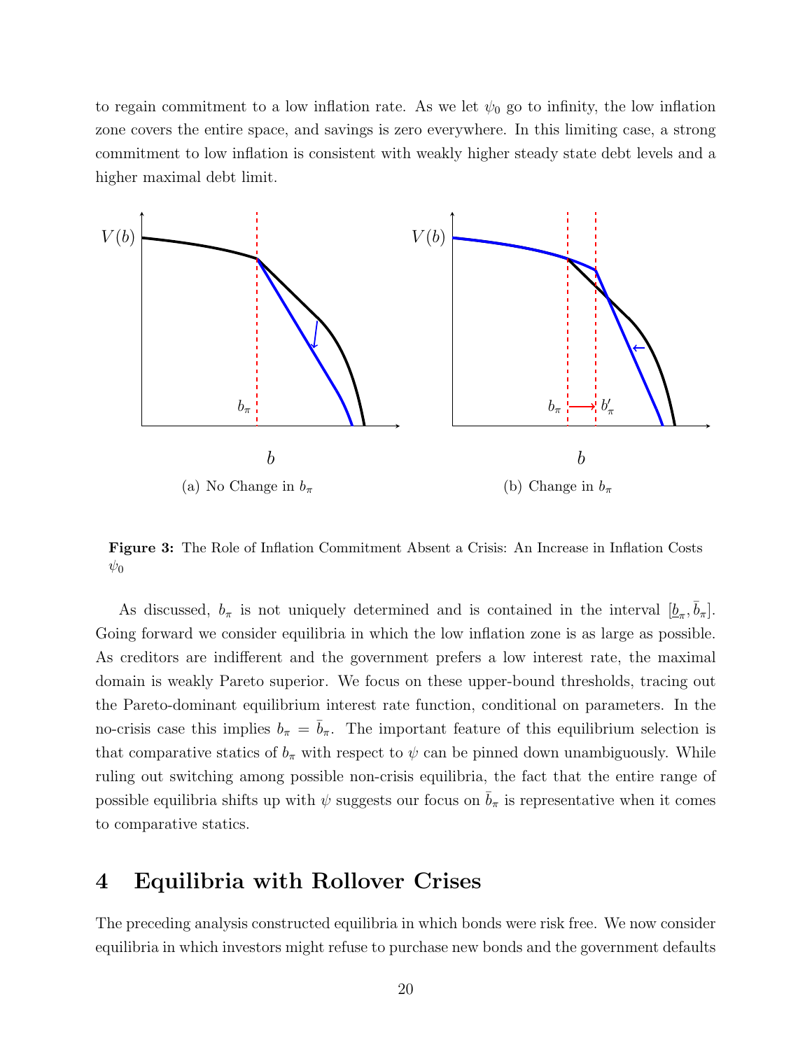to regain commitment to a low inflation rate. As we let $\psi_0$ go to infinity, the low inflation zone covers the entire space, and savings is zero everywhere. In this limiting case, a strong commitment to low inflation is consistent with weakly higher steady state debt levels and a higher maximal debt limit.

(a) No Change in $b_\pi$

(b) Change in $b_\pi$

**Figure 3:** The Role of Inflation Commitment Absent a Crisis: An Increase in Inflation Costs $\psi_0$

As discussed, $b_\pi$ is not uniquely determined and is contained in the interval $[\underline{b}_\pi, \bar{b}_\pi]$. Going forward we consider equilibria in which the low inflation zone is as large as possible. As creditors are indifferent and the government prefers a low interest rate, the maximal domain is weakly Pareto superior. We focus on these upper-bound thresholds, tracing out the Pareto-dominant equilibrium interest rate function, conditional on parameters. In the no-crisis case this implies $b_\pi = \bar{b}_\pi$. The important feature of this equilibrium selection is that comparative statics of $b_\pi$ with respect to $\psi$ can be pinned down unambiguously. While ruling out switching among possible non-crisis equilibria, the fact that the entire range of possible equilibria shifts up with $\psi$ suggests our focus on $\bar{b}_\pi$ is representative when it comes to comparative statics.

# 4 Equilibria with Rollover Crises

The preceding analysis constructed equilibria in which bonds were risk free. We now consider equilibria in which investors might refuse to purchase new bonds and the government defaults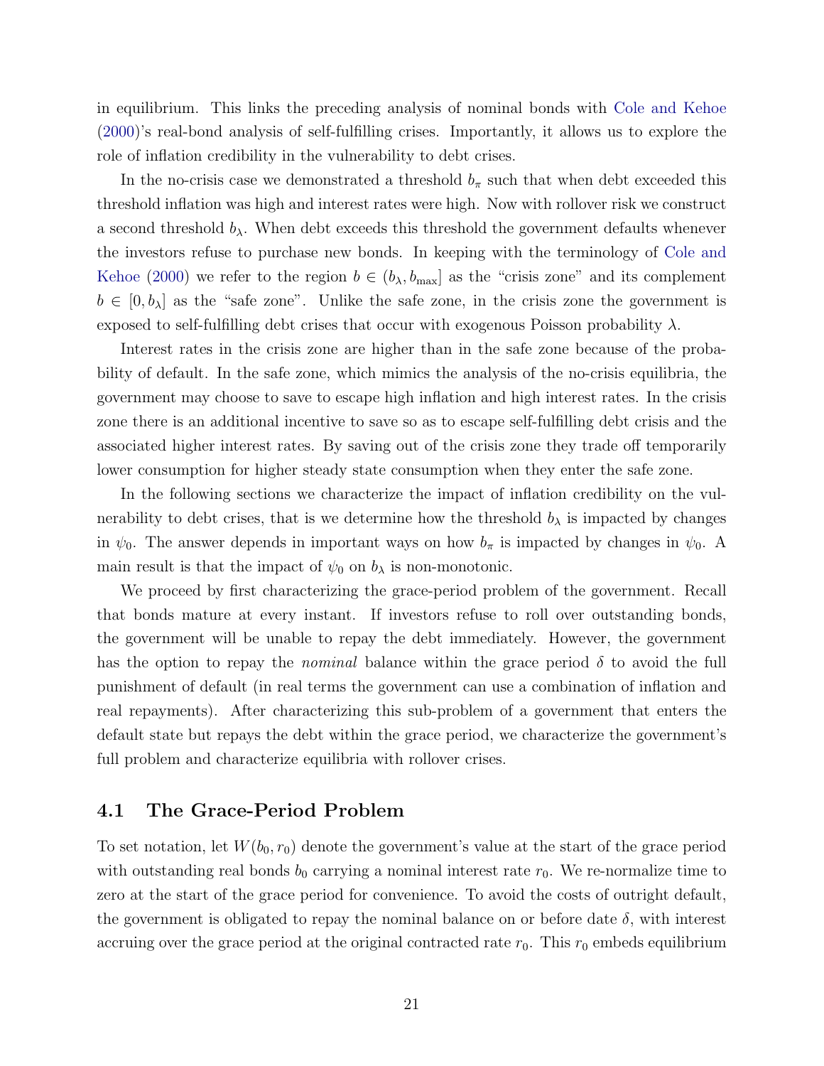in equilibrium. This links the preceding analysis of nominal bonds with Cole and Kehoe (2000)'s real-bond analysis of self-fulfilling crises. Importantly, it allows us to explore the role of inflation credibility in the vulnerability to debt crises.

In the no-crisis case we demonstrated a threshold $b_\pi$ such that when debt exceeded this threshold inflation was high and interest rates were high. Now with rollover risk we construct a second threshold $b_\lambda$. When debt exceeds this threshold the government defaults whenever the investors refuse to purchase new bonds. In keeping with the terminology of Cole and Kehoe (2000) we refer to the region $b \in (b_\lambda, b_{\max}]$ as the "crisis zone" and its complement $b \in [0, b_\lambda]$ as the "safe zone". Unlike the safe zone, in the crisis zone the government is exposed to self-fulfilling debt crises that occur with exogenous Poisson probability $\lambda$.

Interest rates in the crisis zone are higher than in the safe zone because of the probability of default. In the safe zone, which mimics the analysis of the no-crisis equilibria, the government may choose to save to escape high inflation and high interest rates. In the crisis zone there is an additional incentive to save so as to escape self-fulfilling debt crisis and the associated higher interest rates. By saving out of the crisis zone they trade off temporarily lower consumption for higher steady state consumption when they enter the safe zone.

In the following sections we characterize the impact of inflation credibility on the vulnerability to debt crises, that is we determine how the threshold $b_\lambda$ is impacted by changes in $\psi_0$. The answer depends in important ways on how $b_\pi$ is impacted by changes in $\psi_0$. A main result is that the impact of $\psi_0$ on $b_\lambda$ is non-monotonic.

We proceed by first characterizing the grace-period problem of the government. Recall that bonds mature at every instant. If investors refuse to roll over outstanding bonds, the government will be unable to repay the debt immediately. However, the government has the option to repay the *nominal* balance within the grace period $\delta$ to avoid the full punishment of default (in real terms the government can use a combination of inflation and real repayments). After characterizing this sub-problem of a government that enters the default state but repays the debt within the grace period, we characterize the government's full problem and characterize equilibria with rollover crises.

## 4.1 The Grace-Period Problem

To set notation, let $W(b_0, r_0)$ denote the government's value at the start of the grace period with outstanding real bonds $b_0$ carrying a nominal interest rate $r_0$. We re-normalize time to zero at the start of the grace period for convenience. To avoid the costs of outright default, the government is obligated to repay the nominal balance on or before date $\delta$, with interest accruing over the grace period at the original contracted rate $r_0$. This $r_0$ embeds equilibrium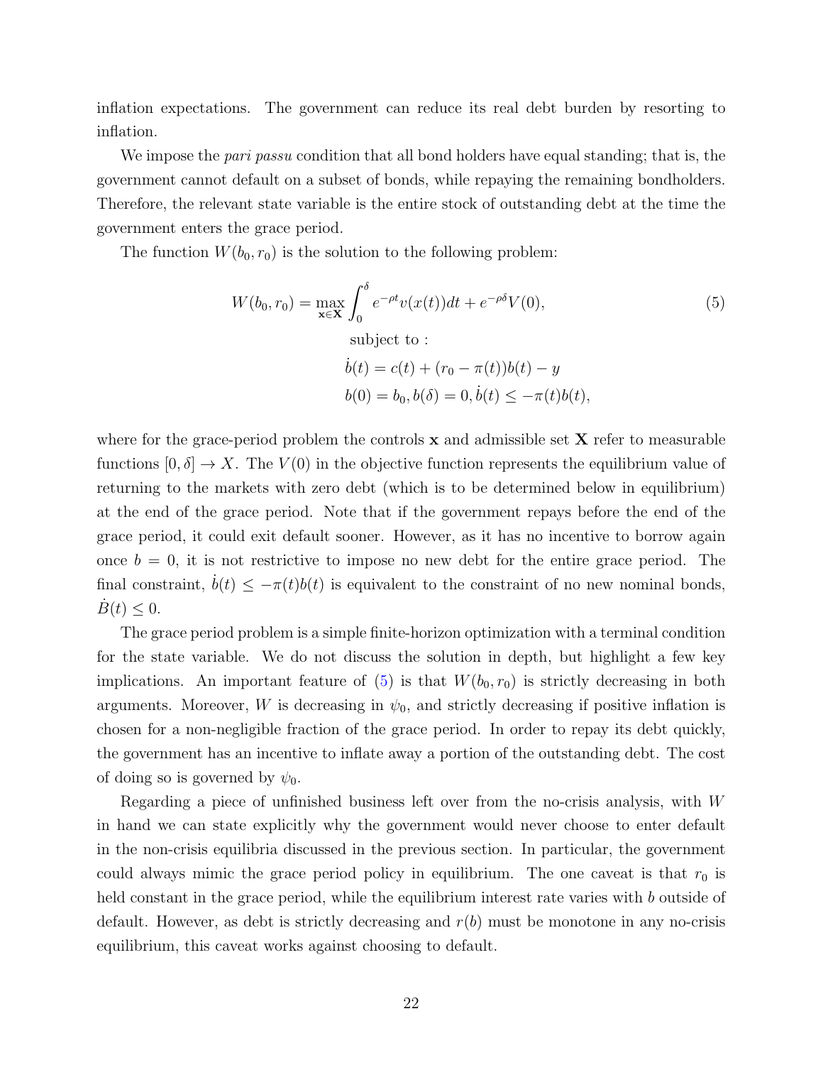inflation expectations. The government can reduce its real debt burden by resorting to inflation.

We impose the *pari passu* condition that all bond holders have equal standing; that is, the government cannot default on a subset of bonds, while repaying the remaining bondholders. Therefore, the relevant state variable is the entire stock of outstanding debt at the time the government enters the grace period.

The function $W(b_0, r_0)$ is the solution to the following problem:

$$
\begin{aligned}
W(b_0, r_0) = \max_{\mathbf{x}\in\mathbf{X}} \int_0^\delta e^{-\rho t} v(x(t))dt + e^{-\rho\delta}V(0), \qquad (5)\\
\text{subject to :}\\
\dot{b}(t) = c(t) + (r_0 - \pi(t))b(t) - y\\
b(0) = b_0, b(\delta) = 0, \dot{b}(t) \leq -\pi(t)b(t),
\end{aligned}
$$

where for the grace-period problem the controls $\mathbf{x}$ and admissible set $\mathbf{X}$ refer to measurable functions $[0, \delta] \to X$. The $V(0)$ in the objective function represents the equilibrium value of returning to the markets with zero debt (which is to be determined below in equilibrium) at the end of the grace period. Note that if the government repays before the end of the grace period, it could exit default sooner. However, as it has no incentive to borrow again once $b = 0$, it is not restrictive to impose no new debt for the entire grace period. The final constraint, $\dot{b}(t) \leq -\pi(t)b(t)$ is equivalent to the constraint of no new nominal bonds, $\dot{B}(t) \leq 0$.

The grace period problem is a simple finite-horizon optimization with a terminal condition for the state variable. We do not discuss the solution in depth, but highlight a few key implications. An important feature of (5) is that $W(b_0, r_0)$ is strictly decreasing in both arguments. Moreover, $W$ is decreasing in $\psi_0$, and strictly decreasing if positive inflation is chosen for a non-negligible fraction of the grace period. In order to repay its debt quickly, the government has an incentive to inflate away a portion of the outstanding debt. The cost of doing so is governed by $\psi_0$.

Regarding a piece of unfinished business left over from the no-crisis analysis, with $W$ in hand we can state explicitly why the government would never choose to enter default in the non-crisis equilibria discussed in the previous section. In particular, the government could always mimic the grace period policy in equilibrium. The one caveat is that $r_0$ is held constant in the grace period, while the equilibrium interest rate varies with $b$ outside of default. However, as debt is strictly decreasing and $r(b)$ must be monotone in any no-crisis equilibrium, this caveat works against choosing to default.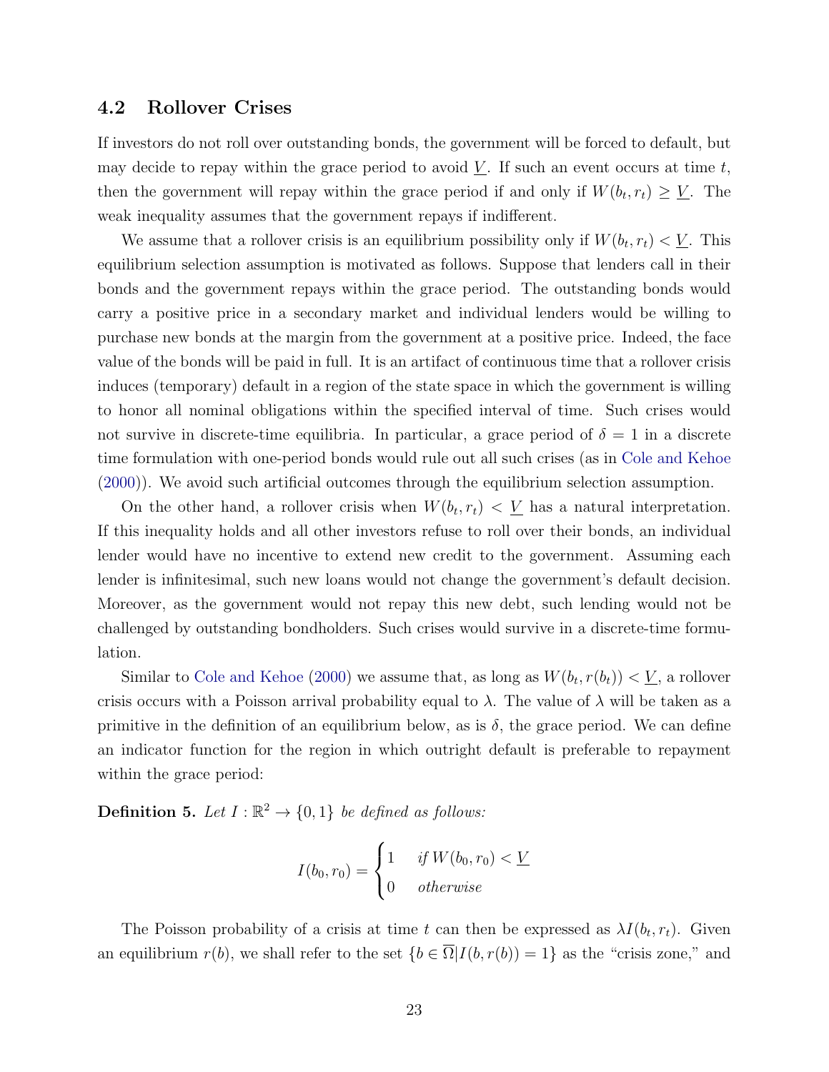### 4.2 Rollover Crises

If investors do not roll over outstanding bonds, the government will be forced to default, but may decide to repay within the grace period to avoid $\underline{V}$. If such an event occurs at time $t$, then the government will repay within the grace period if and only if $W(b_t, r_t) \geq \underline{V}$. The weak inequality assumes that the government repays if indifferent.

We assume that a rollover crisis is an equilibrium possibility only if $W(b_t, r_t) < \underline{V}$. This equilibrium selection assumption is motivated as follows. Suppose that lenders call in their bonds and the government repays within the grace period. The outstanding bonds would carry a positive price in a secondary market and individual lenders would be willing to purchase new bonds at the margin from the government at a positive price. Indeed, the face value of the bonds will be paid in full. It is an artifact of continuous time that a rollover crisis induces (temporary) default in a region of the state space in which the government is willing to honor all nominal obligations within the specified interval of time. Such crises would not survive in discrete-time equilibria. In particular, a grace period of $\delta = 1$ in a discrete time formulation with one-period bonds would rule out all such crises (as in Cole and Kehoe (2000)). We avoid such artificial outcomes through the equilibrium selection assumption.

On the other hand, a rollover crisis when $W(b_t, r_t) < \underline{V}$ has a natural interpretation. If this inequality holds and all other investors refuse to roll over their bonds, an individual lender would have no incentive to extend new credit to the government. Assuming each lender is infinitesimal, such new loans would not change the government's default decision. Moreover, as the government would not repay this new debt, such lending would not be challenged by outstanding bondholders. Such crises would survive in a discrete-time formulation.

Similar to Cole and Kehoe (2000) we assume that, as long as $W(b_t, r(b_t)) < \underline{V}$, a rollover crisis occurs with a Poisson arrival probability equal to $\lambda$. The value of $\lambda$ will be taken as a primitive in the definition of an equilibrium below, as is $\delta$, the grace period. We can define an indicator function for the region in which outright default is preferable to repayment within the grace period:

**Definition 5.** *Let $I : \mathbb{R}^2 \to \{0, 1\}$ be defined as follows:*

$$I(b_0, r_0) = \begin{cases} 1 & \text{if } W(b_0, r_0) < \underline{V} \\ 0 & \text{otherwise} \end{cases}$$

The Poisson probability of a crisis at time $t$ can then be expressed as $\lambda I(b_t, r_t)$. Given an equilibrium $r(b)$, we shall refer to the set $\{b \in \overline{\Omega} | I(b, r(b)) = 1\}$ as the "crisis zone," and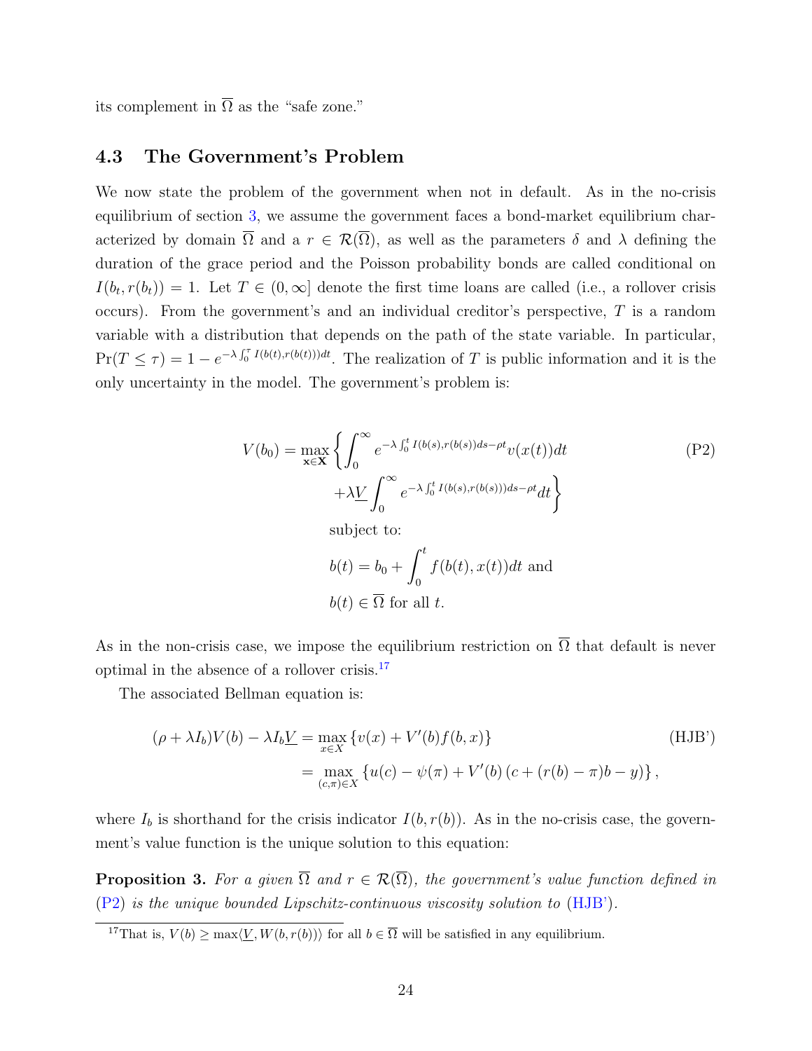its complement in $\overline{\Omega}$ as the "safe zone."

### 4.3 The Government's Problem

We now state the problem of the government when not in default. As in the no-crisis equilibrium of section 3, we assume the government faces a bond-market equilibrium characterized by domain $\overline{\Omega}$ and a $r \in \mathcal{R}(\overline{\Omega})$, as well as the parameters $\delta$ and $\lambda$ defining the duration of the grace period and the Poisson probability bonds are called conditional on $I(b_t, r(b_t)) = 1$. Let $T \in (0, \infty]$ denote the first time loans are called (i.e., a rollover crisis occurs). From the government's and an individual creditor's perspective, $T$ is a random variable with a distribution that depends on the path of the state variable. In particular, $\Pr(T \leq \tau) = 1 - e^{-\lambda \int_0^\tau I(b(t), r(b(t)))dt}$. The realization of $T$ is public information and it is the only uncertainty in the model. The government's problem is:

$$
\begin{aligned}
V(b_0) = \max_{\mathbf{x} \in \mathbf{X}} \Bigg\{ &\int_0^\infty e^{-\lambda \int_0^t I(b(s), r(b(s))ds - \rho t} v(x(t))dt \\
&+ \lambda \underline{V} \int_0^\infty e^{-\lambda \int_0^t I(b(s), r(b(s)))ds - \rho t} dt \Bigg\} \\
&\text{subject to:} \\
&b(t) = b_0 + \int_0^t f(b(t), x(t))dt \text{ and} \\
&b(t) \in \overline{\Omega} \text{ for all } t.
\end{aligned}
\tag{P2}
$$

As in the non-crisis case, we impose the equilibrium restriction on $\overline{\Omega}$ that default is never optimal in the absence of a rollover crisis.[17]

The associated Bellman equation is:

$$
\begin{aligned}
(\rho + \lambda I_b) V(b) - \lambda I_b \underline{V} &= \max_{x \in X} \left\{ v(x) + V'(b) f(b, x) \right\} \\
&= \max_{(c, \pi) \in X} \left\{ u(c) - \psi(\pi) + V'(b) \left( c + (r(b) - \pi) b - y \right) \right\},
\end{aligned}
\tag{HJB'}
$$

where $I_b$ is shorthand for the crisis indicator $I(b, r(b))$. As in the no-crisis case, the government's value function is the unique solution to this equation:

**Proposition 3.** *For a given $\overline{\Omega}$ and $r \in \mathcal{R}(\overline{\Omega})$, the government's value function defined in (P2) is the unique bounded Lipschitz-continuous viscosity solution to (HJB').*

---

[17] That is, $V(b) \geq \max\langle \underline{V}, W(b, r(b)) \rangle$ for all $b \in \overline{\Omega}$ will be satisfied in any equilibrium.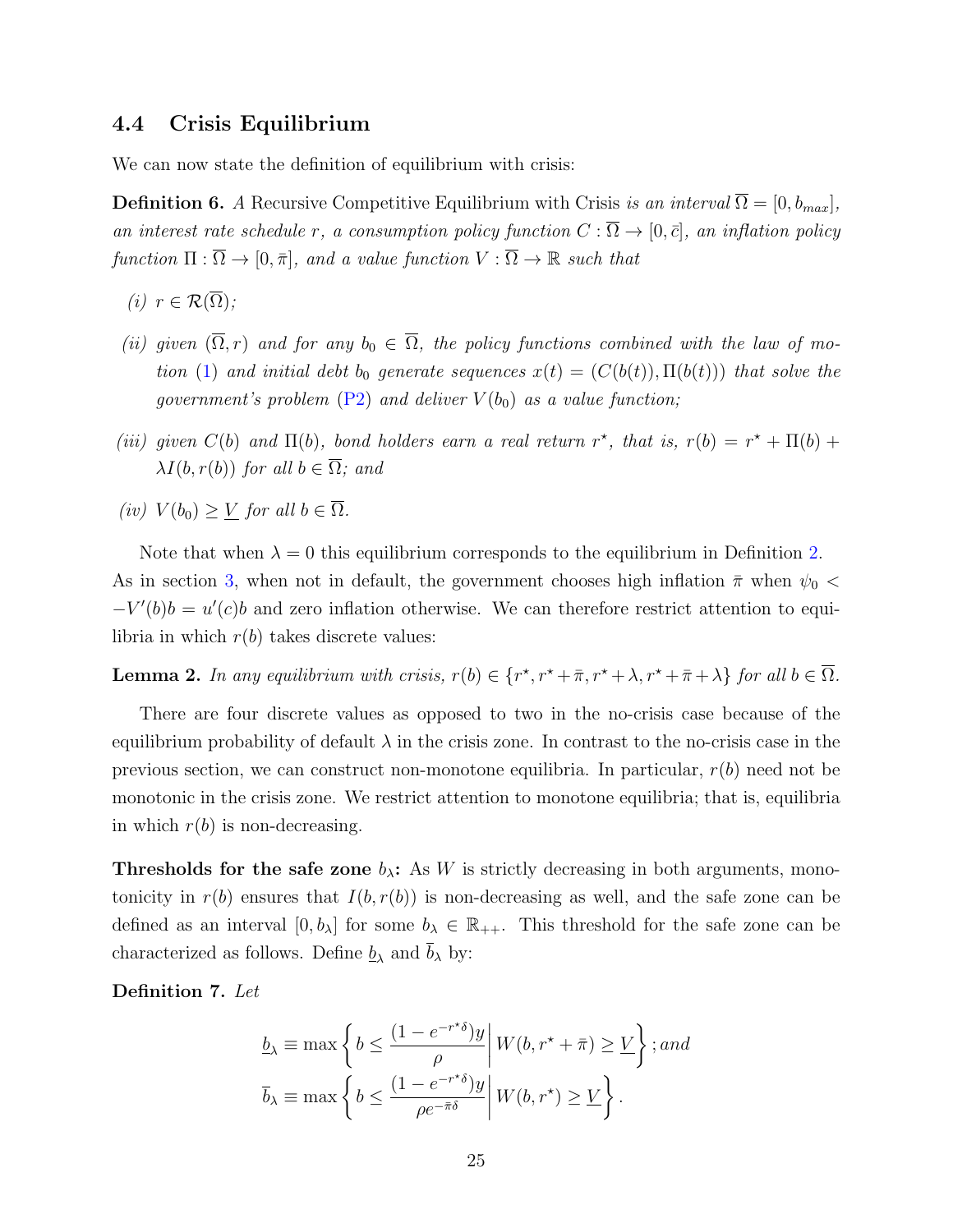### 4.4 Crisis Equilibrium

We can now state the definition of equilibrium with crisis:

**Definition 6.** *A* Recursive Competitive Equilibrium with Crisis *is an interval $\overline{\Omega} = [0, b_{max}]$, an interest rate schedule $r$, a consumption policy function $C : \overline{\Omega} \to [0, \bar{c}]$, an inflation policy function $\Pi : \overline{\Omega} \to [0, \bar{\pi}]$, and a value function $V : \overline{\Omega} \to \mathbb{R}$ such that*

*(i) $r \in \mathcal{R}(\overline{\Omega})$;*

*(ii) given $(\overline{\Omega}, r)$ and for any $b_0 \in \overline{\Omega}$, the policy functions combined with the law of motion (1) and initial debt $b_0$ generate sequences $x(t) = (C(b(t)), \Pi(b(t)))$ that solve the government's problem (P2) and deliver $V(b_0)$ as a value function;*

*(iii) given $C(b)$ and $\Pi(b)$, bond holders earn a real return $r^\star$, that is, $r(b) = r^\star + \Pi(b) + \lambda I(b, r(b))$ for all $b \in \overline{\Omega}$; and*

*(iv) $V(b_0) \geq \underline{V}$ for all $b \in \overline{\Omega}$.*

Note that when $\lambda = 0$ this equilibrium corresponds to the equilibrium in Definition 2. As in section 3, when not in default, the government chooses high inflation $\bar{\pi}$ when $\psi_0 < -V'(b)b = u'(c)b$ and zero inflation otherwise. We can therefore restrict attention to equilibria in which $r(b)$ takes discrete values:

**Lemma 2.** *In any equilibrium with crisis, $r(b) \in \{r^\star, r^\star + \bar{\pi}, r^\star + \lambda, r^\star + \bar{\pi} + \lambda\}$ for all $b \in \overline{\Omega}$.*

There are four discrete values as opposed to two in the no-crisis case because of the equilibrium probability of default $\lambda$ in the crisis zone. In contrast to the no-crisis case in the previous section, we can construct non-monotone equilibria. In particular, $r(b)$ need not be monotonic in the crisis zone. We restrict attention to monotone equilibria; that is, equilibria in which $r(b)$ is non-decreasing.

**Thresholds for the safe zone $b_\lambda$:** As $W$ is strictly decreasing in both arguments, monotonicity in $r(b)$ ensures that $I(b, r(b))$ is non-decreasing as well, and the safe zone can be defined as an interval $[0, b_\lambda]$ for some $b_\lambda \in \mathbb{R}_{++}$. This threshold for the safe zone can be characterized as follows. Define $\underline{b}_\lambda$ and $\overline{b}_\lambda$ by:

**Definition 7.** *Let*

$$\underline{b}_\lambda \equiv \max \left\{ b \leq \frac{(1 - e^{-r^\star \delta})y}{\rho} \middle| W(b, r^\star + \bar{\pi}) \geq \underline{V} \right\}; \text{and}$$

$$\overline{b}_\lambda \equiv \max \left\{ b \leq \frac{(1 - e^{-r^\star \delta})y}{\rho e^{-\bar{\pi}\delta}} \middle| W(b, r^\star) \geq \underline{V} \right\}.$$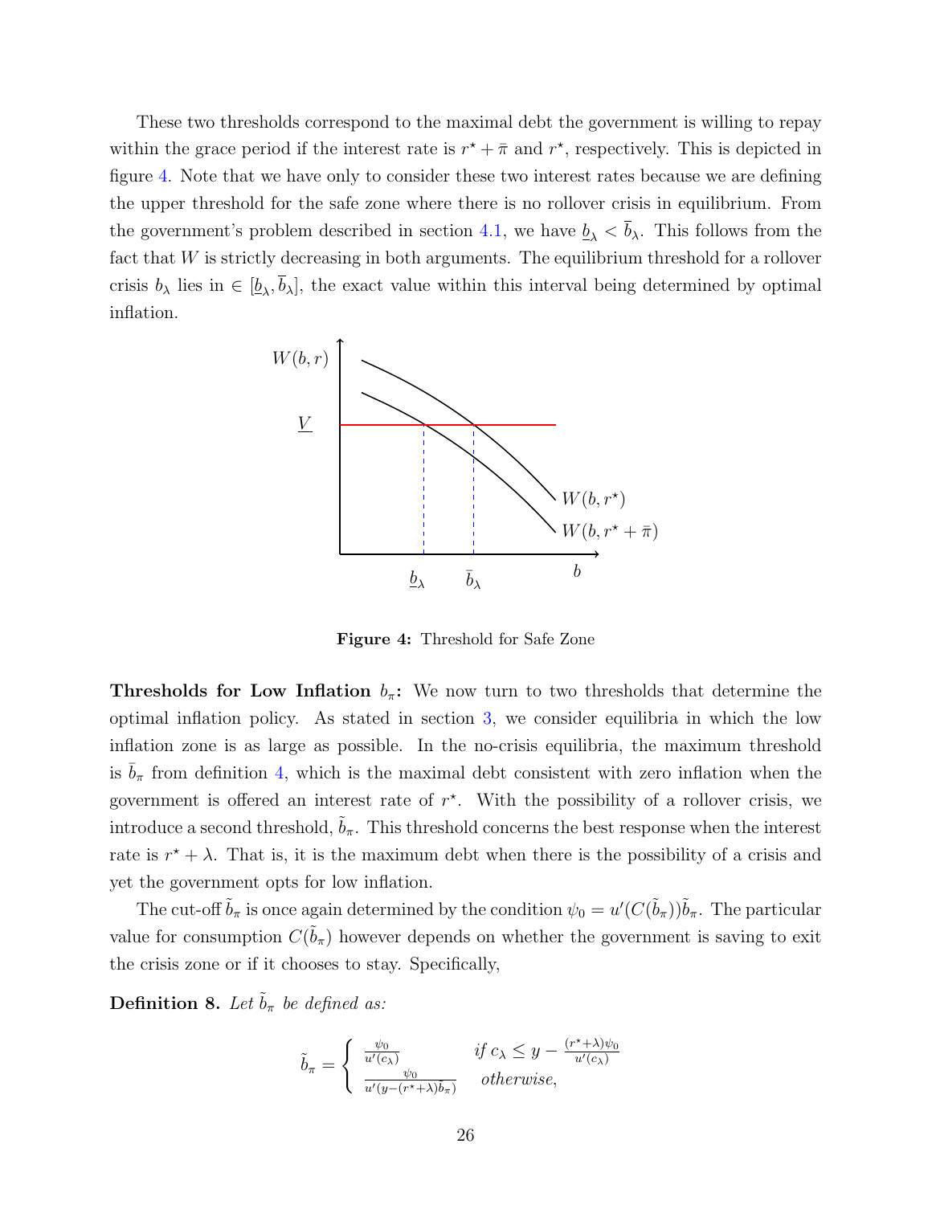These two thresholds correspond to the maximal debt the government is willing to repay within the grace period if the interest rate is $r^\star + \bar{\pi}$ and $r^\star$, respectively. This is depicted in figure 4. Note that we have only to consider these two interest rates because we are defining the upper threshold for the safe zone where there is no rollover crisis in equilibrium. From the government's problem described in section 4.1, we have $\underline{b}_\lambda < \bar{b}_\lambda$. This follows from the fact that $W$ is strictly decreasing in both arguments. The equilibrium threshold for a rollover crisis $b_\lambda$ lies in $\in [\underline{b}_\lambda, \bar{b}_\lambda]$, the exact value within this interval being determined by optimal inflation.

**Figure 4:** Threshold for Safe Zone

**Thresholds for Low Inflation $b_\pi$:** We now turn to two thresholds that determine the optimal inflation policy. As stated in section 3, we consider equilibria in which the low inflation zone is as large as possible. In the no-crisis equilibria, the maximum threshold is $\bar{b}_\pi$ from definition 4, which is the maximal debt consistent with zero inflation when the government is offered an interest rate of $r^\star$. With the possibility of a rollover crisis, we introduce a second threshold, $\tilde{b}_\pi$. This threshold concerns the best response when the interest rate is $r^\star + \lambda$. That is, it is the maximum debt when there is the possibility of a crisis and yet the government opts for low inflation.

The cut-off $\tilde{b}_\pi$ is once again determined by the condition $\psi_0 = u'(C(\tilde{b}_\pi))\tilde{b}_\pi$. The particular value for consumption $C(\tilde{b}_\pi)$ however depends on whether the government is saving to exit the crisis zone or if it chooses to stay. Specifically,

**Definition 8.** *Let $\tilde{b}_\pi$ be defined as:*

$$\tilde{b}_\pi = \begin{cases} \frac{\psi_0}{u'(c_\lambda)} & \text{if } c_\lambda \leq y - \frac{(r^\star+\lambda)\psi_0}{u'(c_\lambda)} \\ \frac{\psi_0}{u'(y-(r^\star+\lambda)\tilde{b}_\pi)} & \text{otherwise,} \end{cases}$$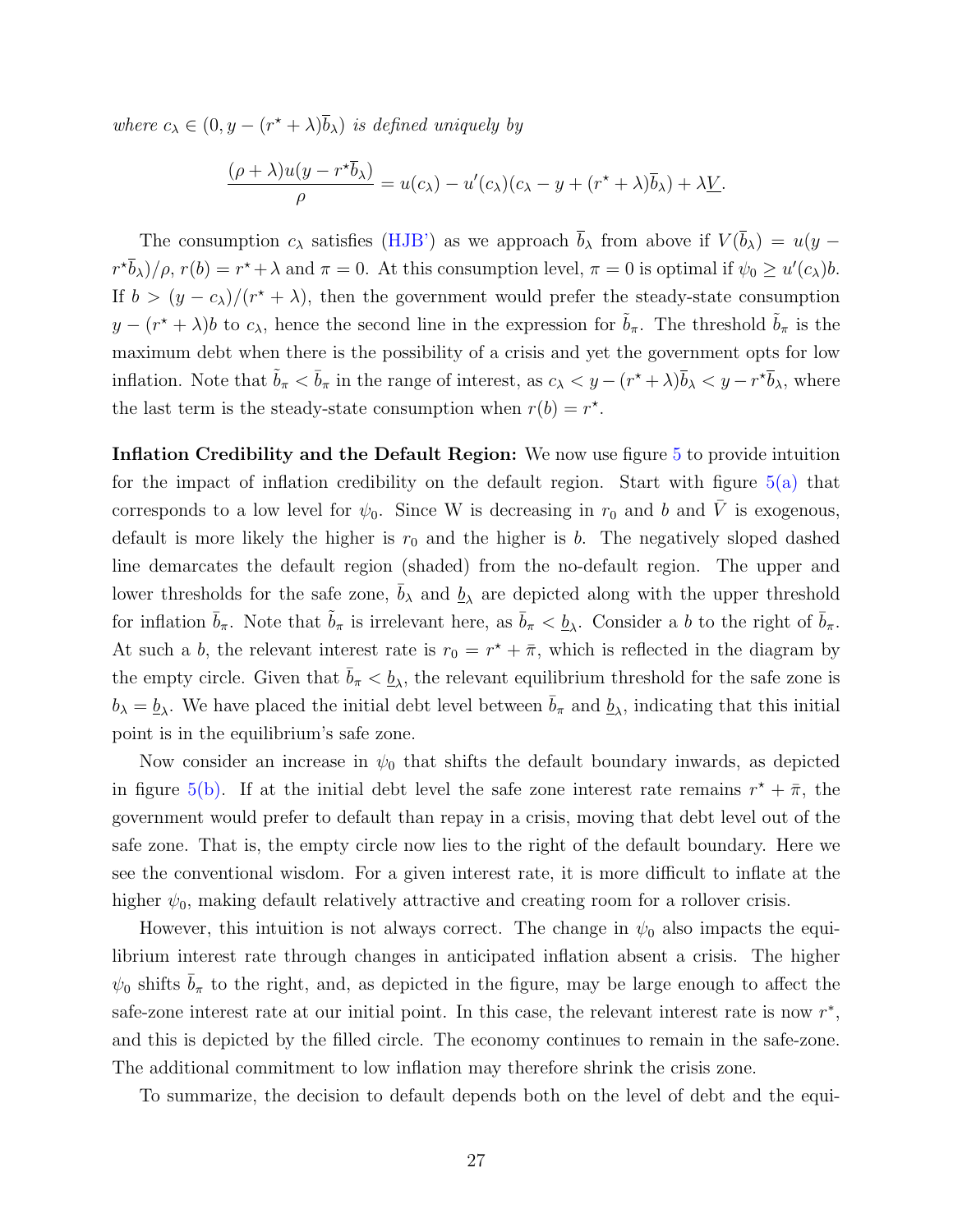*where $c_\lambda \in (0, y - (r^\star + \lambda)\bar{b}_\lambda)$ is defined uniquely by*

$$\frac{(\rho + \lambda)u(y - r^\star \bar{b}_\lambda)}{\rho} = u(c_\lambda) - u'(c_\lambda)(c_\lambda - y + (r^\star + \lambda)\bar{b}_\lambda) + \lambda \underline{V}.$$

The consumption $c_\lambda$ satisfies (HJB') as we approach $\bar{b}_\lambda$ from above if $V(\bar{b}_\lambda) = u(y - r^\star \bar{b}_\lambda)/\rho$, $r(b) = r^\star + \lambda$ and $\pi = 0$. At this consumption level, $\pi = 0$ is optimal if $\psi_0 \geq u'(c_\lambda)b$. If $b > (y - c_\lambda)/(r^\star + \lambda)$, then the government would prefer the steady-state consumption $y - (r^\star + \lambda)b$ to $c_\lambda$, hence the second line in the expression for $\tilde{b}_\pi$. The threshold $\tilde{b}_\pi$ is the maximum debt when there is the possibility of a crisis and yet the government opts for low inflation. Note that $\tilde{b}_\pi < \bar{b}_\pi$ in the range of interest, as $c_\lambda < y - (r^\star + \lambda)\bar{b}_\lambda < y - r^\star \bar{b}_\lambda$, where the last term is the steady-state consumption when $r(b) = r^\star$.

**Inflation Credibility and the Default Region:** We now use figure 5 to provide intuition for the impact of inflation credibility on the default region. Start with figure 5(a) that corresponds to a low level for $\psi_0$. Since W is decreasing in $r_0$ and $b$ and $\bar{V}$ is exogenous, default is more likely the higher is $r_0$ and the higher is $b$. The negatively sloped dashed line demarcates the default region (shaded) from the no-default region. The upper and lower thresholds for the safe zone, $\bar{b}_\lambda$ and $\underline{b}_\lambda$ are depicted along with the upper threshold for inflation $\bar{b}_\pi$. Note that $\tilde{b}_\pi$ is irrelevant here, as $\bar{b}_\pi < \underline{b}_\lambda$. Consider a $b$ to the right of $\bar{b}_\pi$. At such a $b$, the relevant interest rate is $r_0 = r^\star + \bar{\pi}$, which is reflected in the diagram by the empty circle. Given that $\bar{b}_\pi < \underline{b}_\lambda$, the relevant equilibrium threshold for the safe zone is $b_\lambda = \underline{b}_\lambda$. We have placed the initial debt level between $\bar{b}_\pi$ and $\underline{b}_\lambda$, indicating that this initial point is in the equilibrium's safe zone.

Now consider an increase in $\psi_0$ that shifts the default boundary inwards, as depicted in figure 5(b). If at the initial debt level the safe zone interest rate remains $r^\star + \bar{\pi}$, the government would prefer to default than repay in a crisis, moving that debt level out of the safe zone. That is, the empty circle now lies to the right of the default boundary. Here we see the conventional wisdom. For a given interest rate, it is more difficult to inflate at the higher $\psi_0$, making default relatively attractive and creating room for a rollover crisis.

However, this intuition is not always correct. The change in $\psi_0$ also impacts the equilibrium interest rate through changes in anticipated inflation absent a crisis. The higher $\psi_0$ shifts $\bar{b}_\pi$ to the right, and, as depicted in the figure, may be large enough to affect the safe-zone interest rate at our initial point. In this case, the relevant interest rate is now $r^*$, and this is depicted by the filled circle. The economy continues to remain in the safe-zone. The additional commitment to low inflation may therefore shrink the crisis zone.

To summarize, the decision to default depends both on the level of debt and the equi-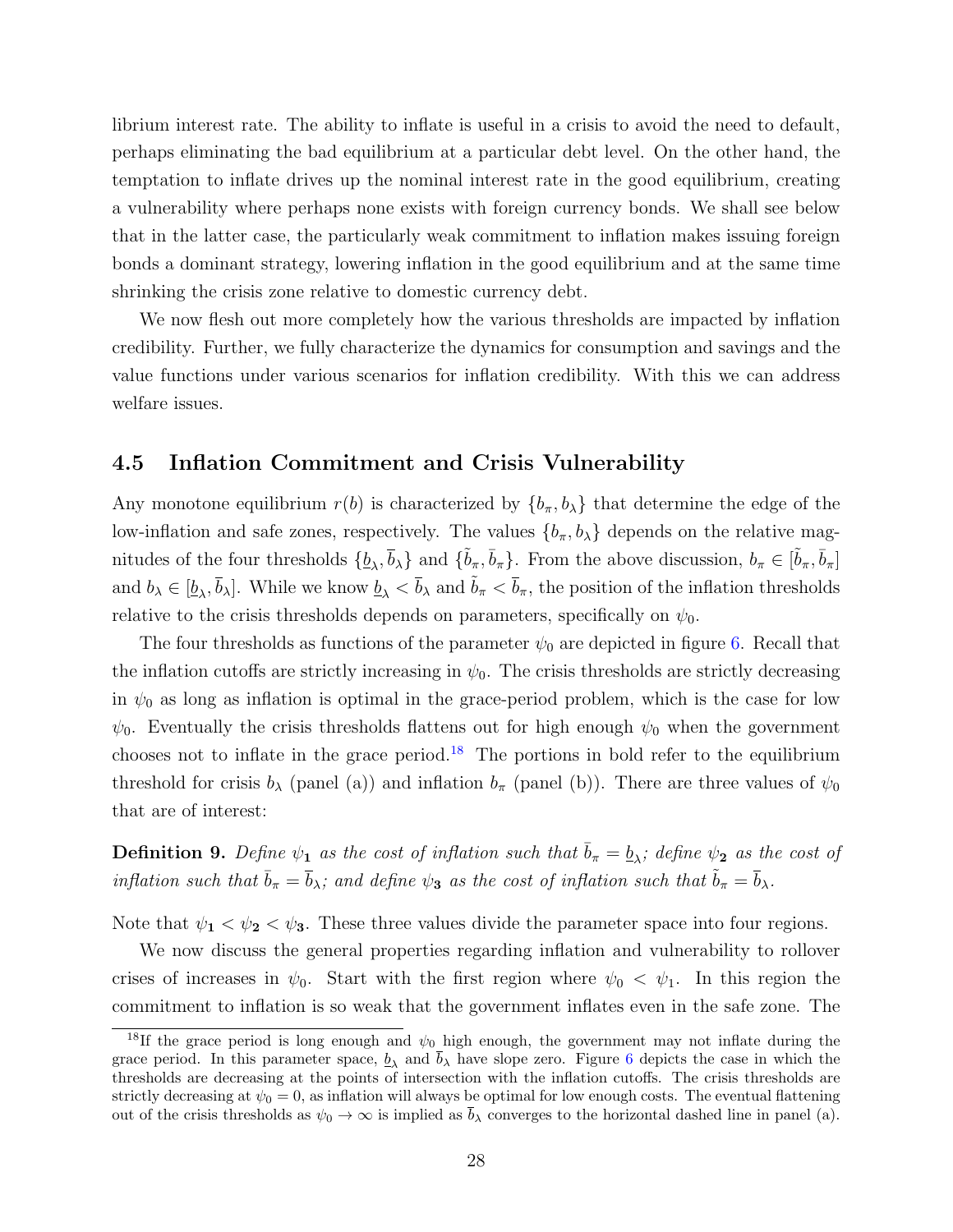librium interest rate. The ability to inflate is useful in a crisis to avoid the need to default, perhaps eliminating the bad equilibrium at a particular debt level. On the other hand, the temptation to inflate drives up the nominal interest rate in the good equilibrium, creating a vulnerability where perhaps none exists with foreign currency bonds. We shall see below that in the latter case, the particularly weak commitment to inflation makes issuing foreign bonds a dominant strategy, lowering inflation in the good equilibrium and at the same time shrinking the crisis zone relative to domestic currency debt.

We now flesh out more completely how the various thresholds are impacted by inflation credibility. Further, we fully characterize the dynamics for consumption and savings and the value functions under various scenarios for inflation credibility. With this we can address welfare issues.

### 4.5 Inflation Commitment and Crisis Vulnerability

Any monotone equilibrium $r(b)$ is characterized by $\{b_\pi, b_\lambda\}$ that determine the edge of the low-inflation and safe zones, respectively. The values $\{b_\pi, b_\lambda\}$ depends on the relative magnitudes of the four thresholds $\{\underline{b}_\lambda, \overline{b}_\lambda\}$ and $\{\tilde{b}_\pi, \bar{b}_\pi\}$. From the above discussion, $b_\pi \in [\tilde{b}_\pi, \bar{b}_\pi]$ and $b_\lambda \in [\underline{b}_\lambda, \overline{b}_\lambda]$. While we know $\underline{b}_\lambda < \overline{b}_\lambda$ and $\tilde{b}_\pi < \bar{b}_\pi$, the position of the inflation thresholds relative to the crisis thresholds depends on parameters, specifically on $\psi_0$.

The four thresholds as functions of the parameter $\psi_0$ are depicted in figure 6. Recall that the inflation cutoffs are strictly increasing in $\psi_0$. The crisis thresholds are strictly decreasing in $\psi_0$ as long as inflation is optimal in the grace-period problem, which is the case for low $\psi_0$. Eventually the crisis thresholds flattens out for high enough $\psi_0$ when the government chooses not to inflate in the grace period.[18] The portions in bold refer to the equilibrium threshold for crisis $b_\lambda$ (panel (a)) and inflation $b_\pi$ (panel (b)). There are three values of $\psi_0$ that are of interest:

**Definition 9.** *Define $\psi_{\mathbf{1}}$ as the cost of inflation such that $\bar{b}_\pi = \underline{b}_\lambda$; define $\psi_{\mathbf{2}}$ as the cost of inflation such that $\bar{b}_\pi = \overline{b}_\lambda$; and define $\psi_{\mathbf{3}}$ as the cost of inflation such that $\tilde{b}_\pi = \overline{b}_\lambda$.*

Note that $\psi_{\mathbf{1}} < \psi_{\mathbf{2}} < \psi_{\mathbf{3}}$. These three values divide the parameter space into four regions.

We now discuss the general properties regarding inflation and vulnerability to rollover crises of increases in $\psi_0$. Start with the first region where $\psi_0 < \psi_1$. In this region the commitment to inflation is so weak that the government inflates even in the safe zone. The

[18] If the grace period is long enough and $\psi_0$ high enough, the government may not inflate during the grace period. In this parameter space, $\underline{b}_\lambda$ and $\overline{b}_\lambda$ have slope zero. Figure 6 depicts the case in which the thresholds are decreasing at the points of intersection with the inflation cutoffs. The crisis thresholds are strictly decreasing at $\psi_0 = 0$, as inflation will always be optimal for low enough costs. The eventual flattening out of the crisis thresholds as $\psi_0 \to \infty$ is implied as $\overline{b}_\lambda$ converges to the horizontal dashed line in panel (a).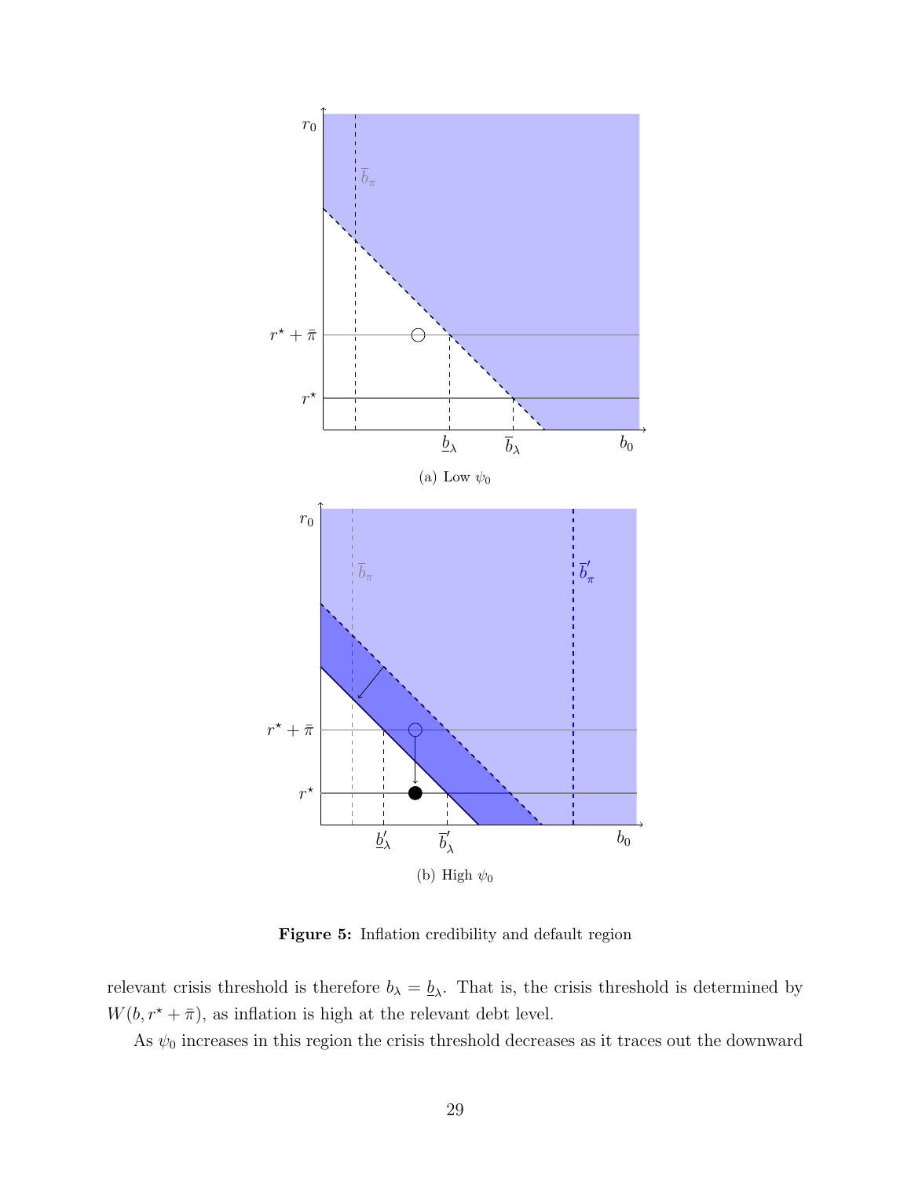(a) Low $\psi_0$

(b) High $\psi_0$

**Figure 5:** Inflation credibility and default region

relevant crisis threshold is therefore $b_\lambda = \underline{b}_\lambda$. That is, the crisis threshold is determined by $W(b, r^\star + \bar{\pi})$, as inflation is high at the relevant debt level.

As $\psi_0$ increases in this region the crisis threshold decreases as it traces out the downward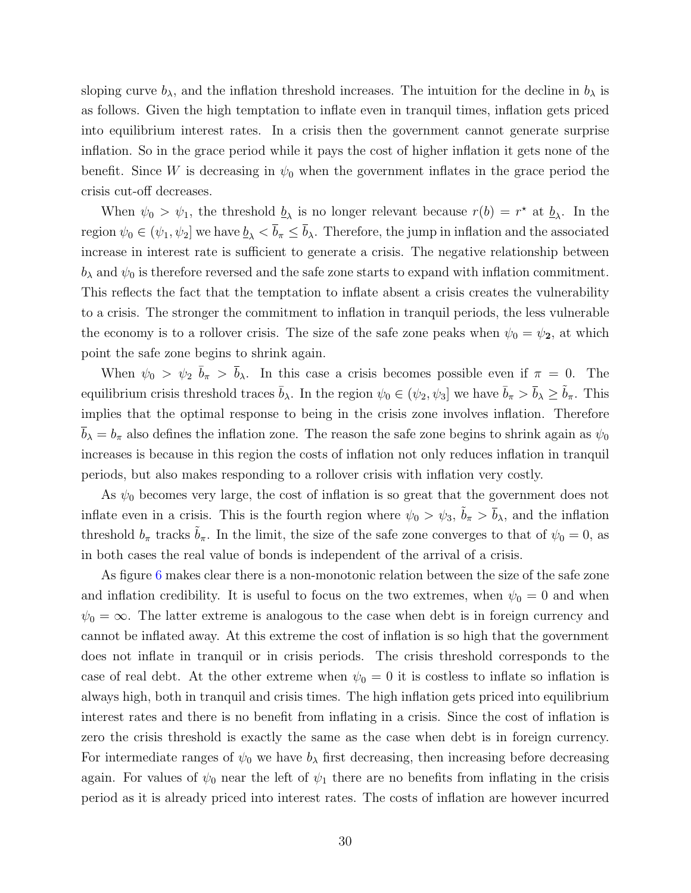sloping curve $b_\lambda$, and the inflation threshold increases. The intuition for the decline in $b_\lambda$ is as follows. Given the high temptation to inflate even in tranquil times, inflation gets priced into equilibrium interest rates. In a crisis then the government cannot generate surprise inflation. So in the grace period while it pays the cost of higher inflation it gets none of the benefit. Since $W$ is decreasing in $\psi_0$ when the government inflates in the grace period the crisis cut-off decreases.

When $\psi_0 > \psi_1$, the threshold $\underline{b}_\lambda$ is no longer relevant because $r(b) = r^\star$ at $\underline{b}_\lambda$. In the region $\psi_0 \in (\psi_1, \psi_2]$ we have $\underline{b}_\lambda < \overline{b}_\pi \leq \overline{b}_\lambda$. Therefore, the jump in inflation and the associated increase in interest rate is sufficient to generate a crisis. The negative relationship between $b_\lambda$ and $\psi_0$ is therefore reversed and the safe zone starts to expand with inflation commitment. This reflects the fact that the temptation to inflate absent a crisis creates the vulnerability to a crisis. The stronger the commitment to inflation in tranquil periods, the less vulnerable the economy is to a rollover crisis. The size of the safe zone peaks when $\psi_0 = \psi_{\mathbf{2}}$, at which point the safe zone begins to shrink again.

When $\psi_0 > \psi_2$ $\bar{b}_\pi > \overline{b}_\lambda$. In this case a crisis becomes possible even if $\pi = 0$. The equilibrium crisis threshold traces $\bar{b}_\lambda$. In the region $\psi_0 \in (\psi_2, \psi_3]$ we have $\bar{b}_\pi > \overline{b}_\lambda \geq \tilde{b}_\pi$. This implies that the optimal response to being in the crisis zone involves inflation. Therefore $\overline{b}_\lambda = b_\pi$ also defines the inflation zone. The reason the safe zone begins to shrink again as $\psi_0$ increases is because in this region the costs of inflation not only reduces inflation in tranquil periods, but also makes responding to a rollover crisis with inflation very costly.

As $\psi_0$ becomes very large, the cost of inflation is so great that the government does not inflate even in a crisis. This is the fourth region where $\psi_0 > \psi_3$, $\tilde{b}_\pi > \overline{b}_\lambda$, and the inflation threshold $b_\pi$ tracks $\tilde{b}_\pi$. In the limit, the size of the safe zone converges to that of $\psi_0 = 0$, as in both cases the real value of bonds is independent of the arrival of a crisis.

As figure 6 makes clear there is a non-monotonic relation between the size of the safe zone and inflation credibility. It is useful to focus on the two extremes, when $\psi_0 = 0$ and when $\psi_0 = \infty$. The latter extreme is analogous to the case when debt is in foreign currency and cannot be inflated away. At this extreme the cost of inflation is so high that the government does not inflate in tranquil or in crisis periods. The crisis threshold corresponds to the case of real debt. At the other extreme when $\psi_0 = 0$ it is costless to inflate so inflation is always high, both in tranquil and crisis times. The high inflation gets priced into equilibrium interest rates and there is no benefit from inflating in a crisis. Since the cost of inflation is zero the crisis threshold is exactly the same as the case when debt is in foreign currency. For intermediate ranges of $\psi_0$ we have $b_\lambda$ first decreasing, then increasing before decreasing again. For values of $\psi_0$ near the left of $\psi_1$ there are no benefits from inflating in the crisis period as it is already priced into interest rates. The costs of inflation are however incurred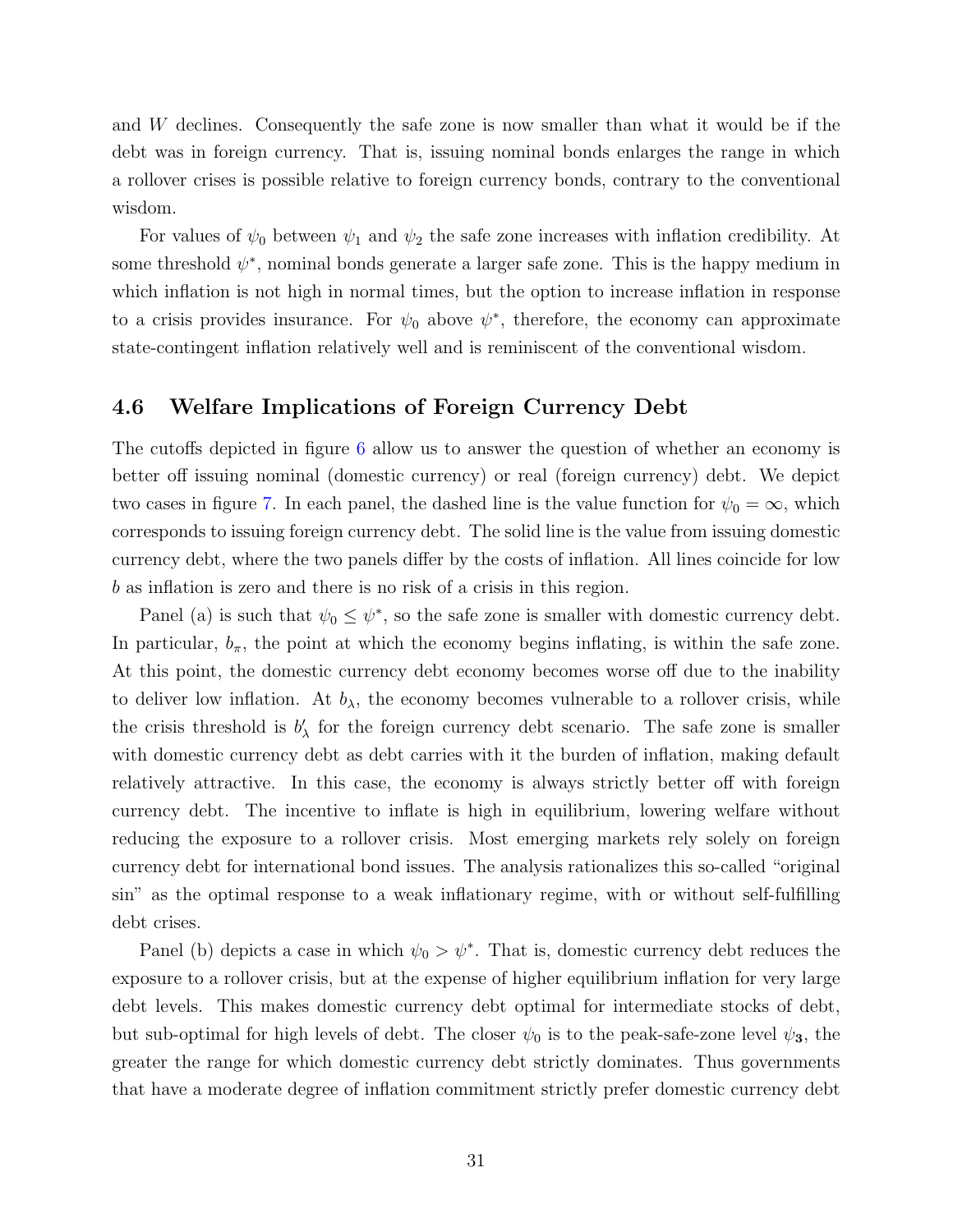and $W$ declines. Consequently the safe zone is now smaller than what it would be if the debt was in foreign currency. That is, issuing nominal bonds enlarges the range in which a rollover crises is possible relative to foreign currency bonds, contrary to the conventional wisdom.

For values of $\psi_0$ between $\psi_1$ and $\psi_2$ the safe zone increases with inflation credibility. At some threshold $\psi^*$, nominal bonds generate a larger safe zone. This is the happy medium in which inflation is not high in normal times, but the option to increase inflation in response to a crisis provides insurance. For $\psi_0$ above $\psi^*$, therefore, the economy can approximate state-contingent inflation relatively well and is reminiscent of the conventional wisdom.

### 4.6 Welfare Implications of Foreign Currency Debt

The cutoffs depicted in figure 6 allow us to answer the question of whether an economy is better off issuing nominal (domestic currency) or real (foreign currency) debt. We depict two cases in figure 7. In each panel, the dashed line is the value function for $\psi_0 = \infty$, which corresponds to issuing foreign currency debt. The solid line is the value from issuing domestic currency debt, where the two panels differ by the costs of inflation. All lines coincide for low $b$ as inflation is zero and there is no risk of a crisis in this region.

Panel (a) is such that $\psi_0 \leq \psi^*$, so the safe zone is smaller with domestic currency debt. In particular, $b_\pi$, the point at which the economy begins inflating, is within the safe zone. At this point, the domestic currency debt economy becomes worse off due to the inability to deliver low inflation. At $b_\lambda$, the economy becomes vulnerable to a rollover crisis, while the crisis threshold is $b'_\lambda$ for the foreign currency debt scenario. The safe zone is smaller with domestic currency debt as debt carries with it the burden of inflation, making default relatively attractive. In this case, the economy is always strictly better off with foreign currency debt. The incentive to inflate is high in equilibrium, lowering welfare without reducing the exposure to a rollover crisis. Most emerging markets rely solely on foreign currency debt for international bond issues. The analysis rationalizes this so-called "original sin" as the optimal response to a weak inflationary regime, with or without self-fulfilling debt crises.

Panel (b) depicts a case in which $\psi_0 > \psi^*$. That is, domestic currency debt reduces the exposure to a rollover crisis, but at the expense of higher equilibrium inflation for very large debt levels. This makes domestic currency debt optimal for intermediate stocks of debt, but sub-optimal for high levels of debt. The closer $\psi_0$ is to the peak-safe-zone level $\psi_{\mathbf{3}}$, the greater the range for which domestic currency debt strictly dominates. Thus governments that have a moderate degree of inflation commitment strictly prefer domestic currency debt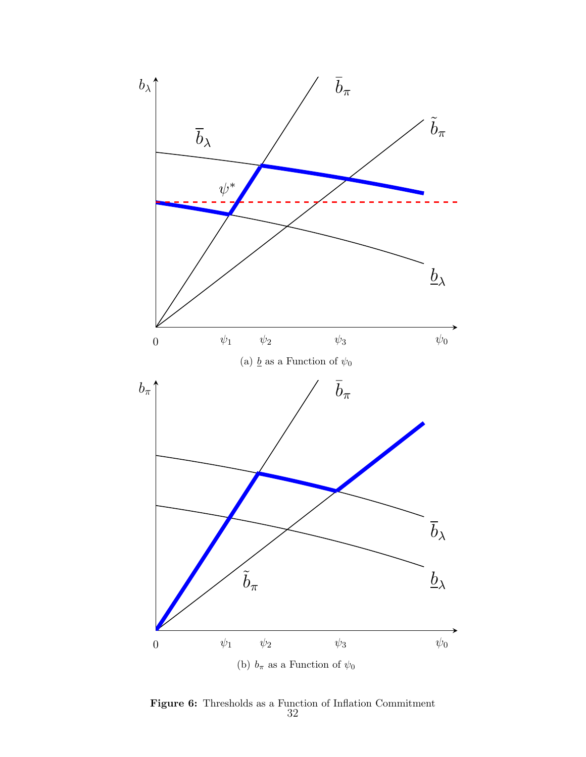(a) $\underline{b}$ as a Function of $\psi_0$

(b) $b_\pi$ as a Function of $\psi_0$

**Figure 6:** Thresholds as a Function of Inflation Commitment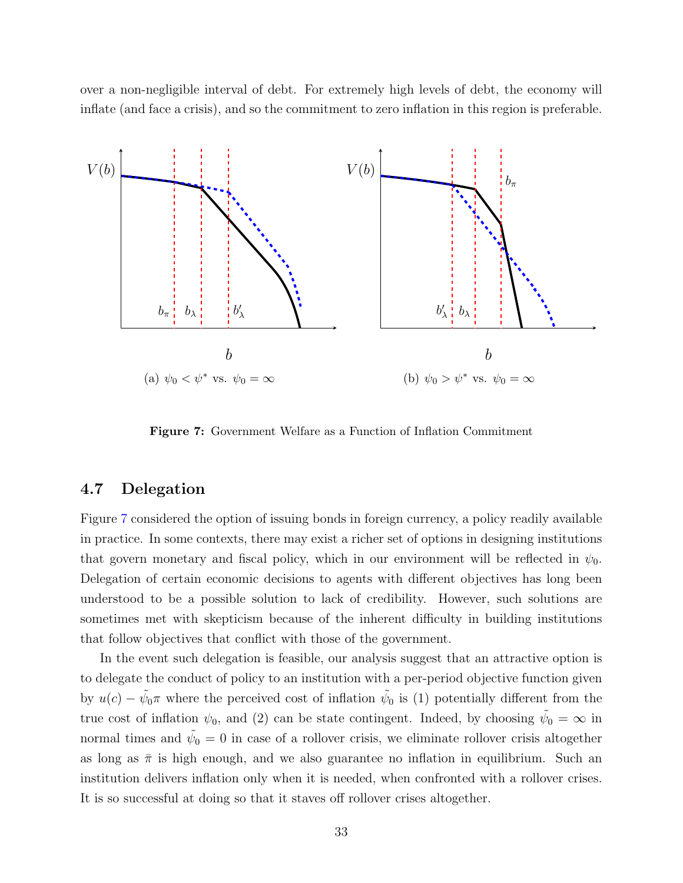over a non-negligible interval of debt. For extremely high levels of debt, the economy will inflate (and face a crisis), and so the commitment to zero inflation in this region is preferable.

(a) $\psi_0 < \psi^*$ vs. $\psi_0 = \infty$

(b) $\psi_0 > \psi^*$ vs. $\psi_0 = \infty$

**Figure 7:** Government Welfare as a Function of Inflation Commitment

## 4.7 Delegation

Figure 7 considered the option of issuing bonds in foreign currency, a policy readily available in practice. In some contexts, there may exist a richer set of options in designing institutions that govern monetary and fiscal policy, which in our environment will be reflected in $\psi_0$. Delegation of certain economic decisions to agents with different objectives has long been understood to be a possible solution to lack of credibility. However, such solutions are sometimes met with skepticism because of the inherent difficulty in building institutions that follow objectives that conflict with those of the government.

In the event such delegation is feasible, our analysis suggest that an attractive option is to delegate the conduct of policy to an institution with a per-period objective function given by $u(c) - \tilde{\psi}_0 \pi$ where the perceived cost of inflation $\tilde{\psi}_0$ is (1) potentially different from the true cost of inflation $\psi_0$, and (2) can be state contingent. Indeed, by choosing $\tilde{\psi}_0 = \infty$ in normal times and $\tilde{\psi}_0 = 0$ in case of a rollover crisis, we eliminate rollover crisis altogether as long as $\bar{\pi}$ is high enough, and we also guarantee no inflation in equilibrium. Such an institution delivers inflation only when it is needed, when confronted with a rollover crises. It is so successful at doing so that it staves off rollover crises altogether.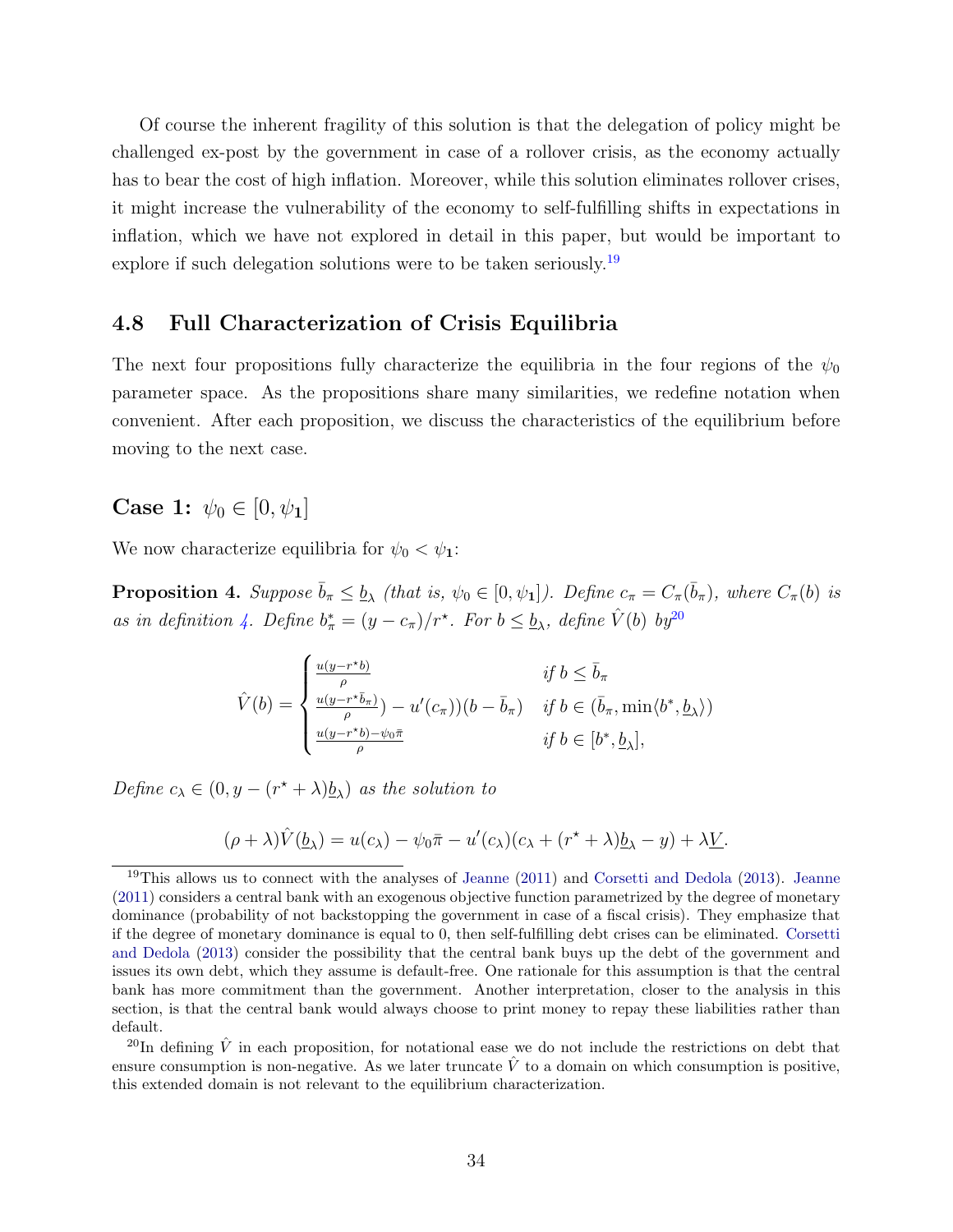Of course the inherent fragility of this solution is that the delegation of policy might be challenged ex-post by the government in case of a rollover crisis, as the economy actually has to bear the cost of high inflation. Moreover, while this solution eliminates rollover crises, it might increase the vulnerability of the economy to self-fulfilling shifts in expectations in inflation, which we have not explored in detail in this paper, but would be important to explore if such delegation solutions were to be taken seriously.[19]

## 4.8 Full Characterization of Crisis Equilibria

The next four propositions fully characterize the equilibria in the four regions of the $\psi_0$ parameter space. As the propositions share many similarities, we redefine notation when convenient. After each proposition, we discuss the characteristics of the equilibrium before moving to the next case.

### Case 1: $\psi_0 \in [0, \psi_{\mathbf{1}}]$

We now characterize equilibria for $\psi_0 < \psi_{\mathbf{1}}$:

**Proposition 4.** *Suppose $\bar{b}_\pi \leq \underline{b}_\lambda$ (that is, $\psi_0 \in [0, \psi_{\mathbf{1}}]$). Define $c_\pi = C_\pi(\bar{b}_\pi)$, where $C_\pi(b)$ is as in definition 4. Define $b^*_\pi = (y - c_\pi)/r^\star$. For $b \leq \underline{b}_\lambda$, define $\hat{V}(b)$ by*[20]

$$
\hat{V}(b) = \begin{cases} \frac{u(y - r^\star b)}{\rho} & \text{if } b \leq \bar{b}_\pi \\ \frac{u(y - r^\star \bar{b}_\pi)}{\rho}) - u'(c_\pi))(b - \bar{b}_\pi) & \text{if } b \in (\bar{b}_\pi, \min\langle b^*, \underline{b}_\lambda \rangle) \\ \frac{u(y - r^\star b) - \psi_0 \bar{\pi}}{\rho} & \text{if } b \in [b^*, \underline{b}_\lambda], \end{cases}
$$

*Define $c_\lambda \in (0, y - (r^\star + \lambda)\underline{b}_\lambda)$ as the solution to*

$$
(\rho + \lambda)\hat{V}(\underline{b}_\lambda) = u(c_\lambda) - \psi_0 \bar{\pi} - u'(c_\lambda)(c_\lambda + (r^\star + \lambda)\underline{b}_\lambda - y) + \lambda \underline{V}.
$$

---

[19] This allows us to connect with the analyses of Jeanne (2011) and Corsetti and Dedola (2013). Jeanne (2011) considers a central bank with an exogenous objective function parametrized by the degree of monetary dominance (probability of not backstopping the government in case of a fiscal crisis). They emphasize that if the degree of monetary dominance is equal to 0, then self-fulfilling debt crises can be eliminated. Corsetti and Dedola (2013) consider the possibility that the central bank buys up the debt of the government and issues its own debt, which they assume is default-free. One rationale for this assumption is that the central bank has more commitment than the government. Another interpretation, closer to the analysis in this section, is that the central bank would always choose to print money to repay these liabilities rather than default.

[20] In defining $\hat{V}$ in each proposition, for notational ease we do not include the restrictions on debt that ensure consumption is non-negative. As we later truncate $\hat{V}$ to a domain on which consumption is positive, this extended domain is not relevant to the equilibrium characterization.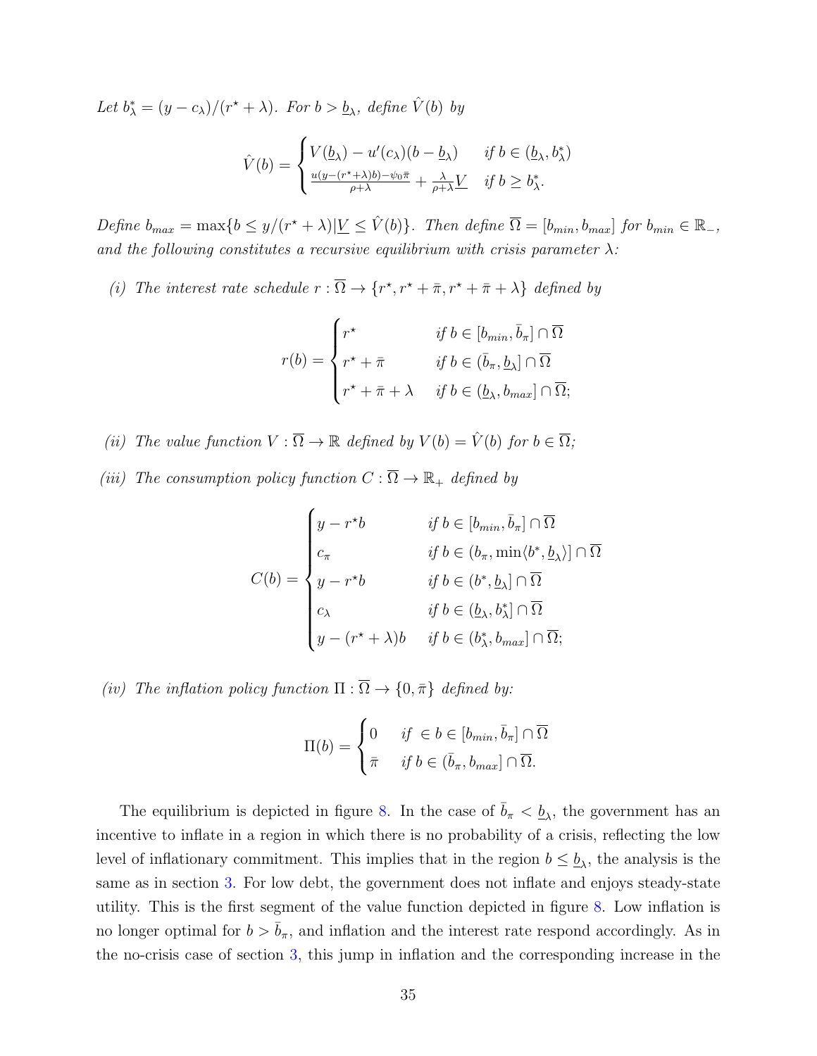*Let $b^*_\lambda = (y - c_\lambda)/(r^\star + \lambda)$. For $b > \underline{b}_\lambda$, define $\hat{V}(b)$ by*

$$
\hat{V}(b) = \begin{cases} V(\underline{b}_\lambda) - u'(c_\lambda)(b - \underline{b}_\lambda) & \text{if } b \in (\underline{b}_\lambda, b^*_\lambda) \\ \frac{u(y-(r^\star+\lambda)b)-\psi_0\bar{\pi}}{\rho+\lambda} + \frac{\lambda}{\rho+\lambda}\underline{V} & \text{if } b \geq b^*_\lambda. \end{cases}
$$

*Define $b_{max} = \max\{b \leq y/(r^\star + \lambda) | \underline{V} \leq \hat{V}(b)\}$. Then define $\overline{\Omega} = [b_{min}, b_{max}]$ for $b_{min} \in \mathbb{R}_-$, and the following constitutes a recursive equilibrium with crisis parameter $\lambda$:*

*(i) The interest rate schedule $r : \overline{\Omega} \to \{r^\star, r^\star + \bar{\pi}, r^\star + \bar{\pi} + \lambda\}$ defined by*

$$
r(b) = \begin{cases} r^\star & \text{if } b \in [b_{min}, \bar{b}_\pi] \cap \overline{\Omega} \\ r^\star + \bar{\pi} & \text{if } b \in (\bar{b}_\pi, \underline{b}_\lambda] \cap \overline{\Omega} \\ r^\star + \bar{\pi} + \lambda & \text{if } b \in (\underline{b}_\lambda, b_{max}] \cap \overline{\Omega}; \end{cases}
$$

*(ii) The value function $V : \overline{\Omega} \to \mathbb{R}$ defined by $V(b) = \hat{V}(b)$ for $b \in \overline{\Omega}$;*

*(iii) The consumption policy function $C : \overline{\Omega} \to \mathbb{R}_+$ defined by*

$$
C(b) = \begin{cases} y - r^\star b & \text{if } b \in [b_{min}, \bar{b}_\pi] \cap \overline{\Omega} \\ c_\pi & \text{if } b \in (b_\pi, \min\langle b^*, \underline{b}_\lambda\rangle] \cap \overline{\Omega} \\ y - r^\star b & \text{if } b \in (b^*, \underline{b}_\lambda] \cap \overline{\Omega} \\ c_\lambda & \text{if } b \in (\underline{b}_\lambda, b^*_\lambda] \cap \overline{\Omega} \\ y - (r^\star + \lambda)b & \text{if } b \in (b^*_\lambda, b_{max}] \cap \overline{\Omega}; \end{cases}
$$

*(iv) The inflation policy function $\Pi : \overline{\Omega} \to \{0, \bar{\pi}\}$ defined by:*

$$
\Pi(b) = \begin{cases} 0 & \text{if } \in b \in [b_{min}, \bar{b}_\pi] \cap \overline{\Omega} \\ \bar{\pi} & \text{if } b \in (\bar{b}_\pi, b_{max}] \cap \overline{\Omega}. \end{cases}
$$

The equilibrium is depicted in figure 8. In the case of $\bar{b}_\pi < \underline{b}_\lambda$, the government has an incentive to inflate in a region in which there is no probability of a crisis, reflecting the low level of inflationary commitment. This implies that in the region $b \leq \underline{b}_\lambda$, the analysis is the same as in section 3. For low debt, the government does not inflate and enjoys steady-state utility. This is the first segment of the value function depicted in figure 8. Low inflation is no longer optimal for $b > \bar{b}_\pi$, and inflation and the interest rate respond accordingly. As in the no-crisis case of section 3, this jump in inflation and the corresponding increase in the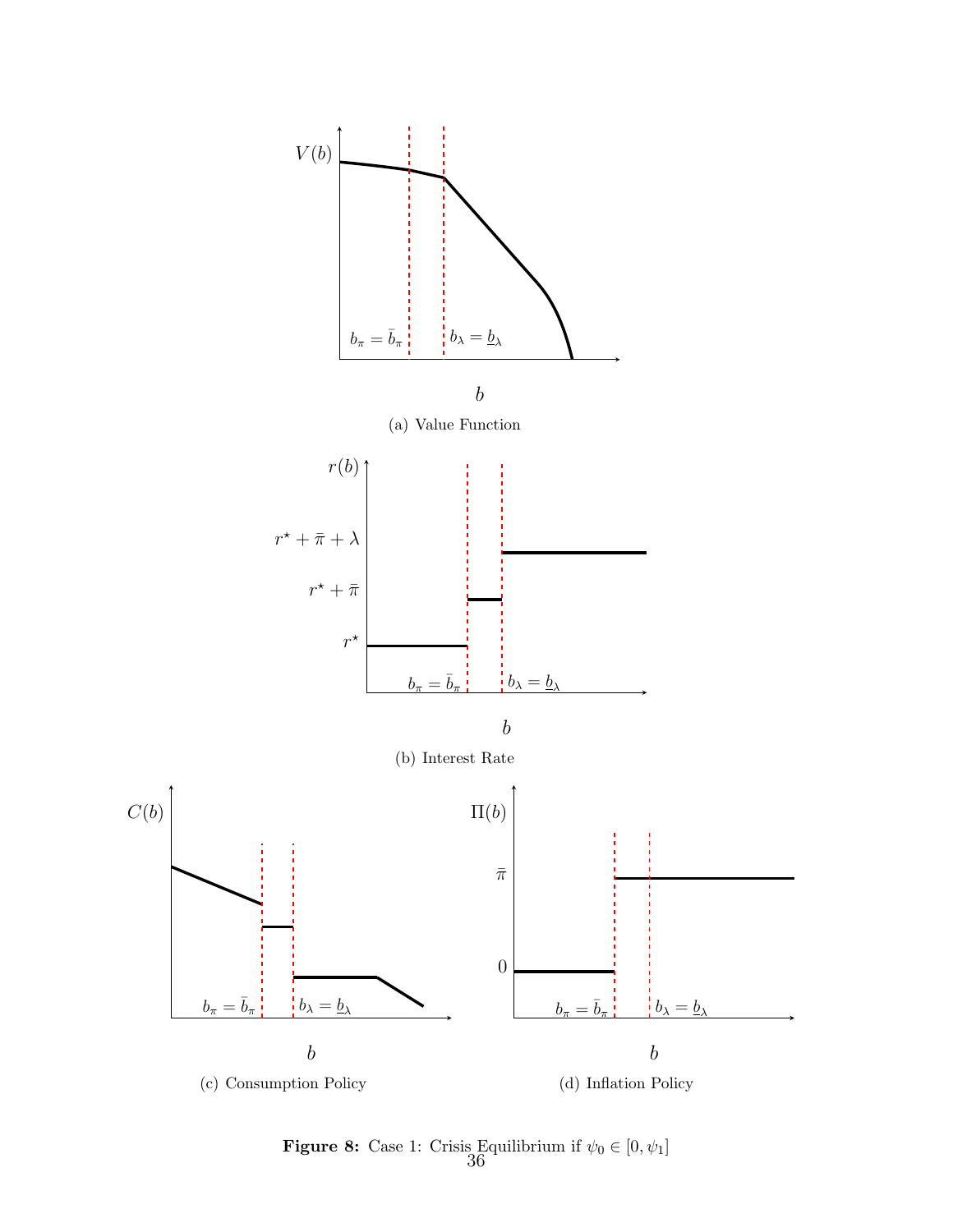(a) Value Function

(b) Interest Rate

(c) Consumption Policy

(d) Inflation Policy

**Figure 8:** Case 1: Crisis Equilibrium if $\psi_0 \in [0, \psi_1]$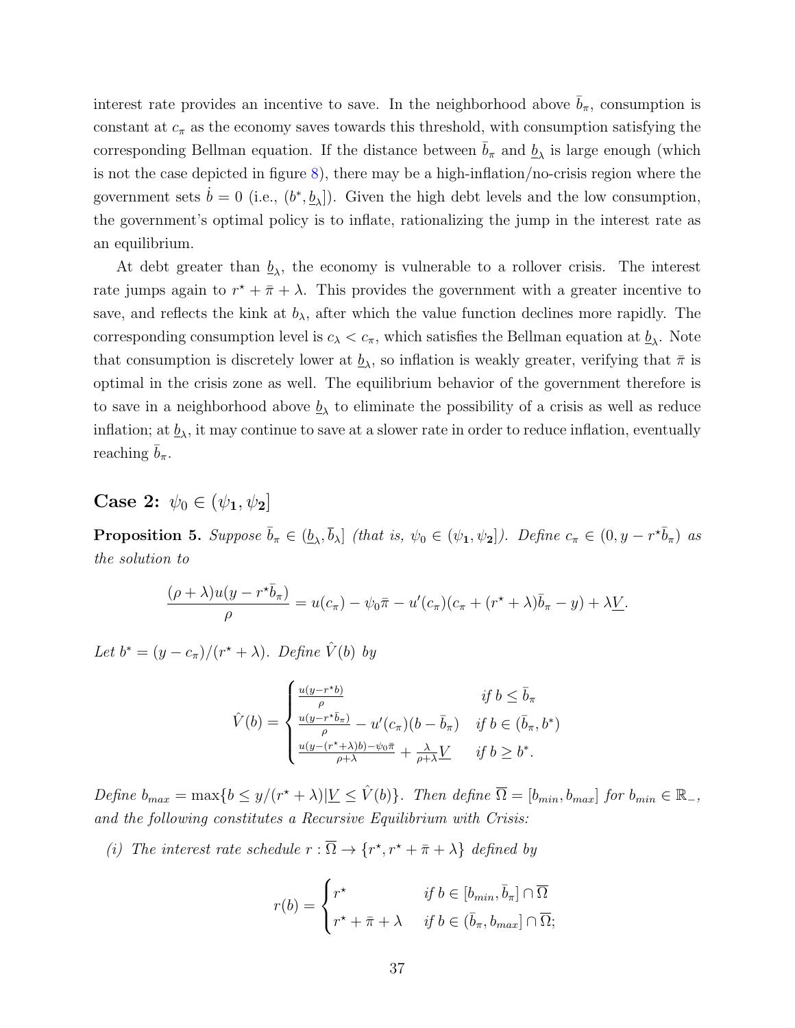interest rate provides an incentive to save. In the neighborhood above $\bar{b}_\pi$, consumption is constant at $c_\pi$ as the economy saves towards this threshold, with consumption satisfying the corresponding Bellman equation. If the distance between $\bar{b}_\pi$ and $\underline{b}_\lambda$ is large enough (which is not the case depicted in figure 8), there may be a high-inflation/no-crisis region where the government sets $\dot{b} = 0$ (i.e., $(b^*, \underline{b}_\lambda]$). Given the high debt levels and the low consumption, the government's optimal policy is to inflate, rationalizing the jump in the interest rate as an equilibrium.

At debt greater than $\underline{b}_\lambda$, the economy is vulnerable to a rollover crisis. The interest rate jumps again to $r^\star + \bar{\pi} + \lambda$. This provides the government with a greater incentive to save, and reflects the kink at $b_\lambda$, after which the value function declines more rapidly. The corresponding consumption level is $c_\lambda < c_\pi$, which satisfies the Bellman equation at $\underline{b}_\lambda$. Note that consumption is discretely lower at $\underline{b}_\lambda$, so inflation is weakly greater, verifying that $\bar{\pi}$ is optimal in the crisis zone as well. The equilibrium behavior of the government therefore is to save in a neighborhood above $\underline{b}_\lambda$ to eliminate the possibility of a crisis as well as reduce inflation; at $\underline{b}_\lambda$, it may continue to save at a slower rate in order to reduce inflation, eventually reaching $\bar{b}_\pi$.

## Case 2: $\psi_0 \in (\psi_1, \psi_2]$

**Proposition 5.** *Suppose $\bar{b}_\pi \in (\underline{b}_\lambda, \bar{b}_\lambda]$ (that is, $\psi_0 \in (\psi_1, \psi_2]$). Define $c_\pi \in (0, y - r^\star \bar{b}_\pi)$ as the solution to*

$$\frac{(\rho + \lambda)u(y - r^\star \bar{b}_\pi)}{\rho} = u(c_\pi) - \psi_0 \bar{\pi} - u'(c_\pi)(c_\pi + (r^\star + \lambda)\bar{b}_\pi - y) + \lambda \underline{V}.$$

*Let $b^* = (y - c_\pi)/(r^\star + \lambda)$. Define $\hat{V}(b)$ by*

$$\hat{V}(b) = \begin{cases} \frac{u(y - r^\star b)}{\rho} & \text{if } b \leq \bar{b}_\pi \\ \frac{u(y - r^\star \bar{b}_\pi)}{\rho} - u'(c_\pi)(b - \bar{b}_\pi) & \text{if } b \in (\bar{b}_\pi, b^*) \\ \frac{u(y - (r^\star + \lambda)b) - \psi_0 \bar{\pi}}{\rho + \lambda} + \frac{\lambda}{\rho + \lambda}\underline{V} & \text{if } b \geq b^*. \end{cases}$$

*Define $b_{max} = \max\{b \leq y/(r^\star + \lambda) | \underline{V} \leq \hat{V}(b)\}$. Then define $\overline{\Omega} = [b_{min}, b_{max}]$ for $b_{min} \in \mathbb{R}_-$, and the following constitutes a Recursive Equilibrium with Crisis:*

*(i) The interest rate schedule $r : \overline{\Omega} \to \{r^\star, r^\star + \bar{\pi} + \lambda\}$ defined by*

$$r(b) = \begin{cases} r^\star & \text{if } b \in [b_{min}, \bar{b}_\pi] \cap \overline{\Omega} \\ r^\star + \bar{\pi} + \lambda & \text{if } b \in (\bar{b}_\pi, b_{max}] \cap \overline{\Omega}; \end{cases}$$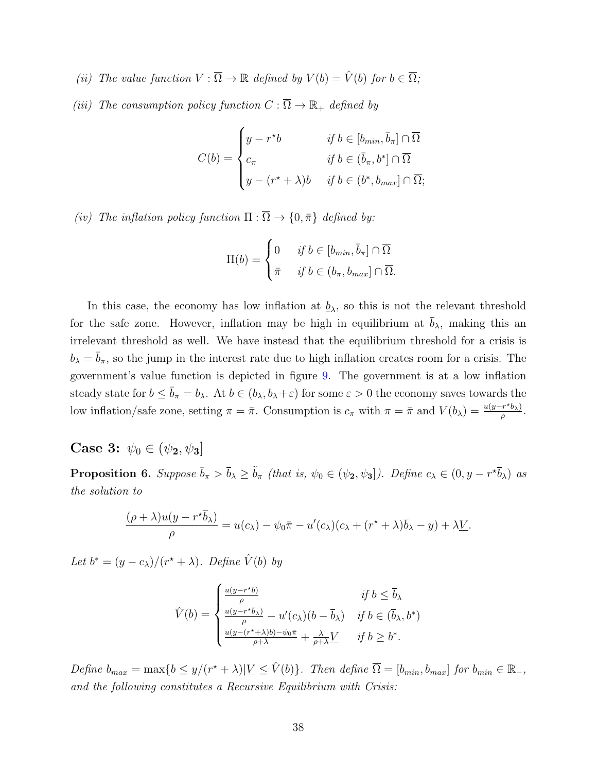*(ii) The value function* $V : \overline{\Omega} \to \mathbb{R}$ *defined by* $V(b) = \hat{V}(b)$ *for* $b \in \overline{\Omega}$*;*

*(iii) The consumption policy function* $C : \overline{\Omega} \to \mathbb{R}_+$ *defined by*

$$C(b) = \begin{cases} y - r^\star b & \text{if } b \in [b_{min}, \bar{b}_\pi] \cap \overline{\Omega} \\ c_\pi & \text{if } b \in (\bar{b}_\pi, b^*] \cap \overline{\Omega} \\ y - (r^\star + \lambda)b & \text{if } b \in (b^*, b_{max}] \cap \overline{\Omega}; \end{cases}$$

*(iv) The inflation policy function* $\Pi : \overline{\Omega} \to \{0, \bar{\pi}\}$ *defined by:*

$$\Pi(b) = \begin{cases} 0 & \text{if } b \in [b_{min}, \bar{b}_\pi] \cap \overline{\Omega} \\ \bar{\pi} & \text{if } b \in (b_\pi, b_{max}] \cap \overline{\Omega}. \end{cases}$$

In this case, the economy has low inflation at $\underline{b}_\lambda$, so this is not the relevant threshold for the safe zone. However, inflation may be high in equilibrium at $\overline{b}_\lambda$, making this an irrelevant threshold as well. We have instead that the equilibrium threshold for a crisis is $b_\lambda = \bar{b}_\pi$, so the jump in the interest rate due to high inflation creates room for a crisis. The government's value function is depicted in figure 9. The government is at a low inflation steady state for $b \leq \bar{b}_\pi = b_\lambda$. At $b \in (b_\lambda, b_\lambda + \varepsilon)$ for some $\varepsilon > 0$ the economy saves towards the low inflation/safe zone, setting $\pi = \bar{\pi}$. Consumption is $c_\pi$ with $\pi = \bar{\pi}$ and $V(b_\lambda) = \frac{u(y - r^\star b_\lambda)}{\rho}$.

## Case 3: $\psi_0 \in (\psi_2, \psi_3]$

**Proposition 6.** *Suppose* $\bar{b}_\pi > \overline{b}_\lambda \geq \tilde{b}_\pi$ *(that is,* $\psi_0 \in (\psi_2, \psi_3]$*). Define* $c_\lambda \in (0, y - r^\star \overline{b}_\lambda)$ *as the solution to*

$$\frac{(\rho + \lambda)u(y - r^\star \overline{b}_\lambda)}{\rho} = u(c_\lambda) - \psi_0 \bar{\pi} - u'(c_\lambda)(c_\lambda + (r^\star + \lambda)\overline{b}_\lambda - y) + \lambda \underline{V}.$$

*Let* $b^* = (y - c_\lambda)/(r^\star + \lambda)$*. Define* $\hat{V}(b)$ *by*

$$\hat{V}(b) = \begin{cases} \frac{u(y - r^\star b)}{\rho} & \text{if } b \leq \overline{b}_\lambda \\ \frac{u(y - r^\star \overline{b}_\lambda)}{\rho} - u'(c_\lambda)(b - \overline{b}_\lambda) & \text{if } b \in (\overline{b}_\lambda, b^*) \\ \frac{u(y - (r^\star + \lambda)b) - \psi_0 \bar{\pi}}{\rho + \lambda} + \frac{\lambda}{\rho + \lambda}\underline{V} & \text{if } b \geq b^*. \end{cases}$$

*Define* $b_{max} = \max\{b \leq y/(r^\star + \lambda) | \underline{V} \leq \hat{V}(b)\}$*. Then define* $\overline{\Omega} = [b_{min}, b_{max}]$ *for* $b_{min} \in \mathbb{R}_-$*, and the following constitutes a Recursive Equilibrium with Crisis:*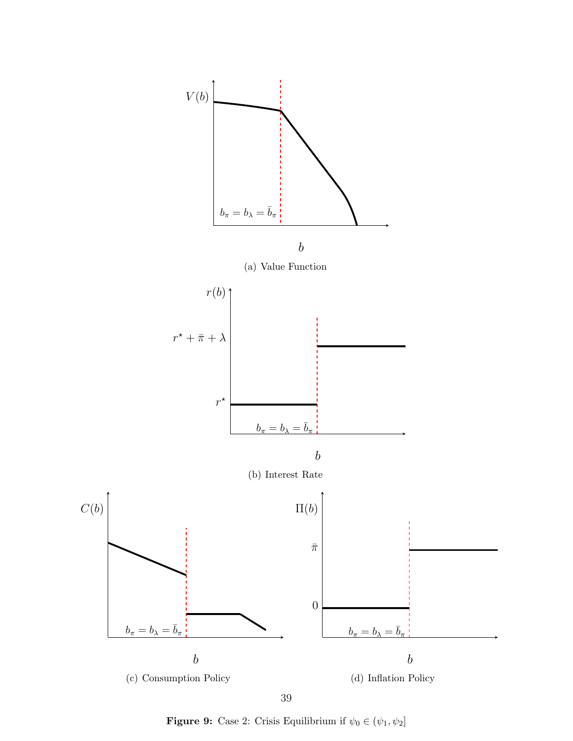(a) Value Function

(b) Interest Rate

(c) Consumption Policy

(d) Inflation Policy

**Figure 9:** Case 2: Crisis Equilibrium if $\psi_0 \in (\psi_1, \psi_2]$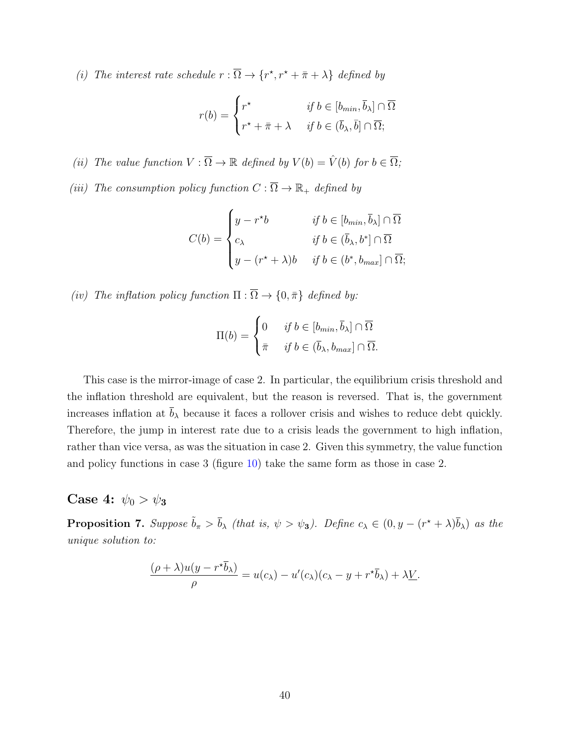*(i) The interest rate schedule $r : \overline{\Omega} \to \{r^\star, r^\star + \bar{\pi} + \lambda\}$ defined by*

$$r(b) = \begin{cases} r^\star & \text{if } b \in [b_{min}, \overline{b}_\lambda] \cap \overline{\Omega} \\ r^\star + \bar{\pi} + \lambda & \text{if } b \in (\overline{b}_\lambda, \bar{b}] \cap \overline{\Omega}; \end{cases}$$

*(ii) The value function $V : \overline{\Omega} \to \mathbb{R}$ defined by $V(b) = \hat{V}(b)$ for $b \in \overline{\Omega}$;*

*(iii) The consumption policy function $C : \overline{\Omega} \to \mathbb{R}_+$ defined by*

$$C(b) = \begin{cases} y - r^\star b & \text{if } b \in [b_{min}, \overline{b}_\lambda] \cap \overline{\Omega} \\ c_\lambda & \text{if } b \in (\overline{b}_\lambda, b^*] \cap \overline{\Omega} \\ y - (r^\star + \lambda) b & \text{if } b \in (b^*, b_{max}] \cap \overline{\Omega}; \end{cases}$$

*(iv) The inflation policy function $\Pi : \overline{\Omega} \to \{0, \bar{\pi}\}$ defined by:*

$$\Pi(b) = \begin{cases} 0 & \text{if } b \in [b_{min}, \overline{b}_\lambda] \cap \overline{\Omega} \\ \bar{\pi} & \text{if } b \in (\overline{b}_\lambda, b_{max}] \cap \overline{\Omega}. \end{cases}$$

This case is the mirror-image of case 2. In particular, the equilibrium crisis threshold and the inflation threshold are equivalent, but the reason is reversed. That is, the government increases inflation at $\overline{b}_\lambda$ because it faces a rollover crisis and wishes to reduce debt quickly. Therefore, the jump in interest rate due to a crisis leads the government to high inflation, rather than vice versa, as was the situation in case 2. Given this symmetry, the value function and policy functions in case 3 (figure 10) take the same form as those in case 2.

### Case 4: $\psi_0 > \psi_3$

**Proposition 7.** *Suppose $\tilde{b}_\pi > \overline{b}_\lambda$ (that is, $\psi > \psi_3$). Define $c_\lambda \in (0, y - (r^\star + \lambda)\overline{b}_\lambda)$ as the unique solution to:*

$$\frac{(\rho + \lambda) u(y - r^\star \overline{b}_\lambda)}{\rho} = u(c_\lambda) - u'(c_\lambda)(c_\lambda - y + r^\star \overline{b}_\lambda) + \lambda \underline{V}.$$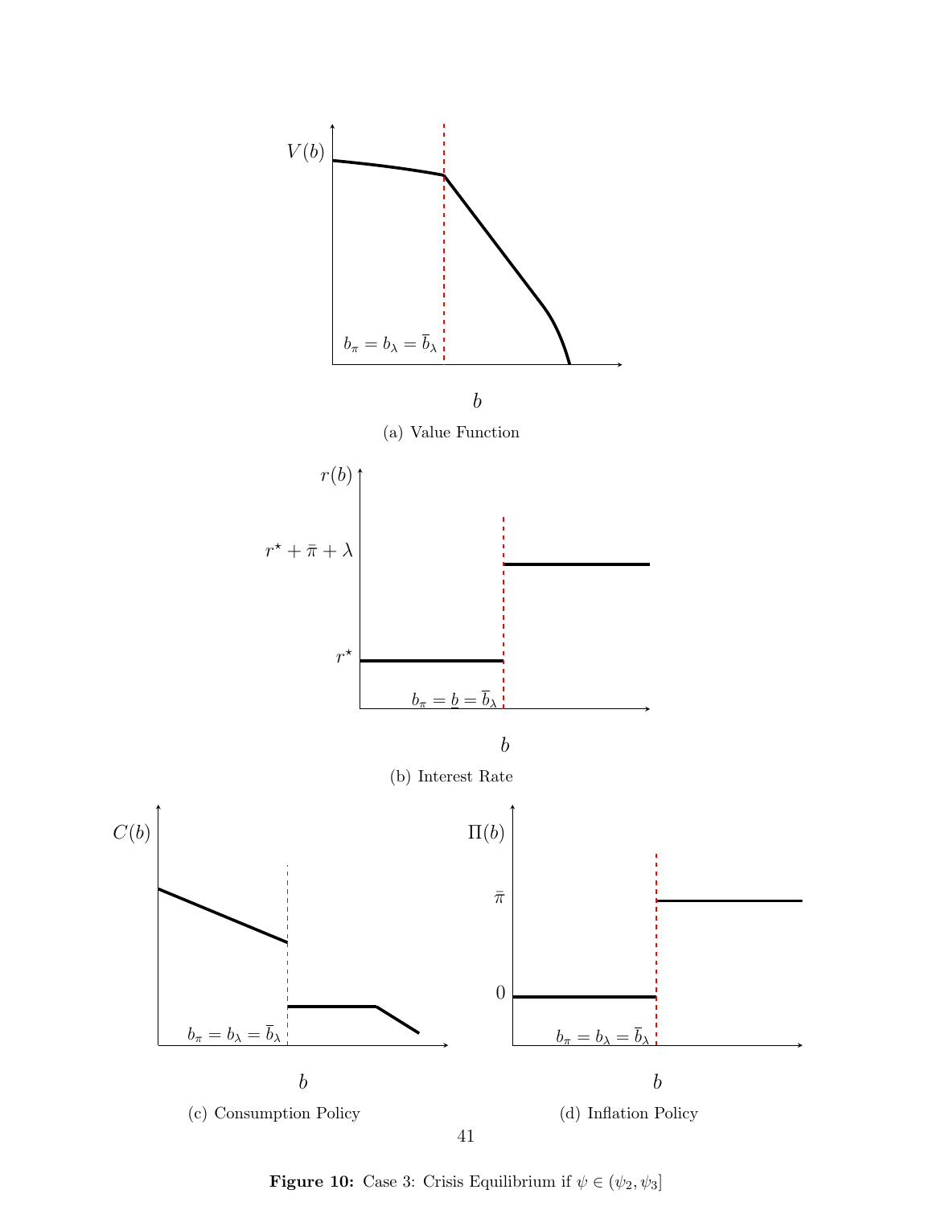(a) Value Function

(b) Interest Rate

(c) Consumption Policy

(d) Inflation Policy

**Figure 10:** Case 3: Crisis Equilibrium if $\psi \in (\psi_2, \psi_3]$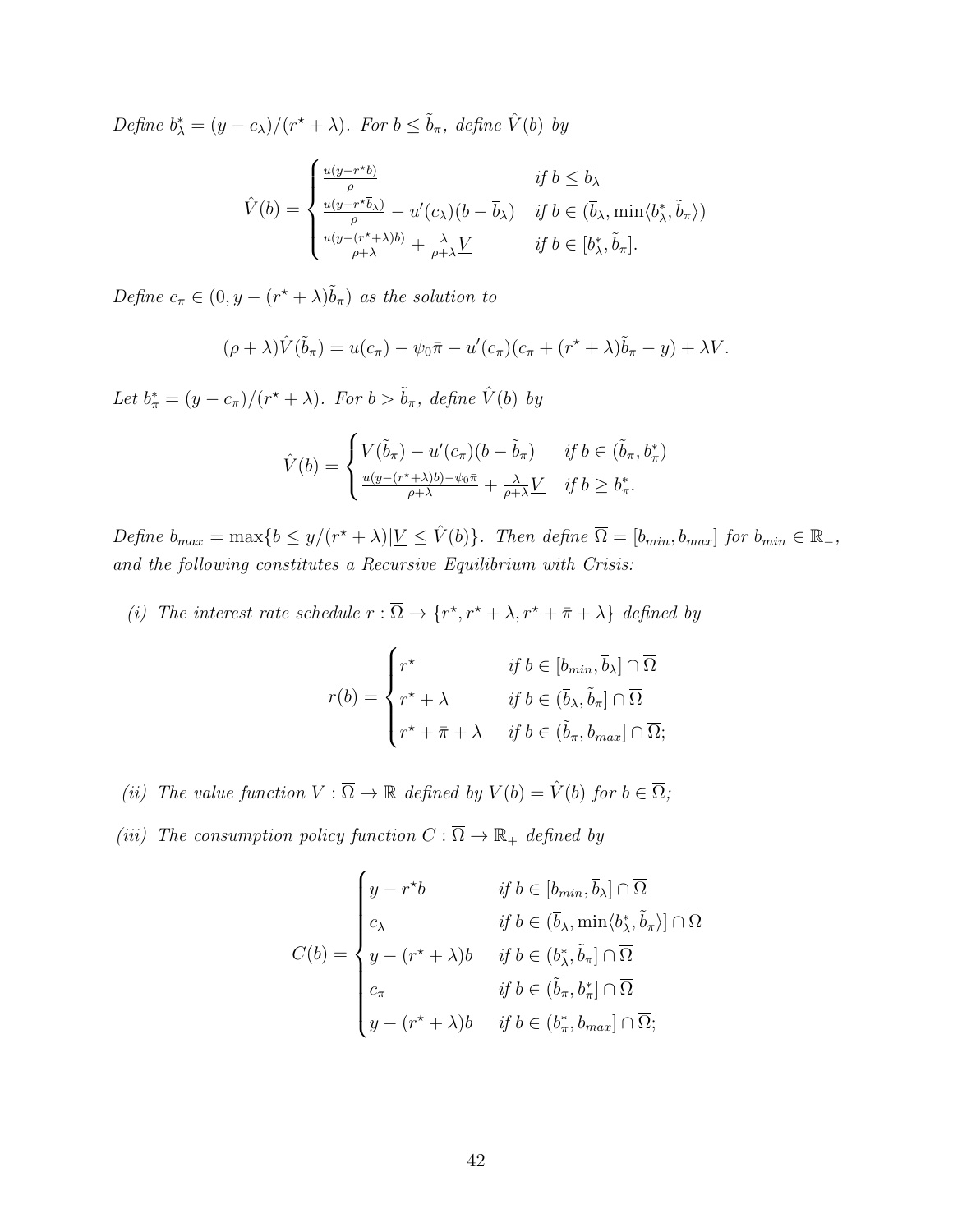*Define* $b^*_\lambda = (y - c_\lambda)/(r^\star + \lambda)$. *For* $b \le \tilde{b}_\pi$, *define* $\hat{V}(b)$ *by*

$$
\hat{V}(b) = \begin{cases} \frac{u(y - r^\star b)}{\rho} & \text{if } b \le \overline{b}_\lambda \\ \frac{u(y - r^\star \overline{b}_\lambda)}{\rho} - u'(c_\lambda)(b - \overline{b}_\lambda) & \text{if } b \in (\overline{b}_\lambda, \min\langle b^*_\lambda, \tilde{b}_\pi \rangle) \\ \frac{u(y - (r^\star + \lambda)b)}{\rho + \lambda} + \frac{\lambda}{\rho + \lambda}\underline{V} & \text{if } b \in [b^*_\lambda, \tilde{b}_\pi]. \end{cases}
$$

*Define* $c_\pi \in (0, y - (r^\star + \lambda)\tilde{b}_\pi)$ *as the solution to*

$$
(\rho + \lambda)\hat{V}(\tilde{b}_\pi) = u(c_\pi) - \psi_0 \bar{\pi} - u'(c_\pi)(c_\pi + (r^\star + \lambda)\tilde{b}_\pi - y) + \lambda \underline{V}.
$$

*Let* $b^*_\pi = (y - c_\pi)/(r^\star + \lambda)$. *For* $b > \tilde{b}_\pi$, *define* $\hat{V}(b)$ *by*

$$
\hat{V}(b) = \begin{cases} V(\tilde{b}_\pi) - u'(c_\pi)(b - \tilde{b}_\pi) & \text{if } b \in (\tilde{b}_\pi, b^*_\pi) \\ \frac{u(y - (r^\star + \lambda)b) - \psi_0 \bar{\pi}}{\rho + \lambda} + \frac{\lambda}{\rho + \lambda}\underline{V} & \text{if } b \ge b^*_\pi. \end{cases}
$$

*Define* $b_{max} = \max\{b \le y/(r^\star + \lambda) | \underline{V} \le \hat{V}(b)\}$. *Then define* $\overline{\Omega} = [b_{min}, b_{max}]$ *for* $b_{min} \in \mathbb{R}_-$, *and the following constitutes a Recursive Equilibrium with Crisis:*

*(i) The interest rate schedule* $r : \overline{\Omega} \to \{r^\star, r^\star + \lambda, r^\star + \bar{\pi} + \lambda\}$ *defined by*

$$
r(b) = \begin{cases} r^\star & \text{if } b \in [b_{min}, \overline{b}_\lambda] \cap \overline{\Omega} \\ r^\star + \lambda & \text{if } b \in (\overline{b}_\lambda, \tilde{b}_\pi] \cap \overline{\Omega} \\ r^\star + \bar{\pi} + \lambda & \text{if } b \in (\tilde{b}_\pi, b_{max}] \cap \overline{\Omega}; \end{cases}
$$

*(ii) The value function* $V : \overline{\Omega} \to \mathbb{R}$ *defined by* $V(b) = \hat{V}(b)$ *for* $b \in \overline{\Omega}$;

*(iii) The consumption policy function* $C : \overline{\Omega} \to \mathbb{R}_+$ *defined by*

$$
C(b) = \begin{cases} y - r^\star b & \text{if } b \in [b_{min}, \overline{b}_\lambda] \cap \overline{\Omega} \\ c_\lambda & \text{if } b \in (\overline{b}_\lambda, \min\langle b^*_\lambda, \tilde{b}_\pi \rangle] \cap \overline{\Omega} \\ y - (r^\star + \lambda)b & \text{if } b \in (b^*_\lambda, \tilde{b}_\pi] \cap \overline{\Omega} \\ c_\pi & \text{if } b \in (\tilde{b}_\pi, b^*_\pi] \cap \overline{\Omega} \\ y - (r^\star + \lambda)b & \text{if } b \in (b^*_\pi, b_{max}] \cap \overline{\Omega}; \end{cases}
$$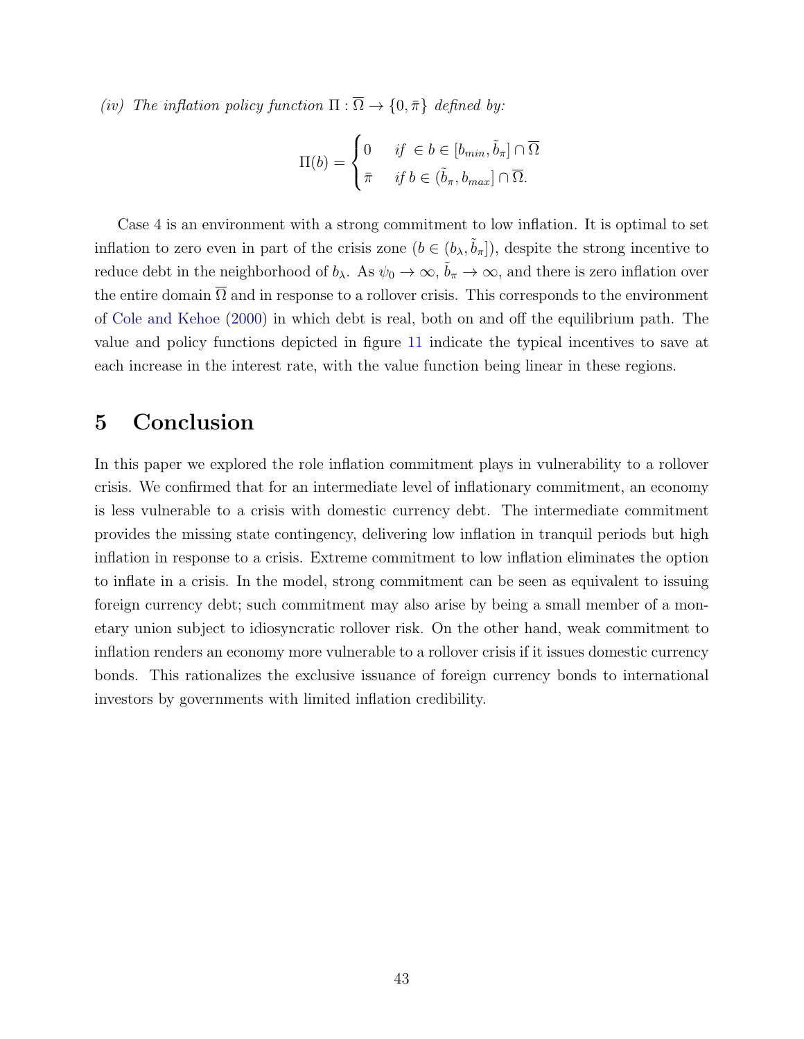*(iv) The inflation policy function* $\Pi : \overline{\Omega} \to \{0, \bar{\pi}\}$ *defined by:*

$$\Pi(b) = \begin{cases} 0 & \text{if } \in b \in [b_{min}, \tilde{b}_\pi] \cap \overline{\Omega} \\ \bar{\pi} & \text{if } b \in (\tilde{b}_\pi, b_{max}] \cap \overline{\Omega}. \end{cases}$$

Case 4 is an environment with a strong commitment to low inflation. It is optimal to set inflation to zero even in part of the crisis zone ($b \in (b_\lambda, \tilde{b}_\pi]$), despite the strong incentive to reduce debt in the neighborhood of $b_\lambda$. As $\psi_0 \to \infty$, $\tilde{b}_\pi \to \infty$, and there is zero inflation over the entire domain $\overline{\Omega}$ and in response to a rollover crisis. This corresponds to the environment of Cole and Kehoe (2000) in which debt is real, both on and off the equilibrium path. The value and policy functions depicted in figure 11 indicate the typical incentives to save at each increase in the interest rate, with the value function being linear in these regions.

# 5 Conclusion

In this paper we explored the role inflation commitment plays in vulnerability to a rollover crisis. We confirmed that for an intermediate level of inflationary commitment, an economy is less vulnerable to a crisis with domestic currency debt. The intermediate commitment provides the missing state contingency, delivering low inflation in tranquil periods but high inflation in response to a crisis. Extreme commitment to low inflation eliminates the option to inflate in a crisis. In the model, strong commitment can be seen as equivalent to issuing foreign currency debt; such commitment may also arise by being a small member of a monetary union subject to idiosyncratic rollover risk. On the other hand, weak commitment to inflation renders an economy more vulnerable to a rollover crisis if it issues domestic currency bonds. This rationalizes the exclusive issuance of foreign currency bonds to international investors by governments with limited inflation credibility.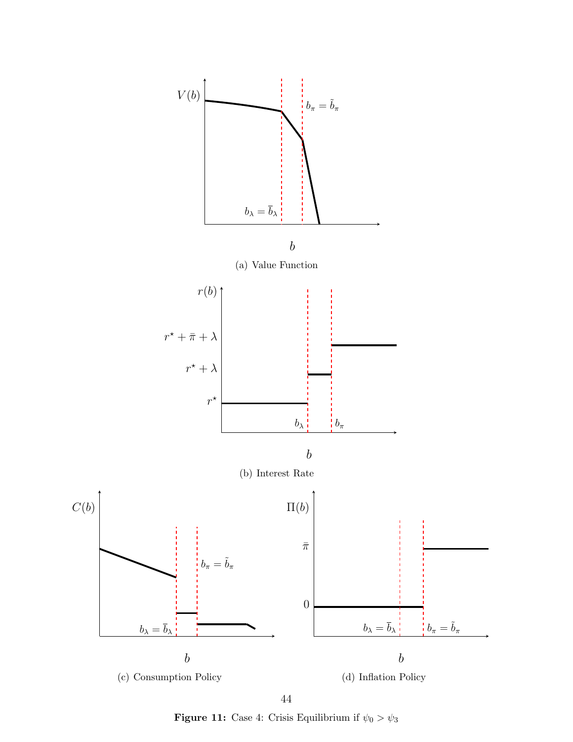(a) Value Function

(b) Interest Rate

(c) Consumption Policy

(d) Inflation Policy

**Figure 11:** Case 4: Crisis Equilibrium if $\psi_0 > \psi_3$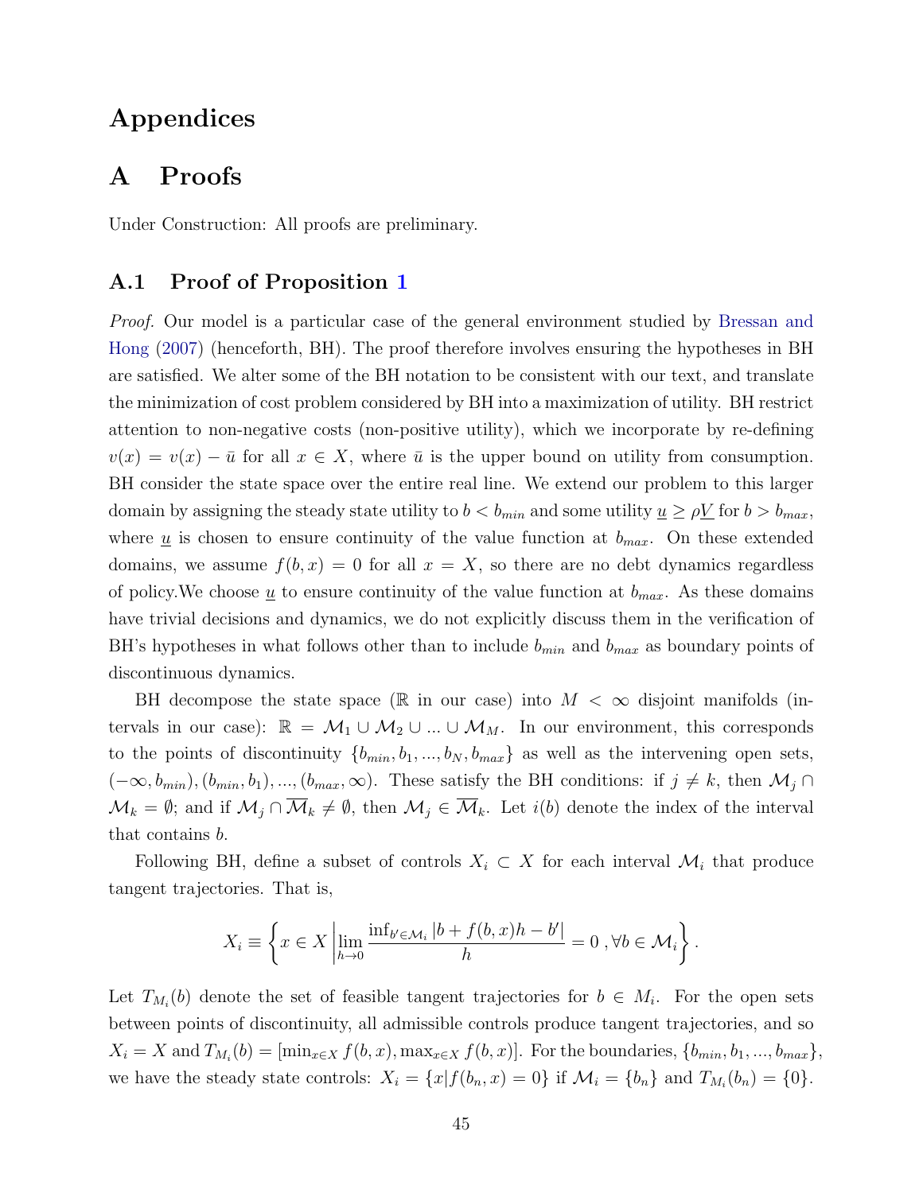# Appendices

## A Proofs

Under Construction: All proofs are preliminary.

### A.1 Proof of Proposition 1

*Proof.* Our model is a particular case of the general environment studied by Bressan and Hong (2007) (henceforth, BH). The proof therefore involves ensuring the hypotheses in BH are satisfied. We alter some of the BH notation to be consistent with our text, and translate the minimization of cost problem considered by BH into a maximization of utility. BH restrict attention to non-negative costs (non-positive utility), which we incorporate by re-defining $v(x) = v(x) - \bar{u}$ for all $x \in X$, where $\bar{u}$ is the upper bound on utility from consumption. BH consider the state space over the entire real line. We extend our problem to this larger domain by assigning the steady state utility to $b < b_{min}$ and some utility $\underline{u} \geq \rho \underline{V}$ for $b > b_{max}$, where $\underline{u}$ is chosen to ensure continuity of the value function at $b_{max}$. On these extended domains, we assume $f(b, x) = 0$ for all $x = X$, so there are no debt dynamics regardless of policy.We choose $\underline{u}$ to ensure continuity of the value function at $b_{max}$. As these domains have trivial decisions and dynamics, we do not explicitly discuss them in the verification of BH's hypotheses in what follows other than to include $b_{min}$ and $b_{max}$ as boundary points of discontinuous dynamics.

BH decompose the state space ($\mathbb{R}$ in our case) into $M < \infty$ disjoint manifolds (intervals in our case): $\mathbb{R} = \mathcal{M}_1 \cup \mathcal{M}_2 \cup ... \cup \mathcal{M}_M$. In our environment, this corresponds to the points of discontinuity $\{b_{min}, b_1, ..., b_N, b_{max}\}$ as well as the intervening open sets, $(-\infty, b_{min}), (b_{min}, b_1), ..., (b_{max}, \infty)$. These satisfy the BH conditions: if $j \neq k$, then $\mathcal{M}_j \cap \mathcal{M}_k = \emptyset$; and if $\mathcal{M}_j \cap \overline{\mathcal{M}}_k \neq \emptyset$, then $\mathcal{M}_j \in \overline{\mathcal{M}}_k$. Let $i(b)$ denote the index of the interval that contains $b$.

Following BH, define a subset of controls $X_i \subset X$ for each interval $\mathcal{M}_i$ that produce tangent trajectories. That is,

$$X_i \equiv \left\{ x \in X \left| \lim_{h \to 0} \frac{\inf_{b' \in \mathcal{M}_i} |b + f(b, x)h - b'|}{h} = 0 \, , \forall b \in \mathcal{M}_i \right. \right\}.$$

Let $T_{M_i}(b)$ denote the set of feasible tangent trajectories for $b \in M_i$. For the open sets between points of discontinuity, all admissible controls produce tangent trajectories, and so $X_i = X$ and $T_{M_i}(b) = [\min_{x \in X} f(b, x), \max_{x \in X} f(b, x)]$. For the boundaries, $\{b_{min}, b_1, ..., b_{max}\}$, we have the steady state controls: $X_i = \{x | f(b_n, x) = 0\}$ if $\mathcal{M}_i = \{b_n\}$ and $T_{M_i}(b_n) = \{0\}$.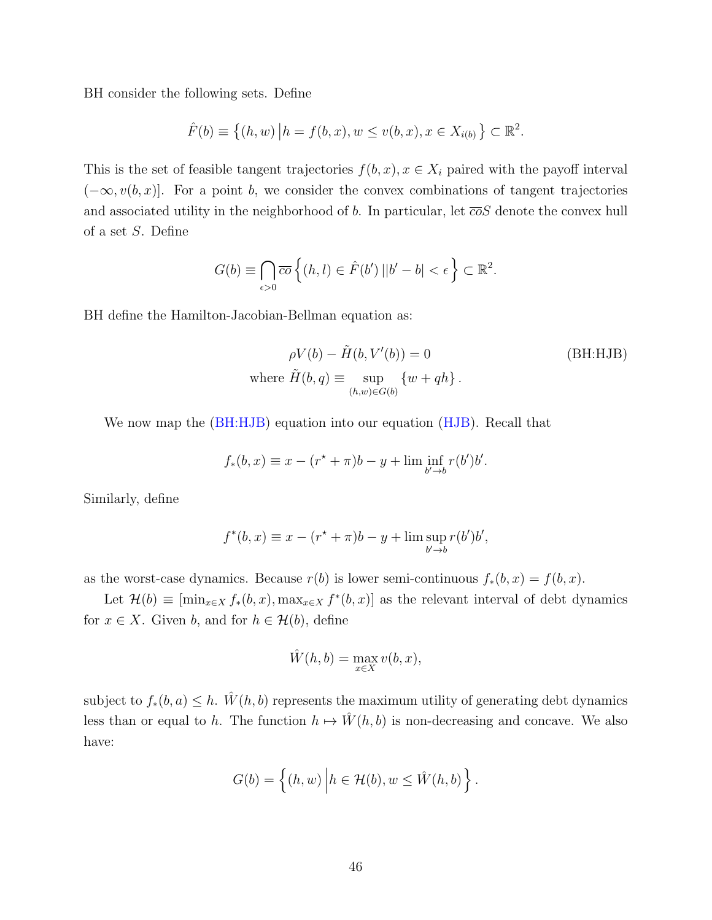BH consider the following sets. Define

$$\hat{F}(b) \equiv \left\{(h, w) \,\middle|\, h = f(b, x), w \leq v(b, x), x \in X_{i(b)} \right\} \subset \mathbb{R}^2.$$

This is the set of feasible tangent trajectories $f(b, x), x \in X_i$ paired with the payoff interval $(-\infty, v(b, x)]$. For a point $b$, we consider the convex combinations of tangent trajectories and associated utility in the neighborhood of $b$. In particular, let $\overline{co}S$ denote the convex hull of a set $S$. Define

$$G(b) \equiv \bigcap_{\epsilon > 0} \overline{co} \left\{ (h, l) \in \hat{F}(b') \,| |b' - b| < \epsilon \right\} \subset \mathbb{R}^2.$$

BH define the Hamilton-Jacobian-Bellman equation as:

$$\rho V(b) - \tilde{H}(b, V'(b)) = 0 \qquad \text{(BH:HJB)}$$
$$\text{where } \tilde{H}(b, q) \equiv \sup_{(h,w) \in G(b)} \{w + qh\}.$$

We now map the (BH:HJB) equation into our equation (HJB). Recall that

$$f_*(b, x) \equiv x - (r^\star + \pi)b - y + \liminf_{b' \to b} r(b')b'.$$

Similarly, define

$$f^*(b, x) \equiv x - (r^\star + \pi)b - y + \limsup_{b' \to b} r(b')b',$$

as the worst-case dynamics. Because $r(b)$ is lower semi-continuous $f_*(b, x) = f(b, x)$.

Let $\mathcal{H}(b) \equiv [\min_{x \in X} f_*(b, x), \max_{x \in X} f^*(b, x)]$ as the relevant interval of debt dynamics for $x \in X$. Given $b$, and for $h \in \mathcal{H}(b)$, define

$$\hat{W}(h, b) = \max_{x \in X} v(b, x),$$

subject to $f_*(b, a) \leq h$. $\hat{W}(h, b)$ represents the maximum utility of generating debt dynamics less than or equal to $h$. The function $h \mapsto \hat{W}(h, b)$ is non-decreasing and concave. We also have:

$$G(b) = \left\{ (h, w) \,\middle|\, h \in \mathcal{H}(b), w \leq \hat{W}(h, b) \right\}.$$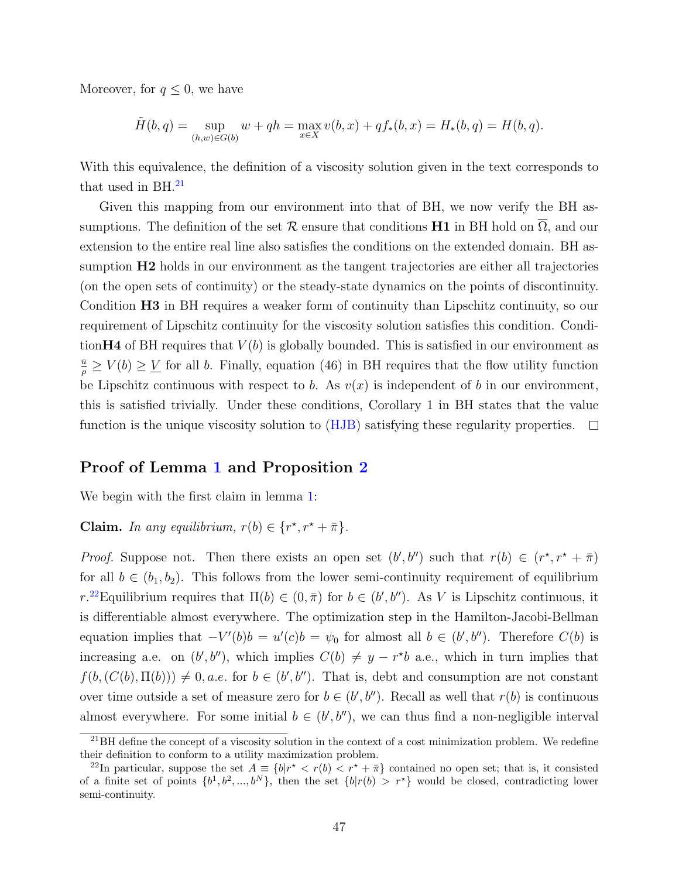Moreover, for $q \leq 0$, we have

$$\tilde{H}(b,q) = \sup_{(h,w)\in G(b)} w + qh = \max_{x\in X} v(b,x) + qf_*(b,x) = H_*(b,q) = H(b,q).$$

With this equivalence, the definition of a viscosity solution given in the text corresponds to that used in BH.[21]

Given this mapping from our environment into that of BH, we now verify the BH assumptions. The definition of the set $\mathcal{R}$ ensure that conditions **H1** in BH hold on $\overline{\Omega}$, and our extension to the entire real line also satisfies the conditions on the extended domain. BH assumption **H2** holds in our environment as the tangent trajectories are either all trajectories (on the open sets of continuity) or the steady-state dynamics on the points of discontinuity. Condition **H3** in BH requires a weaker form of continuity than Lipschitz continuity, so our requirement of Lipschitz continuity for the viscosity solution satisfies this condition. Condition**H4** of BH requires that $V(b)$ is globally bounded. This is satisfied in our environment as $\frac{\bar{u}}{\rho} \geq V(b) \geq \underline{V}$ for all $b$. Finally, equation (46) in BH requires that the flow utility function be Lipschitz continuous with respect to $b$. As $v(x)$ is independent of $b$ in our environment, this is satisfied trivially. Under these conditions, Corollary 1 in BH states that the value function is the unique viscosity solution to (HJB) satisfying these regularity properties. $\square$

## Proof of Lemma 1 and Proposition 2

We begin with the first claim in lemma 1:

**Claim.** *In any equilibrium, $r(b) \in \{r^\star, r^\star + \bar{\pi}\}$.*

*Proof.* Suppose not. Then there exists an open set $(b', b'')$ such that $r(b) \in (r^\star, r^\star + \bar{\pi})$ for all $b \in (b_1, b_2)$. This follows from the lower semi-continuity requirement of equilibrium $r$.[22]Equilibrium requires that $\Pi(b) \in (0, \bar{\pi})$ for $b \in (b', b'')$. As $V$ is Lipschitz continuous, it is differentiable almost everywhere. The optimization step in the Hamilton-Jacobi-Bellman equation implies that $-V'(b)b = u'(c)b = \psi_0$ for almost all $b \in (b', b'')$. Therefore $C(b)$ is increasing a.e. on $(b', b'')$, which implies $C(b) \neq y - r^\star b$ a.e., which in turn implies that $f(b, (C(b), \Pi(b))) \neq 0, a.e.$ for $b \in (b', b'')$. That is, debt and consumption are not constant over time outside a set of measure zero for $b \in (b', b'')$. Recall as well that $r(b)$ is continuous almost everywhere. For some initial $b \in (b', b'')$, we can thus find a non-negligible interval

[21] BH define the concept of a viscosity solution in the context of a cost minimization problem. We redefine their definition to conform to a utility maximization problem.

[22] In particular, suppose the set $A \equiv \{b | r^\star < r(b) < r^\star + \bar{\pi}\}$ contained no open set; that is, it consisted of a finite set of points $\{b^1, b^2, ..., b^N\}$, then the set $\{b | r(b) > r^\star\}$ would be closed, contradicting lower semi-continuity.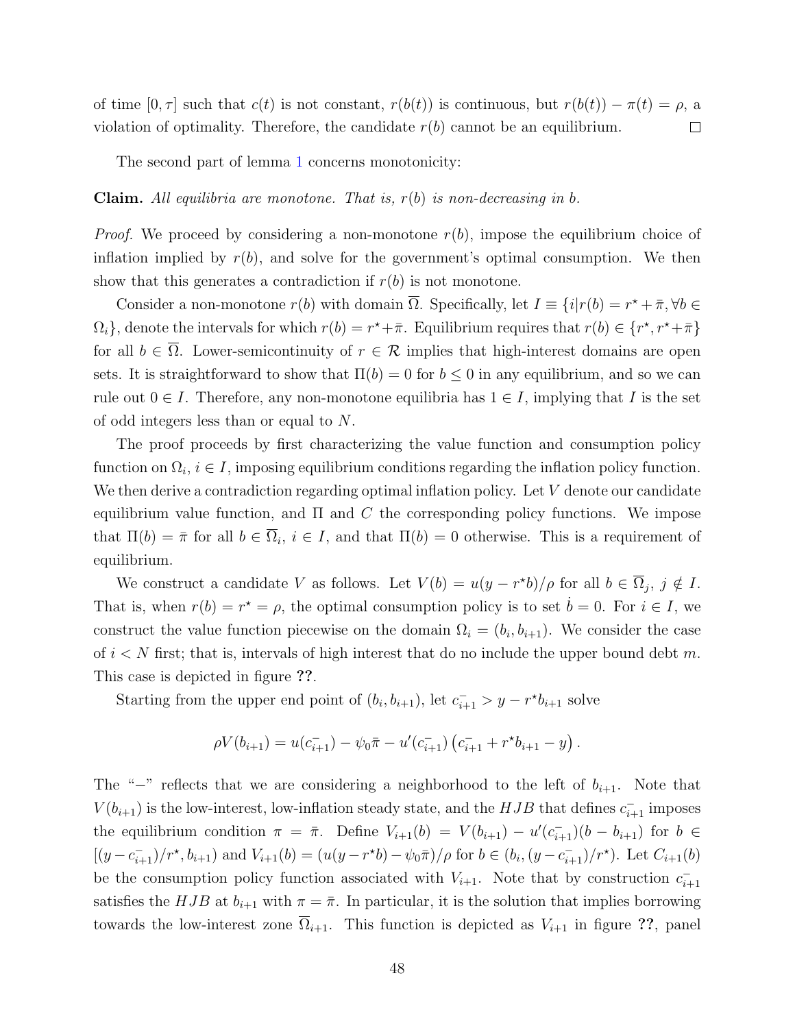of time $[0, \tau]$ such that $c(t)$ is not constant, $r(b(t))$ is continuous, but $r(b(t)) - \pi(t) = \rho$, a violation of optimality. Therefore, the candidate $r(b)$ cannot be an equilibrium. □

The second part of lemma 1 concerns monotonicity:

**Claim.** *All equilibria are monotone. That is, $r(b)$ is non-decreasing in $b$.*

*Proof.* We proceed by considering a non-monotone $r(b)$, impose the equilibrium choice of inflation implied by $r(b)$, and solve for the government's optimal consumption. We then show that this generates a contradiction if $r(b)$ is not monotone.

Consider a non-monotone $r(b)$ with domain $\overline{\Omega}$. Specifically, let $I \equiv \{i | r(b) = r^\star + \bar{\pi}, \forall b \in \Omega_i\}$, denote the intervals for which $r(b) = r^\star + \bar{\pi}$. Equilibrium requires that $r(b) \in \{r^\star, r^\star + \bar{\pi}\}$ for all $b \in \overline{\Omega}$. Lower-semicontinuity of $r \in \mathcal{R}$ implies that high-interest domains are open sets. It is straightforward to show that $\Pi(b) = 0$ for $b \leq 0$ in any equilibrium, and so we can rule out $0 \in I$. Therefore, any non-monotone equilibria has $1 \in I$, implying that $I$ is the set of odd integers less than or equal to $N$.

The proof proceeds by first characterizing the value function and consumption policy function on $\Omega_i$, $i \in I$, imposing equilibrium conditions regarding the inflation policy function. We then derive a contradiction regarding optimal inflation policy. Let $V$ denote our candidate equilibrium value function, and $\Pi$ and $C$ the corresponding policy functions. We impose that $\Pi(b) = \bar{\pi}$ for all $b \in \overline{\Omega}_i$, $i \in I$, and that $\Pi(b) = 0$ otherwise. This is a requirement of equilibrium.

We construct a candidate $V$ as follows. Let $V(b) = u(y - r^\star b)/\rho$ for all $b \in \overline{\Omega}_j$, $j \notin I$. That is, when $r(b) = r^\star = \rho$, the optimal consumption policy is to set $\dot{b} = 0$. For $i \in I$, we construct the value function piecewise on the domain $\Omega_i = (b_i, b_{i+1})$. We consider the case of $i < N$ first; that is, intervals of high interest that do no include the upper bound debt $m$. This case is depicted in figure ??.

Starting from the upper end point of $(b_i, b_{i+1})$, let $c^-_{i+1} > y - r^\star b_{i+1}$ solve

$$\rho V(b_{i+1}) = u(c^-_{i+1}) - \psi_0 \bar{\pi} - u'(c^-_{i+1}) \left( c^-_{i+1} + r^\star b_{i+1} - y \right).$$

The "$-$" reflects that we are considering a neighborhood to the left of $b_{i+1}$. Note that $V(b_{i+1})$ is the low-interest, low-inflation steady state, and the $HJB$ that defines $c^-_{i+1}$ imposes the equilibrium condition $\pi = \bar{\pi}$. Define $V_{i+1}(b) = V(b_{i+1}) - u'(c^-_{i+1})(b - b_{i+1})$ for $b \in [(y - c^-_{i+1})/r^\star, b_{i+1})$ and $V_{i+1}(b) = (u(y - r^\star b) - \psi_0 \bar{\pi})/\rho$ for $b \in (b_i, (y - c^-_{i+1})/r^\star)$. Let $C_{i+1}(b)$ be the consumption policy function associated with $V_{i+1}$. Note that by construction $c^-_{i+1}$ satisfies the $HJB$ at $b_{i+1}$ with $\pi = \bar{\pi}$. In particular, it is the solution that implies borrowing towards the low-interest zone $\overline{\Omega}_{i+1}$. This function is depicted as $V_{i+1}$ in figure ??, panel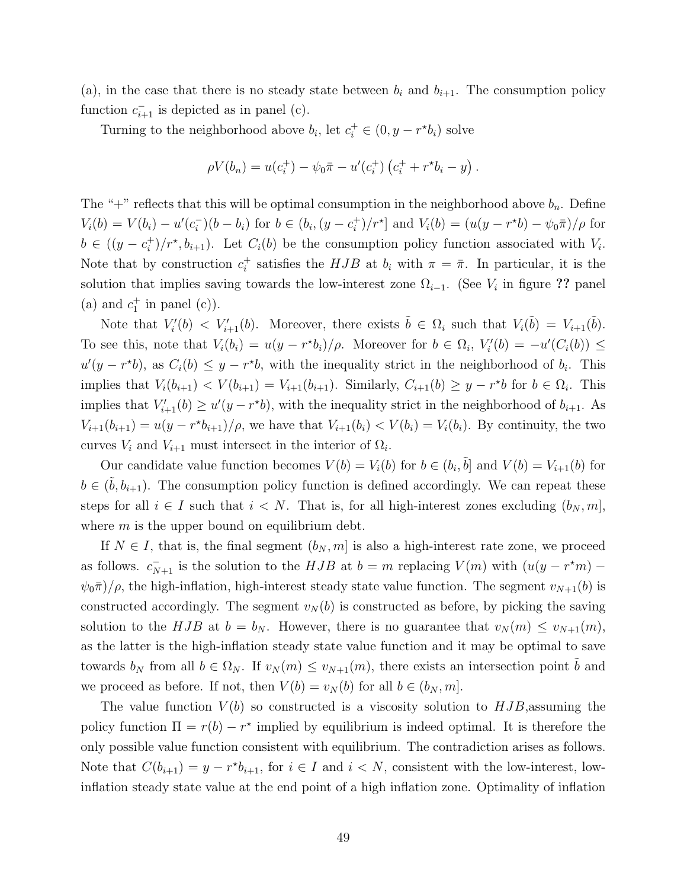(a), in the case that there is no steady state between $b_i$ and $b_{i+1}$. The consumption policy function $c^-_{i+1}$ is depicted as in panel (c).

Turning to the neighborhood above $b_i$, let $c^+_i \in (0, y - r^\star b_i)$ solve

$$\rho V(b_n) = u(c^+_i) - \psi_0 \bar{\pi} - u'(c^+_i)\left(c^+_i + r^\star b_i - y\right).$$

The "+" reflects that this will be optimal consumption in the neighborhood above $b_n$. Define $V_i(b) = V(b_i) - u'(c^-_i)(b - b_i)$ for $b \in (b_i, (y - c^+_i)/r^\star]$ and $V_i(b) = (u(y - r^\star b) - \psi_0\bar{\pi})/\rho$ for $b \in ((y - c^+_i)/r^\star, b_{i+1})$. Let $C_i(b)$ be the consumption policy function associated with $V_i$. Note that by construction $c^+_i$ satisfies the $HJB$ at $b_i$ with $\pi = \bar{\pi}$. In particular, it is the solution that implies saving towards the low-interest zone $\Omega_{i-1}$. (See $V_i$ in figure **??** panel (a) and $c^+_1$ in panel (c)).

Note that $V'_i(b) < V'_{i+1}(b)$. Moreover, there exists $\tilde{b} \in \Omega_i$ such that $V_i(\tilde{b}) = V_{i+1}(\tilde{b})$. To see this, note that $V_i(b_i) = u(y - r^\star b_i)/\rho$. Moreover for $b \in \Omega_i$, $V'_i(b) = -u'(C_i(b)) \leq u'(y - r^\star b)$, as $C_i(b) \leq y - r^\star b$, with the inequality strict in the neighborhood of $b_i$. This implies that $V_i(b_{i+1}) < V(b_{i+1}) = V_{i+1}(b_{i+1})$. Similarly, $C_{i+1}(b) \geq y - r^\star b$ for $b \in \Omega_i$. This implies that $V'_{i+1}(b) \geq u'(y - r^\star b)$, with the inequality strict in the neighborhood of $b_{i+1}$. As $V_{i+1}(b_{i+1}) = u(y - r^\star b_{i+1})/\rho$, we have that $V_{i+1}(b_i) < V(b_i) = V_i(b_i)$. By continuity, the two curves $V_i$ and $V_{i+1}$ must intersect in the interior of $\Omega_i$.

Our candidate value function becomes $V(b) = V_i(b)$ for $b \in (b_i, \tilde{b}]$ and $V(b) = V_{i+1}(b)$ for $b \in (\tilde{b}, b_{i+1})$. The consumption policy function is defined accordingly. We can repeat these steps for all $i \in I$ such that $i < N$. That is, for all high-interest zones excluding $(b_N, m]$, where $m$ is the upper bound on equilibrium debt.

If $N \in I$, that is, the final segment $(b_N, m]$ is also a high-interest rate zone, we proceed as follows. $c^-_{N+1}$ is the solution to the $HJB$ at $b = m$ replacing $V(m)$ with $(u(y - r^\star m) - \psi_0\bar{\pi})/\rho$, the high-inflation, high-interest steady state value function. The segment $v_{N+1}(b)$ is constructed accordingly. The segment $v_N(b)$ is constructed as before, by picking the saving solution to the $HJB$ at $b = b_N$. However, there is no guarantee that $v_N(m) \leq v_{N+1}(m)$, as the latter is the high-inflation steady state value function and it may be optimal to save towards $b_N$ from all $b \in \Omega_N$. If $v_N(m) \leq v_{N+1}(m)$, there exists an intersection point $\tilde{b}$ and we proceed as before. If not, then $V(b) = v_N(b)$ for all $b \in (b_N, m]$.

The value function $V(b)$ so constructed is a viscosity solution to $HJB$,assuming the policy function $\Pi = r(b) - r^\star$ implied by equilibrium is indeed optimal. It is therefore the only possible value function consistent with equilibrium. The contradiction arises as follows. Note that $C(b_{i+1}) = y - r^\star b_{i+1}$, for $i \in I$ and $i < N$, consistent with the low-interest, low-inflation steady state value at the end point of a high inflation zone. Optimality of inflation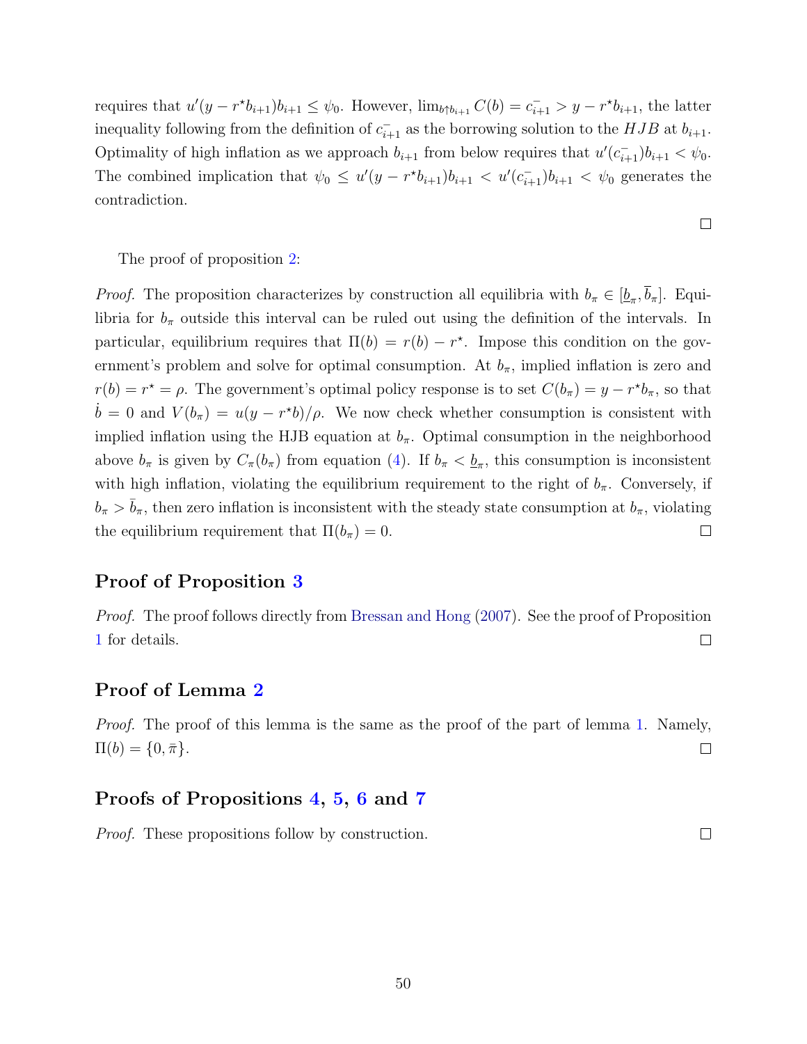requires that $u'(y - r^\star b_{i+1})b_{i+1} \leq \psi_0$. However, $\lim_{b \uparrow b_{i+1}} C(b) = c^-_{i+1} > y - r^\star b_{i+1}$, the latter inequality following from the definition of $c^-_{i+1}$ as the borrowing solution to the $HJB$ at $b_{i+1}$. Optimality of high inflation as we approach $b_{i+1}$ from below requires that $u'(c^-_{i+1})b_{i+1} < \psi_0$. The combined implication that $\psi_0 \leq u'(y - r^\star b_{i+1})b_{i+1} < u'(c^-_{i+1})b_{i+1} < \psi_0$ generates the contradiction. □

The proof of proposition 2:

*Proof.* The proposition characterizes by construction all equilibria with $b_\pi \in [\underline{b}_\pi, \overline{b}_\pi]$. Equilibria for $b_\pi$ outside this interval can be ruled out using the definition of the intervals. In particular, equilibrium requires that $\Pi(b) = r(b) - r^\star$. Impose this condition on the government's problem and solve for optimal consumption. At $b_\pi$, implied inflation is zero and $r(b) = r^\star = \rho$. The government's optimal policy response is to set $C(b_\pi) = y - r^\star b_\pi$, so that $\dot{b} = 0$ and $V(b_\pi) = u(y - r^\star b)/\rho$. We now check whether consumption is consistent with implied inflation using the HJB equation at $b_\pi$. Optimal consumption in the neighborhood above $b_\pi$ is given by $C_\pi(b_\pi)$ from equation (4). If $b_\pi < \underline{b}_\pi$, this consumption is inconsistent with high inflation, violating the equilibrium requirement to the right of $b_\pi$. Conversely, if $b_\pi > \bar{b}_\pi$, then zero inflation is inconsistent with the steady state consumption at $b_\pi$, violating the equilibrium requirement that $\Pi(b_\pi) = 0$. □

## Proof of Proposition 3

*Proof.* The proof follows directly from Bressan and Hong (2007). See the proof of Proposition 1 for details. □

## Proof of Lemma 2

*Proof.* The proof of this lemma is the same as the proof of the part of lemma 1. Namely, $\Pi(b) = \{0, \bar{\pi}\}$. □

## Proofs of Propositions 4, 5, 6 and 7

*Proof.* These propositions follow by construction. □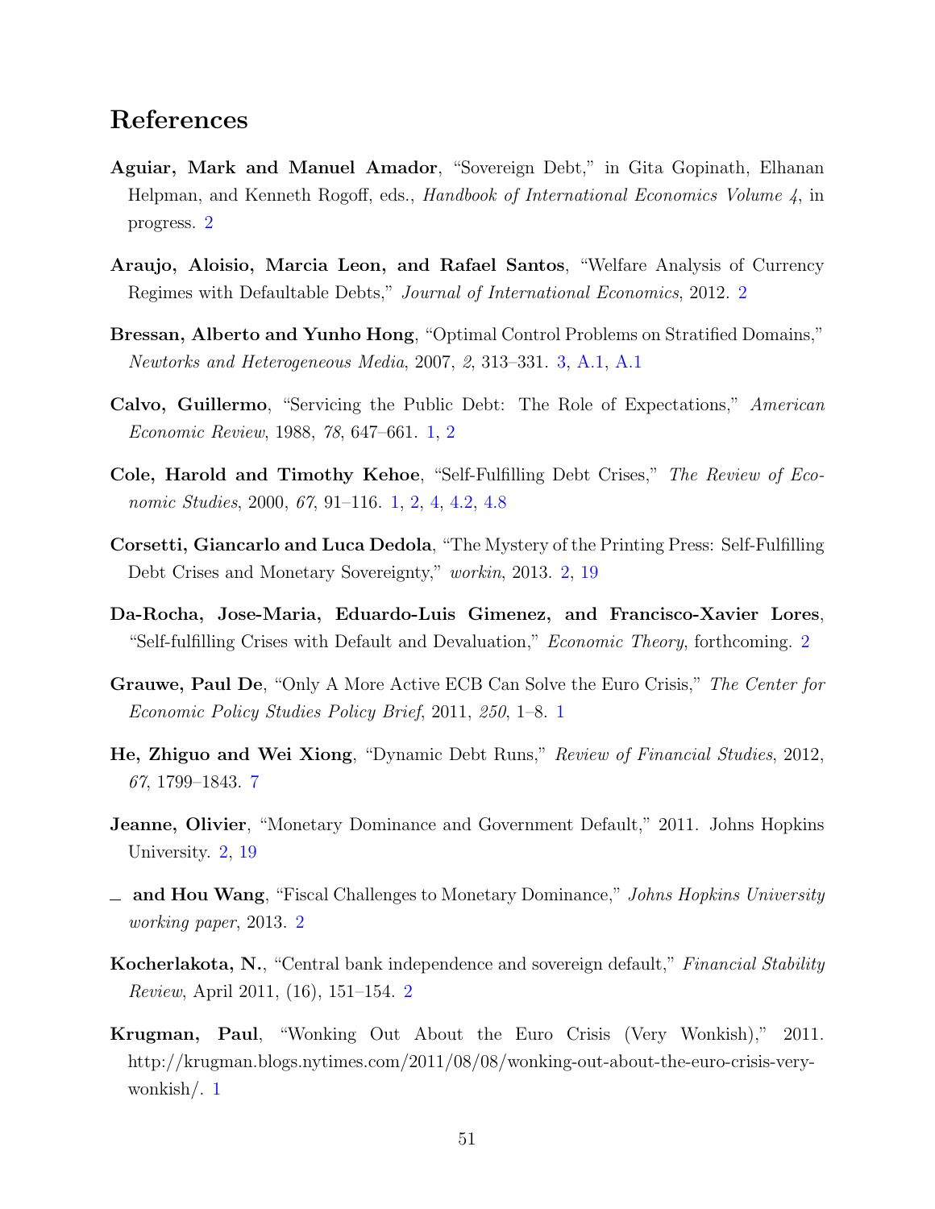# References

**Aguiar, Mark and Manuel Amador**, "Sovereign Debt," in Gita Gopinath, Elhanan Helpman, and Kenneth Rogoff, eds., *Handbook of International Economics Volume 4*, in progress. 2

**Araujo, Aloisio, Marcia Leon, and Rafael Santos**, "Welfare Analysis of Currency Regimes with Defaultable Debts," *Journal of International Economics*, 2012. 2

**Bressan, Alberto and Yunho Hong**, "Optimal Control Problems on Stratified Domains," *Newtorks and Heterogeneous Media*, 2007, *2*, 313–331. 3, A.1, A.1

**Calvo, Guillermo**, "Servicing the Public Debt: The Role of Expectations," *American Economic Review*, 1988, *78*, 647–661. 1, 2

**Cole, Harold and Timothy Kehoe**, "Self-Fulfilling Debt Crises," *The Review of Economic Studies*, 2000, *67*, 91–116. 1, 2, 4, 4.2, 4.8

**Corsetti, Giancarlo and Luca Dedola**, "The Mystery of the Printing Press: Self-Fulfilling Debt Crises and Monetary Sovereignty," *workin*, 2013. 2, 19

**Da-Rocha, Jose-Maria, Eduardo-Luis Gimenez, and Francisco-Xavier Lores**, "Self-fulfilling Crises with Default and Devaluation," *Economic Theory*, forthcoming. 2

**Grauwe, Paul De**, "Only A More Active ECB Can Solve the Euro Crisis," *The Center for Economic Policy Studies Policy Brief*, 2011, *250*, 1–8. 1

**He, Zhiguo and Wei Xiong**, "Dynamic Debt Runs," *Review of Financial Studies*, 2012, *67*, 1799–1843. 7

**Jeanne, Olivier**, "Monetary Dominance and Government Default," 2011. Johns Hopkins University. 2, 19

_ **and Hou Wang**, "Fiscal Challenges to Monetary Dominance," *Johns Hopkins University working paper*, 2013. 2

**Kocherlakota, N.**, "Central bank independence and sovereign default," *Financial Stability Review*, April 2011, (16), 151–154. 2

**Krugman, Paul**, "Wonking Out About the Euro Crisis (Very Wonkish)," 2011. http://krugman.blogs.nytimes.com/2011/08/08/wonking-out-about-the-euro-crisis-very-wonkish/. 1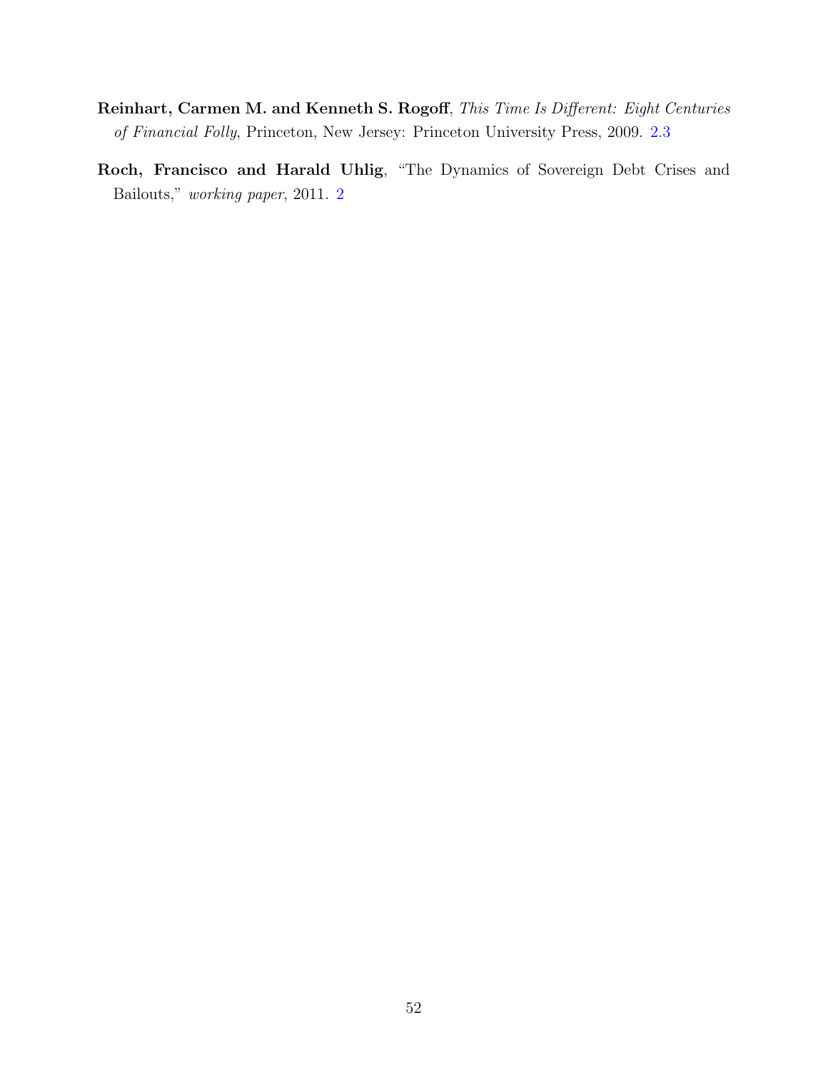**Reinhart, Carmen M. and Kenneth S. Rogoff**, *This Time Is Different: Eight Centuries of Financial Folly*, Princeton, New Jersey: Princeton University Press, 2009. 2.3

**Roch, Francisco and Harald Uhlig**, "The Dynamics of Sovereign Debt Crises and Bailouts," *working paper*, 2011. 2